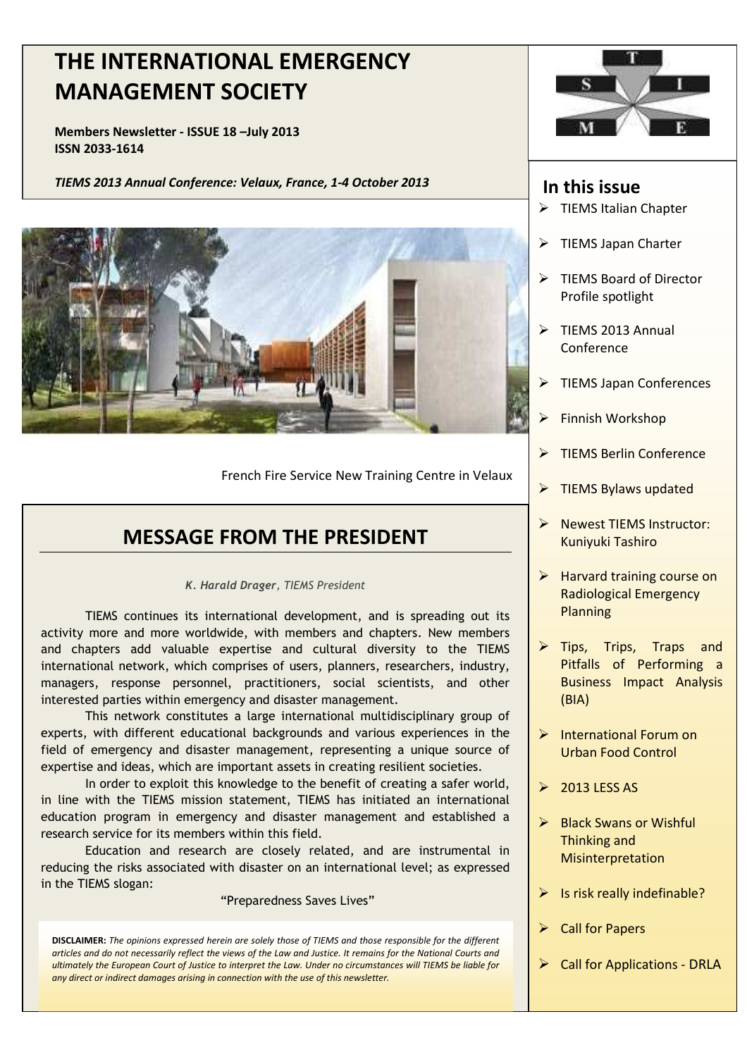# THE INTERNATIONAL EMERGENCY MANAGEMENT SOCIETY

**Members Newsletter - ISSUE 18 –July 2013**
**ISSN 2033-1614**

***TIEMS 2013 Annual Conference: Velaux, France, 1-4 October 2013***

French Fire Service New Training Centre in Velaux

## In this issue

- TIEMS Italian Chapter
- TIEMS Japan Charter
- TIEMS Board of Director Profile spotlight
- TIEMS 2013 Annual Conference
- TIEMS Japan Conferences
- Finnish Workshop
- TIEMS Berlin Conference
- TIEMS Bylaws updated
- Newest TIEMS Instructor: Kuniyuki Tashiro
- Harvard training course on Radiological Emergency Planning
- Tips, Trips, Traps and Pitfalls of Performing a Business Impact Analysis (BIA)
- International Forum on Urban Food Control
- 2013 LESS AS
- Black Swans or Wishful Thinking and Misinterpretation
- Is risk really indefinable?
- Call for Papers
- Call for Applications - DRLA

## MESSAGE FROM THE PRESIDENT

***K. Harald Drager**, TIEMS President*

TIEMS continues its international development, and is spreading out its activity more and more worldwide, with members and chapters. New members and chapters add valuable expertise and cultural diversity to the TIEMS international network, which comprises of users, planners, researchers, industry, managers, response personnel, practitioners, social scientists, and other interested parties within emergency and disaster management.

This network constitutes a large international multidisciplinary group of experts, with different educational backgrounds and various experiences in the field of emergency and disaster management, representing a unique source of expertise and ideas, which are important assets in creating resilient societies.

In order to exploit this knowledge to the benefit of creating a safer world, in line with the TIEMS mission statement, TIEMS has initiated an international education program in emergency and disaster management and established a research service for its members within this field.

Education and research are closely related, and are instrumental in reducing the risks associated with disaster on an international level; as expressed in the TIEMS slogan:

"Preparedness Saves Lives"

**DISCLAIMER:** *The opinions expressed herein are solely those of TIEMS and those responsible for the different articles and do not necessarily reflect the views of the Law and Justice. It remains for the National Courts and ultimately the European Court of Justice to interpret the Law. Under no circumstances will TIEMS be liable for any direct or indirect damages arising in connection with the use of this newsletter.*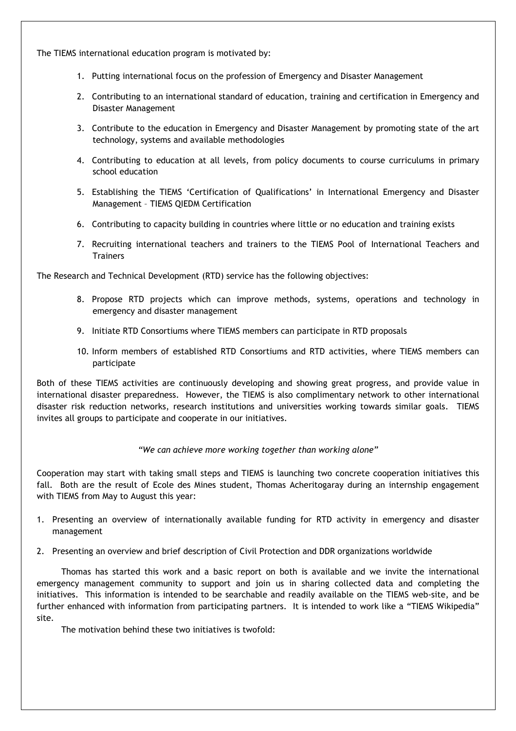The TIEMS international education program is motivated by:

1. Putting international focus on the profession of Emergency and Disaster Management
2. Contributing to an international standard of education, training and certification in Emergency and Disaster Management
3. Contribute to the education in Emergency and Disaster Management by promoting state of the art technology, systems and available methodologies
4. Contributing to education at all levels, from policy documents to course curriculums in primary school education
5. Establishing the TIEMS 'Certification of Qualifications' in International Emergency and Disaster Management – TIEMS QIEDM Certification
6. Contributing to capacity building in countries where little or no education and training exists
7. Recruiting international teachers and trainers to the TIEMS Pool of International Teachers and Trainers

The Research and Technical Development (RTD) service has the following objectives:

8. Propose RTD projects which can improve methods, systems, operations and technology in emergency and disaster management
9. Initiate RTD Consortiums where TIEMS members can participate in RTD proposals
10. Inform members of established RTD Consortiums and RTD activities, where TIEMS members can participate

Both of these TIEMS activities are continuously developing and showing great progress, and provide value in international disaster preparedness. However, the TIEMS is also complimentary network to other international disaster risk reduction networks, research institutions and universities working towards similar goals. TIEMS invites all groups to participate and cooperate in our initiatives.

*"We can achieve more working together than working alone"*

Cooperation may start with taking small steps and TIEMS is launching two concrete cooperation initiatives this fall. Both are the result of Ecole des Mines student, Thomas Acheritogaray during an internship engagement with TIEMS from May to August this year:

1. Presenting an overview of internationally available funding for RTD activity in emergency and disaster management
2. Presenting an overview and brief description of Civil Protection and DDR organizations worldwide

Thomas has started this work and a basic report on both is available and we invite the international emergency management community to support and join us in sharing collected data and completing the initiatives. This information is intended to be searchable and readily available on the TIEMS web-site, and be further enhanced with information from participating partners. It is intended to work like a "TIEMS Wikipedia" site.

The motivation behind these two initiatives is twofold: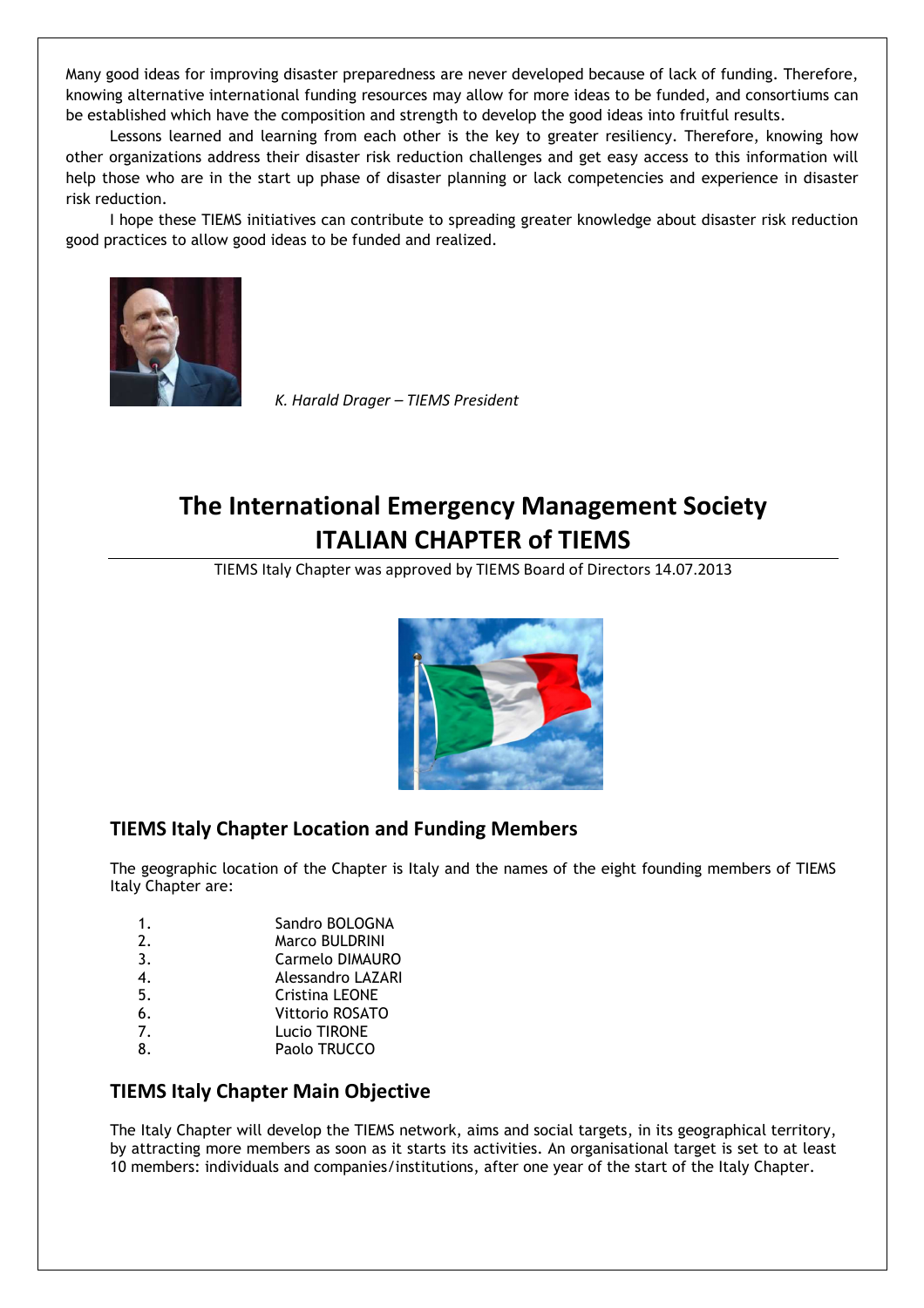Many good ideas for improving disaster preparedness are never developed because of lack of funding. Therefore, knowing alternative international funding resources may allow for more ideas to be funded, and consortiums can be established which have the composition and strength to develop the good ideas into fruitful results.

Lessons learned and learning from each other is the key to greater resiliency. Therefore, knowing how other organizations address their disaster risk reduction challenges and get easy access to this information will help those who are in the start up phase of disaster planning or lack competencies and experience in disaster risk reduction.

I hope these TIEMS initiatives can contribute to spreading greater knowledge about disaster risk reduction good practices to allow good ideas to be funded and realized.

*K. Harald Drager – TIEMS President*

# The International Emergency Management Society ITALIAN CHAPTER of TIEMS

TIEMS Italy Chapter was approved by TIEMS Board of Directors 14.07.2013

## TIEMS Italy Chapter Location and Funding Members

The geographic location of the Chapter is Italy and the names of the eight founding members of TIEMS Italy Chapter are:

1. Sandro BOLOGNA
2. Marco BULDRINI
3. Carmelo DIMAURO
4. Alessandro LAZARI
5. Cristina LEONE
6. Vittorio ROSATO
7. Lucio TIRONE
8. Paolo TRUCCO

## TIEMS Italy Chapter Main Objective

The Italy Chapter will develop the TIEMS network, aims and social targets, in its geographical territory, by attracting more members as soon as it starts its activities. An organisational target is set to at least 10 members: individuals and companies/institutions, after one year of the start of the Italy Chapter.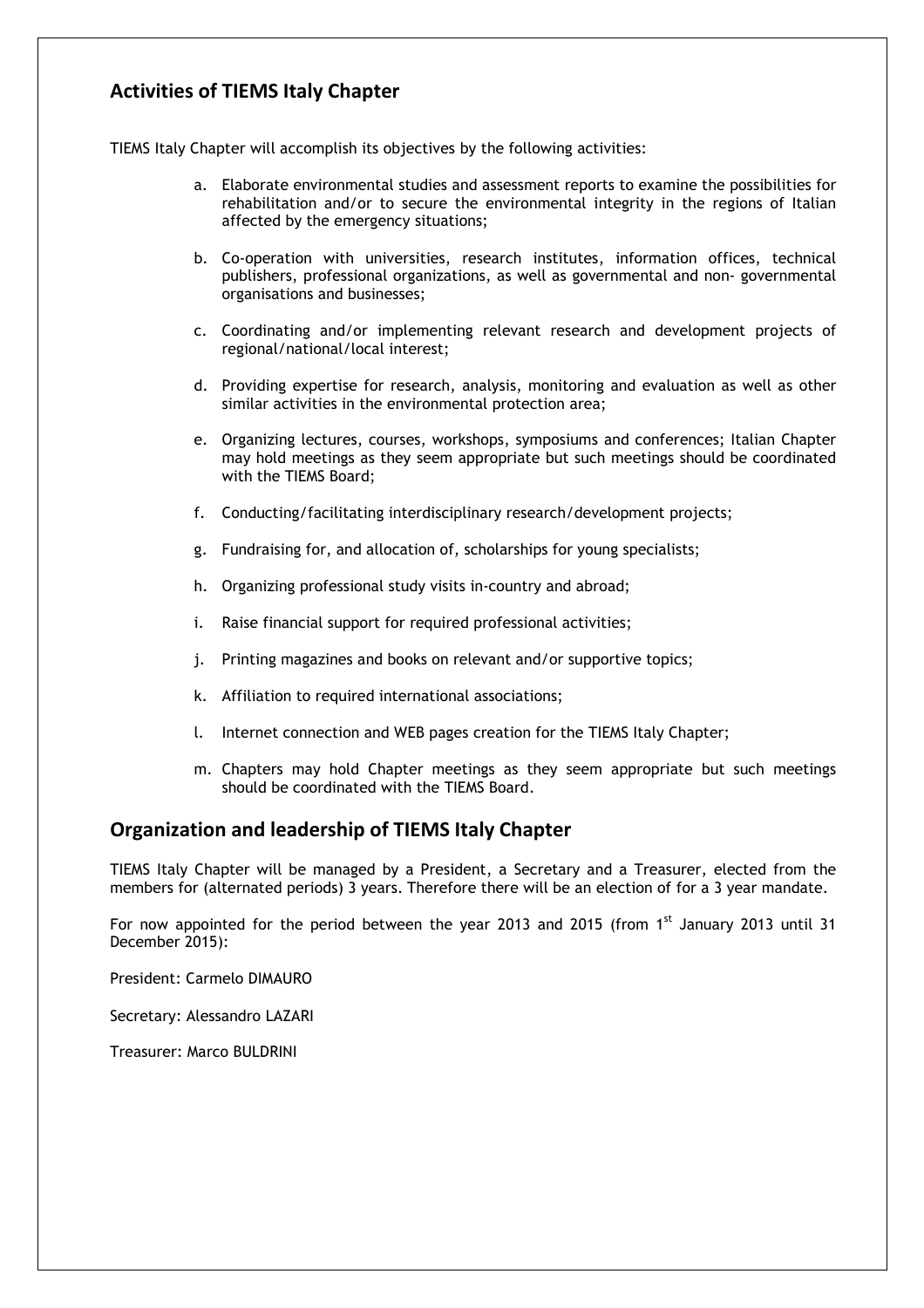## Activities of TIEMS Italy Chapter

TIEMS Italy Chapter will accomplish its objectives by the following activities:

a. Elaborate environmental studies and assessment reports to examine the possibilities for rehabilitation and/or to secure the environmental integrity in the regions of Italian affected by the emergency situations;

b. Co-operation with universities, research institutes, information offices, technical publishers, professional organizations, as well as governmental and non- governmental organisations and businesses;

c. Coordinating and/or implementing relevant research and development projects of regional/national/local interest;

d. Providing expertise for research, analysis, monitoring and evaluation as well as other similar activities in the environmental protection area;

e. Organizing lectures, courses, workshops, symposiums and conferences; Italian Chapter may hold meetings as they seem appropriate but such meetings should be coordinated with the TIEMS Board;

f. Conducting/facilitating interdisciplinary research/development projects;

g. Fundraising for, and allocation of, scholarships for young specialists;

h. Organizing professional study visits in-country and abroad;

i. Raise financial support for required professional activities;

j. Printing magazines and books on relevant and/or supportive topics;

k. Affiliation to required international associations;

l. Internet connection and WEB pages creation for the TIEMS Italy Chapter;

m. Chapters may hold Chapter meetings as they seem appropriate but such meetings should be coordinated with the TIEMS Board.

## Organization and leadership of TIEMS Italy Chapter

TIEMS Italy Chapter will be managed by a President, a Secretary and a Treasurer, elected from the members for (alternated periods) 3 years. Therefore there will be an election of for a 3 year mandate.

For now appointed for the period between the year 2013 and 2015 (from 1st January 2013 until 31 December 2015):

President: Carmelo DIMAURO

Secretary: Alessandro LAZARI

Treasurer: Marco BULDRINI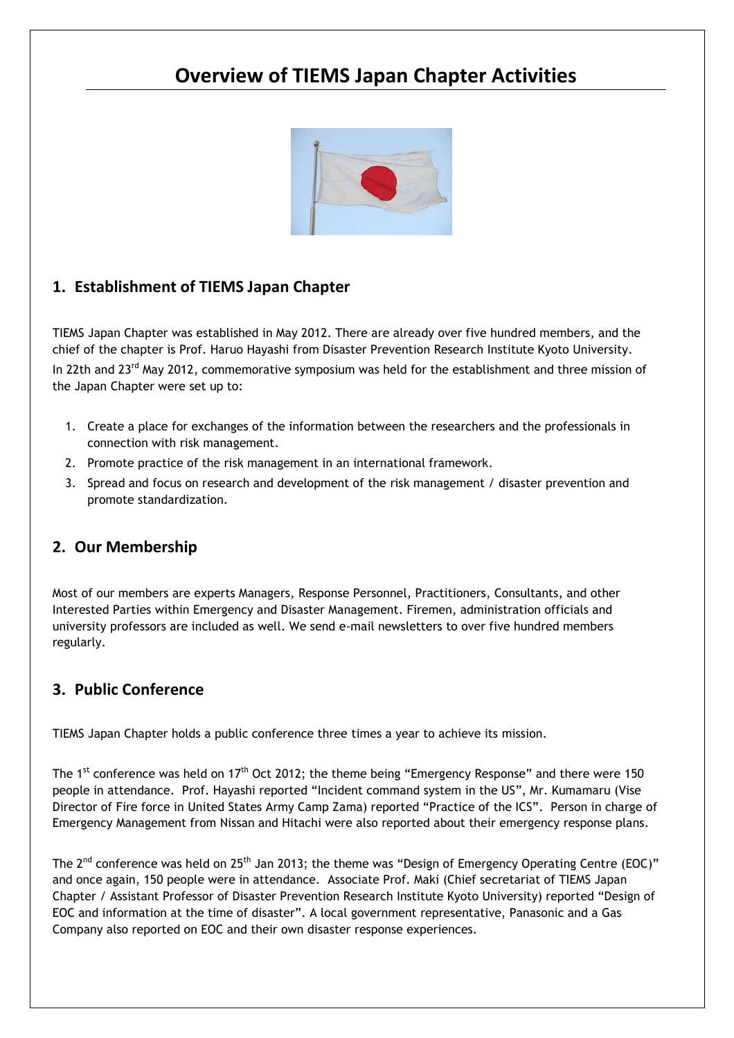# Overview of TIEMS Japan Chapter Activities

## 1. Establishment of TIEMS Japan Chapter

TIEMS Japan Chapter was established in May 2012. There are already over five hundred members, and the chief of the chapter is Prof. Haruo Hayashi from Disaster Prevention Research Institute Kyoto University. In 22th and 23rd May 2012, commemorative symposium was held for the establishment and three mission of the Japan Chapter were set up to:

1. Create a place for exchanges of the information between the researchers and the professionals in connection with risk management.
2. Promote practice of the risk management in an international framework.
3. Spread and focus on research and development of the risk management / disaster prevention and promote standardization.

## 2. Our Membership

Most of our members are experts Managers, Response Personnel, Practitioners, Consultants, and other Interested Parties within Emergency and Disaster Management. Firemen, administration officials and university professors are included as well. We send e-mail newsletters to over five hundred members regularly.

## 3. Public Conference

TIEMS Japan Chapter holds a public conference three times a year to achieve its mission.

The 1st conference was held on 17th Oct 2012; the theme being "Emergency Response" and there were 150 people in attendance. Prof. Hayashi reported "Incident command system in the US", Mr. Kumamaru (Vise Director of Fire force in United States Army Camp Zama) reported "Practice of the ICS". Person in charge of Emergency Management from Nissan and Hitachi were also reported about their emergency response plans.

The 2nd conference was held on 25th Jan 2013; the theme was "Design of Emergency Operating Centre (EOC)" and once again, 150 people were in attendance. Associate Prof. Maki (Chief secretariat of TIEMS Japan Chapter / Assistant Professor of Disaster Prevention Research Institute Kyoto University) reported "Design of EOC and information at the time of disaster". A local government representative, Panasonic and a Gas Company also reported on EOC and their own disaster response experiences.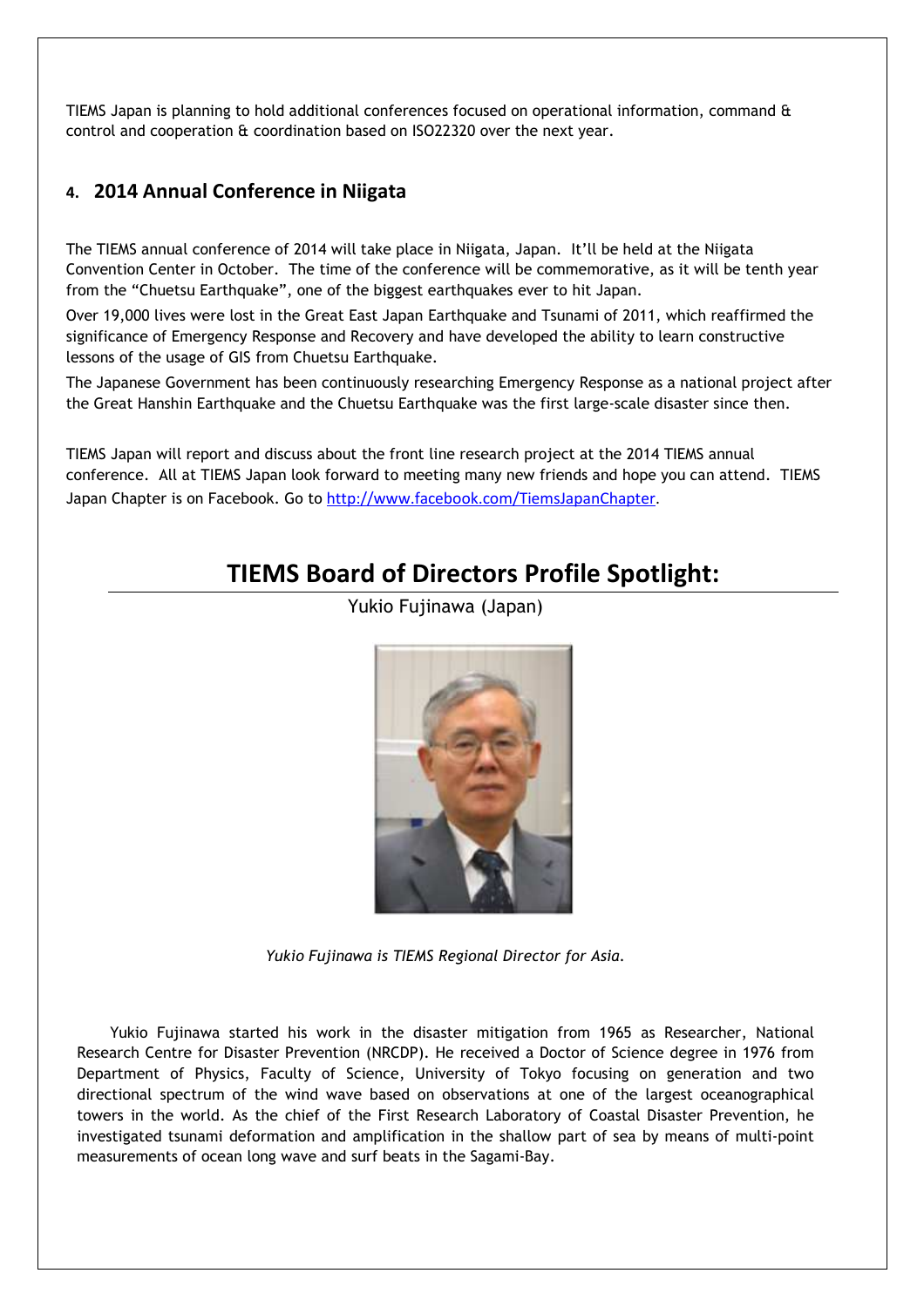TIEMS Japan is planning to hold additional conferences focused on operational information, command & control and cooperation & coordination based on ISO22320 over the next year.

## 4. 2014 Annual Conference in Niigata

The TIEMS annual conference of 2014 will take place in Niigata, Japan. It'll be held at the Niigata Convention Center in October. The time of the conference will be commemorative, as it will be tenth year from the "Chuetsu Earthquake", one of the biggest earthquakes ever to hit Japan.

Over 19,000 lives were lost in the Great East Japan Earthquake and Tsunami of 2011, which reaffirmed the significance of Emergency Response and Recovery and have developed the ability to learn constructive lessons of the usage of GIS from Chuetsu Earthquake.

The Japanese Government has been continuously researching Emergency Response as a national project after the Great Hanshin Earthquake and the Chuetsu Earthquake was the first large-scale disaster since then.

TIEMS Japan will report and discuss about the front line research project at the 2014 TIEMS annual conference. All at TIEMS Japan look forward to meeting many new friends and hope you can attend. TIEMS Japan Chapter is on Facebook. Go to http://www.facebook.com/TiemsJapanChapter.

# TIEMS Board of Directors Profile Spotlight:

Yukio Fujinawa (Japan)

*Yukio Fujinawa is TIEMS Regional Director for Asia.*

Yukio Fujinawa started his work in the disaster mitigation from 1965 as Researcher, National Research Centre for Disaster Prevention (NRCDP). He received a Doctor of Science degree in 1976 from Department of Physics, Faculty of Science, University of Tokyo focusing on generation and two directional spectrum of the wind wave based on observations at one of the largest oceanographical towers in the world. As the chief of the First Research Laboratory of Coastal Disaster Prevention, he investigated tsunami deformation and amplification in the shallow part of sea by means of multi-point measurements of ocean long wave and surf beats in the Sagami-Bay.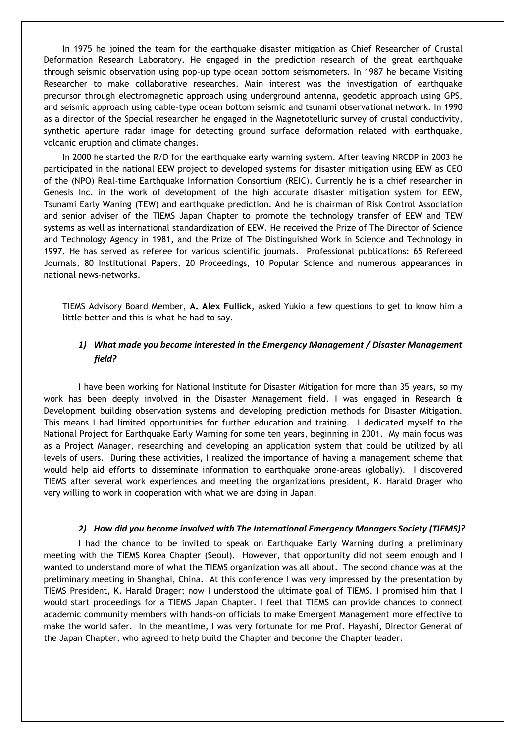In 1975 he joined the team for the earthquake disaster mitigation as Chief Researcher of Crustal Deformation Research Laboratory. He engaged in the prediction research of the great earthquake through seismic observation using pop-up type ocean bottom seismometers. In 1987 he became Visiting Researcher to make collaborative researches. Main interest was the investigation of earthquake precursor through electromagnetic approach using underground antenna, geodetic approach using GPS, and seismic approach using cable-type ocean bottom seismic and tsunami observational network. In 1990 as a director of the Special researcher he engaged in the Magnetotelluric survey of crustal conductivity, synthetic aperture radar image for detecting ground surface deformation related with earthquake, volcanic eruption and climate changes.

In 2000 he started the R/D for the earthquake early warning system. After leaving NRCDP in 2003 he participated in the national EEW project to developed systems for disaster mitigation using EEW as CEO of the (NPO) Real-time Earthquake Information Consortium (REIC). Currently he is a chief researcher in Genesis Inc. in the work of development of the high accurate disaster mitigation system for EEW, Tsunami Early Waning (TEW) and earthquake prediction. And he is chairman of Risk Control Association and senior adviser of the TIEMS Japan Chapter to promote the technology transfer of EEW and TEW systems as well as international standardization of EEW. He received the Prize of The Director of Science and Technology Agency in 1981, and the Prize of The Distinguished Work in Science and Technology in 1997. He has served as referee for various scientific journals. Professional publications: 65 Refereed Journals, 80 Institutional Papers, 20 Proceedings, 10 Popular Science and numerous appearances in national news-networks.

TIEMS Advisory Board Member, **A. Alex Fullick**, asked Yukio a few questions to get to know him a little better and this is what he had to say.

### *1) What made you become interested in the Emergency Management / Disaster Management field?*

I have been working for National Institute for Disaster Mitigation for more than 35 years, so my work has been deeply involved in the Disaster Management field. I was engaged in Research & Development building observation systems and developing prediction methods for Disaster Mitigation. This means I had limited opportunities for further education and training. I dedicated myself to the National Project for Earthquake Early Warning for some ten years, beginning in 2001. My main focus was as a Project Manager, researching and developing an application system that could be utilized by all levels of users. During these activities, I realized the importance of having a management scheme that would help aid efforts to disseminate information to earthquake prone-areas (globally). I discovered TIEMS after several work experiences and meeting the organizations president, K. Harald Drager who very willing to work in cooperation with what we are doing in Japan.

### *2) How did you become involved with The International Emergency Managers Society (TIEMS)?*

I had the chance to be invited to speak on Earthquake Early Warning during a preliminary meeting with the TIEMS Korea Chapter (Seoul). However, that opportunity did not seem enough and I wanted to understand more of what the TIEMS organization was all about. The second chance was at the preliminary meeting in Shanghai, China. At this conference I was very impressed by the presentation by TIEMS President, K. Harald Drager; now I understood the ultimate goal of TIEMS. I promised him that I would start proceedings for a TIEMS Japan Chapter. I feel that TIEMS can provide chances to connect academic community members with hands-on officials to make Emergent Management more effective to make the world safer. In the meantime, I was very fortunate for me Prof. Hayashi, Director General of the Japan Chapter, who agreed to help build the Chapter and become the Chapter leader.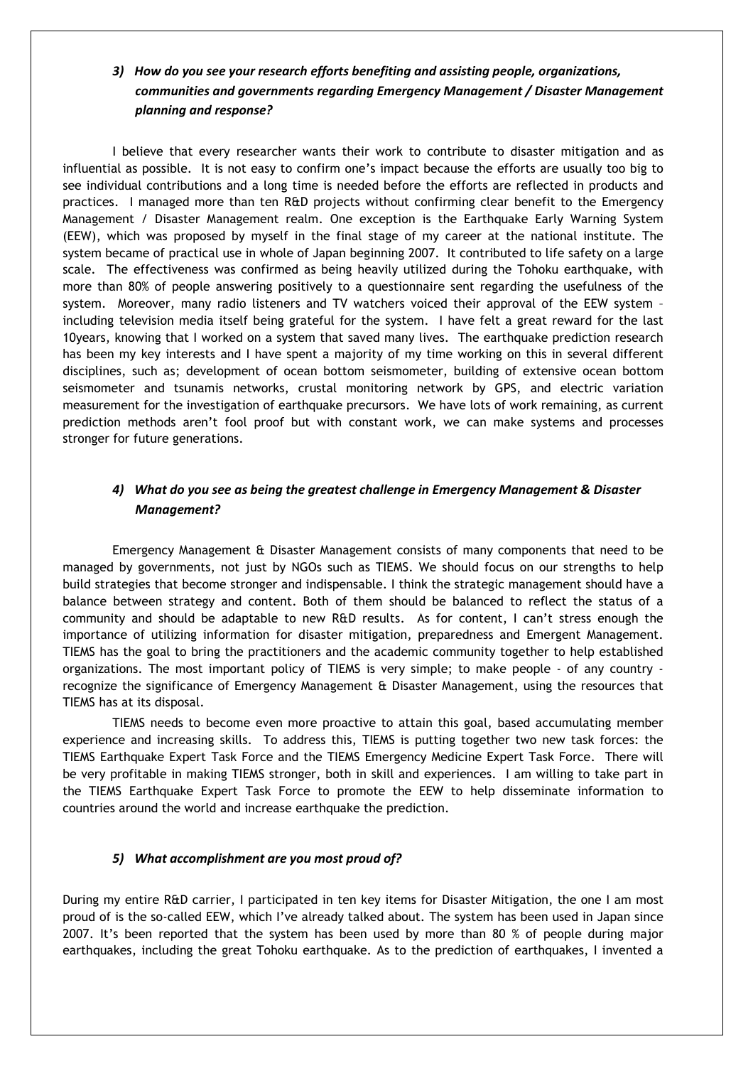### *3) How do you see your research efforts benefiting and assisting people, organizations, communities and governments regarding Emergency Management / Disaster Management planning and response?*

I believe that every researcher wants their work to contribute to disaster mitigation and as influential as possible. It is not easy to confirm one's impact because the efforts are usually too big to see individual contributions and a long time is needed before the efforts are reflected in products and practices. I managed more than ten R&D projects without confirming clear benefit to the Emergency Management / Disaster Management realm. One exception is the Earthquake Early Warning System (EEW), which was proposed by myself in the final stage of my career at the national institute. The system became of practical use in whole of Japan beginning 2007. It contributed to life safety on a large scale. The effectiveness was confirmed as being heavily utilized during the Tohoku earthquake, with more than 80% of people answering positively to a questionnaire sent regarding the usefulness of the system. Moreover, many radio listeners and TV watchers voiced their approval of the EEW system – including television media itself being grateful for the system. I have felt a great reward for the last 10years, knowing that I worked on a system that saved many lives. The earthquake prediction research has been my key interests and I have spent a majority of my time working on this in several different disciplines, such as; development of ocean bottom seismometer, building of extensive ocean bottom seismometer and tsunamis networks, crustal monitoring network by GPS, and electric variation measurement for the investigation of earthquake precursors. We have lots of work remaining, as current prediction methods aren't fool proof but with constant work, we can make systems and processes stronger for future generations.

### *4) What do you see as being the greatest challenge in Emergency Management & Disaster Management?*

Emergency Management & Disaster Management consists of many components that need to be managed by governments, not just by NGOs such as TIEMS. We should focus on our strengths to help build strategies that become stronger and indispensable. I think the strategic management should have a balance between strategy and content. Both of them should be balanced to reflect the status of a community and should be adaptable to new R&D results. As for content, I can't stress enough the importance of utilizing information for disaster mitigation, preparedness and Emergent Management. TIEMS has the goal to bring the practitioners and the academic community together to help established organizations. The most important policy of TIEMS is very simple; to make people - of any country - recognize the significance of Emergency Management & Disaster Management, using the resources that TIEMS has at its disposal.

TIEMS needs to become even more proactive to attain this goal, based accumulating member experience and increasing skills. To address this, TIEMS is putting together two new task forces: the TIEMS Earthquake Expert Task Force and the TIEMS Emergency Medicine Expert Task Force. There will be very profitable in making TIEMS stronger, both in skill and experiences. I am willing to take part in the TIEMS Earthquake Expert Task Force to promote the EEW to help disseminate information to countries around the world and increase earthquake the prediction.

### *5) What accomplishment are you most proud of?*

During my entire R&D carrier, I participated in ten key items for Disaster Mitigation, the one I am most proud of is the so-called EEW, which I've already talked about. The system has been used in Japan since 2007. It's been reported that the system has been used by more than 80 % of people during major earthquakes, including the great Tohoku earthquake. As to the prediction of earthquakes, I invented a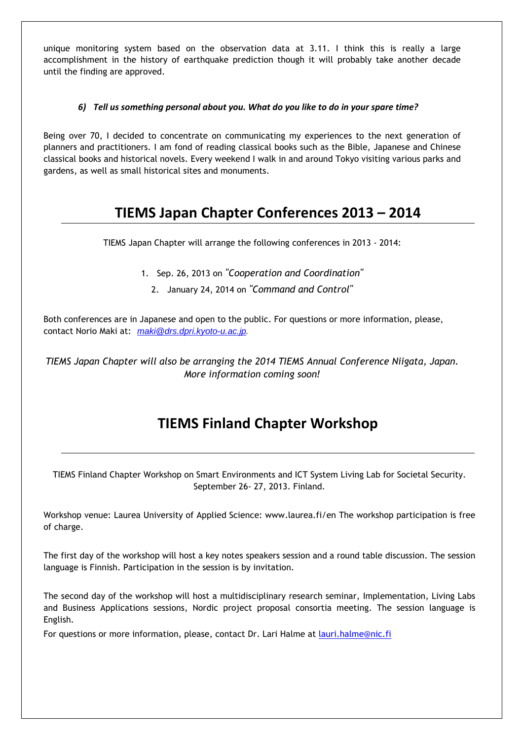unique monitoring system based on the observation data at 3.11. I think this is really a large accomplishment in the history of earthquake prediction though it will probably take another decade until the finding are approved.

### *6) Tell us something personal about you. What do you like to do in your spare time?*

Being over 70, I decided to concentrate on communicating my experiences to the next generation of planners and practitioners. I am fond of reading classical books such as the Bible, Japanese and Chinese classical books and historical novels. Every weekend I walk in and around Tokyo visiting various parks and gardens, as well as small historical sites and monuments.

## TIEMS Japan Chapter Conferences 2013 – 2014

TIEMS Japan Chapter will arrange the following conferences in 2013 - 2014:

1. Sep. 26, 2013 on *"Cooperation and Coordination"*
2. January 24, 2014 on *"Command and Control"*

Both conferences are in Japanese and open to the public. For questions or more information, please, contact Norio Maki at: *maki@drs.dpri.kyoto-u.ac.jp*.

*TIEMS Japan Chapter will also be arranging the 2014 TIEMS Annual Conference Niigata, Japan. More information coming soon!*

## TIEMS Finland Chapter Workshop

TIEMS Finland Chapter Workshop on Smart Environments and ICT System Living Lab for Societal Security. September 26- 27, 2013. Finland.

Workshop venue: Laurea University of Applied Science: www.laurea.fi/en The workshop participation is free of charge.

The first day of the workshop will host a key notes speakers session and a round table discussion. The session language is Finnish. Participation in the session is by invitation.

The second day of the workshop will host a multidisciplinary research seminar, Implementation, Living Labs and Business Applications sessions, Nordic project proposal consortia meeting. The session language is English.

For questions or more information, please, contact Dr. Lari Halme at lauri.halme@nic.fi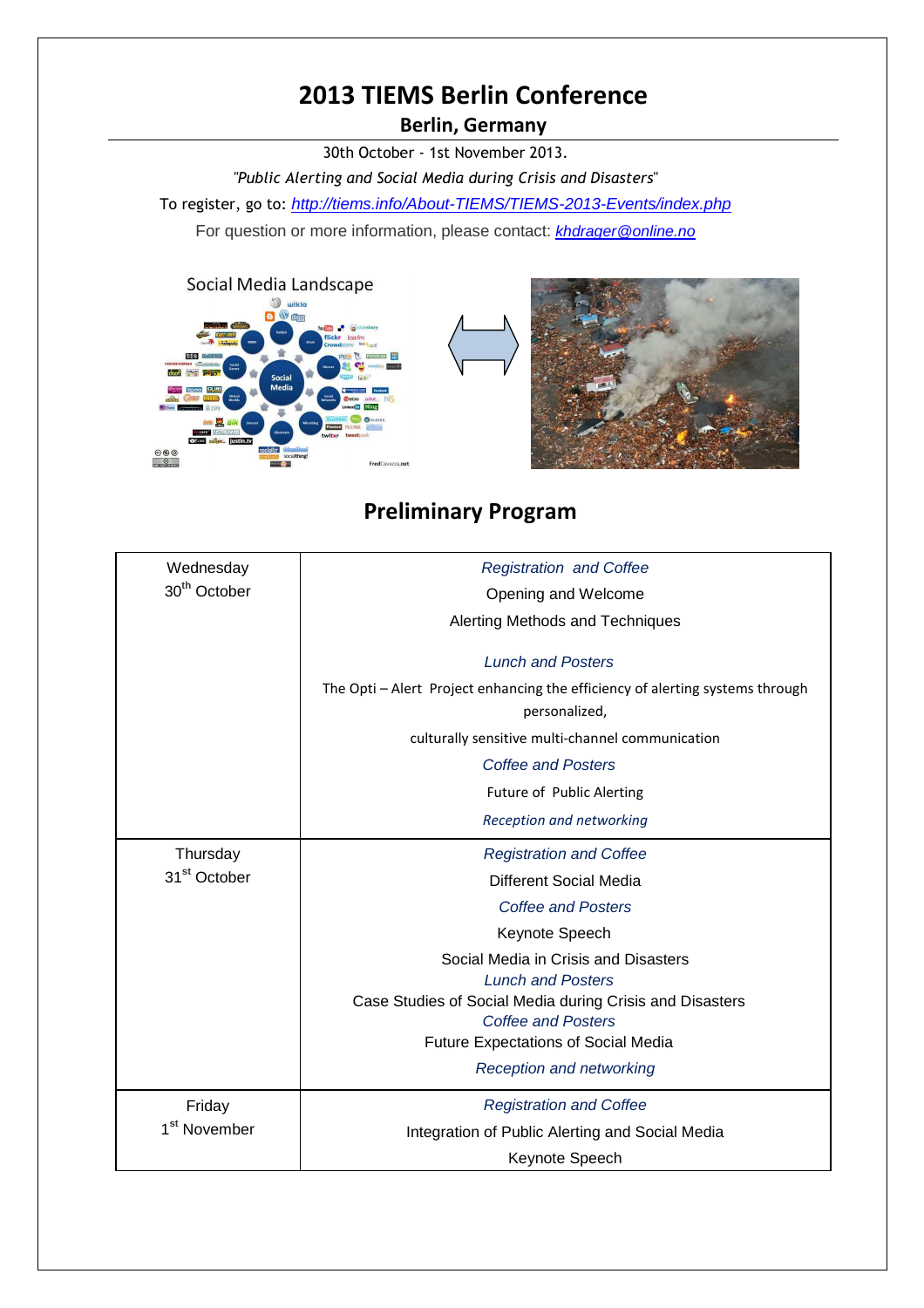# 2013 TIEMS Berlin Conference

## Berlin, Germany

30th October - 1st November 2013.

*"Public Alerting and Social Media during Crisis and Disasters"*

To register, go to: http://tiems.info/About-TIEMS/TIEMS-2013-Events/index.php

For question or more information, please contact: khdrager@online.no

## Preliminary Program

| Day | Program |
|---|---|
| Wednesday 30th October | *Registration and Coffee*<br>Opening and Welcome<br>Alerting Methods and Techniques<br>*Lunch and Posters*<br>The Opti – Alert Project enhancing the efficiency of alerting systems through personalized,<br>culturally sensitive multi-channel communication<br>*Coffee and Posters*<br>Future of Public Alerting<br>*Reception and networking* |
| Thursday 31st October | *Registration and Coffee*<br>Different Social Media<br>*Coffee and Posters*<br>Keynote Speech<br>Social Media in Crisis and Disasters<br>*Lunch and Posters*<br>Case Studies of Social Media during Crisis and Disasters<br>*Coffee and Posters*<br>Future Expectations of Social Media<br>*Reception and networking* |
| Friday 1st November | *Registration and Coffee*<br>Integration of Public Alerting and Social Media<br>Keynote Speech |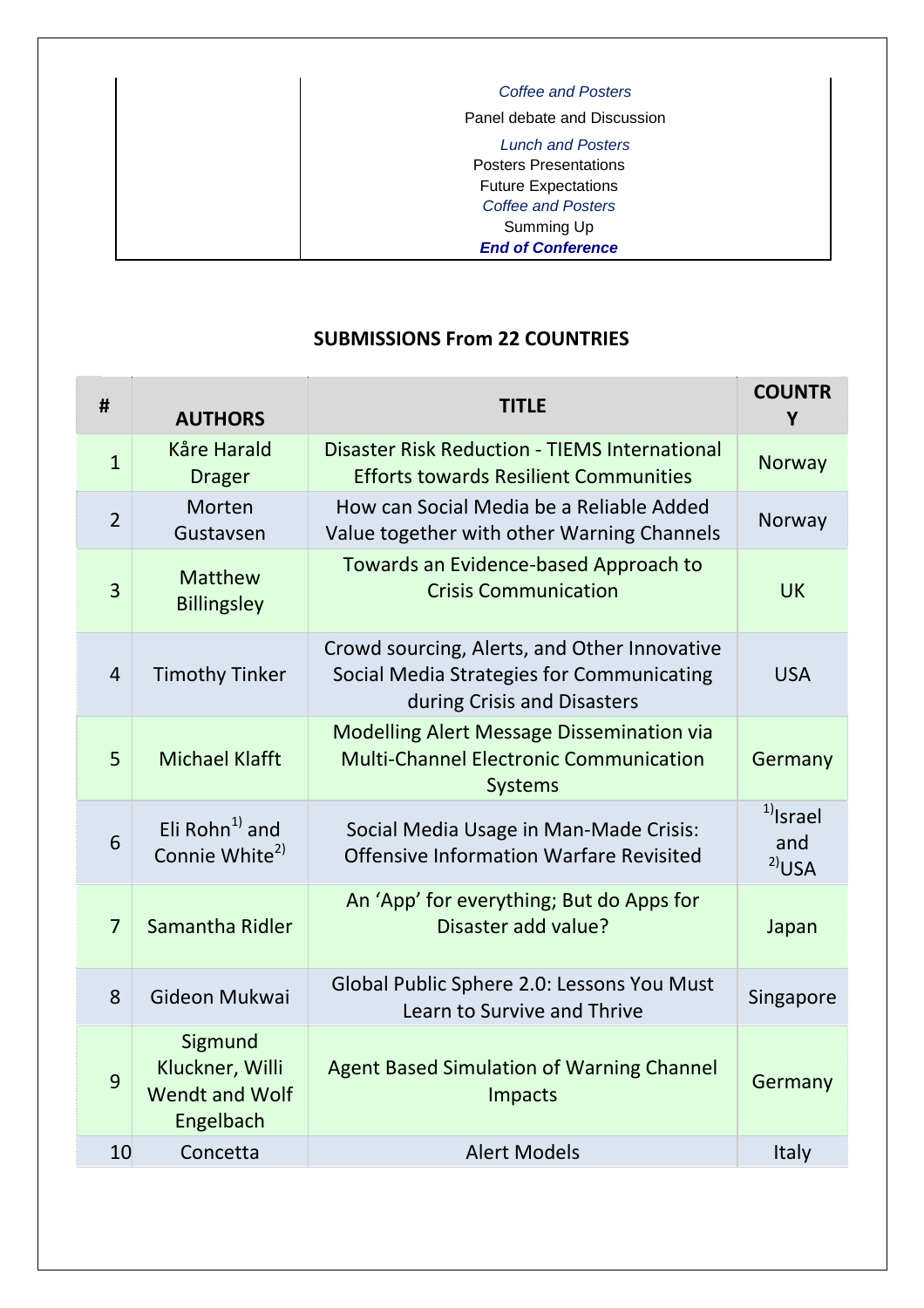| | |
|---|---|
| | *Coffee and Posters* |
| | Panel debate and Discussion |
| | *Lunch and Posters* |
| | Posters Presentations |
| | Future Expectations |
| | *Coffee and Posters* |
| | Summing Up |
| | ***End of Conference*** |

**SUBMISSIONS From 22 COUNTRIES**

| # | AUTHORS | TITLE | COUNTRY |
|---|---|---|---|
| 1 | Kåre Harald Drager | Disaster Risk Reduction - TIEMS International Efforts towards Resilient Communities | Norway |
| 2 | Morten Gustavsen | How can Social Media be a Reliable Added Value together with other Warning Channels | Norway |
| 3 | Matthew Billingsley | Towards an Evidence-based Approach to Crisis Communication | UK |
| 4 | Timothy Tinker | Crowd sourcing, Alerts, and Other Innovative Social Media Strategies for Communicating during Crisis and Disasters | USA |
| 5 | Michael Klafft | Modelling Alert Message Dissemination via Multi-Channel Electronic Communication Systems | Germany |
| 6 | Eli Rohn[1)] and Connie White[2)] | Social Media Usage in Man-Made Crisis: Offensive Information Warfare Revisited | [1)]Israel and [2)]USA |
| 7 | Samantha Ridler | An 'App' for everything; But do Apps for Disaster add value? | Japan |
| 8 | Gideon Mukwai | Global Public Sphere 2.0: Lessons You Must Learn to Survive and Thrive | Singapore |
| 9 | Sigmund Kluckner, Willi Wendt and Wolf Engelbach | Agent Based Simulation of Warning Channel Impacts | Germany |
| 10 | Concetta | Alert Models | Italy |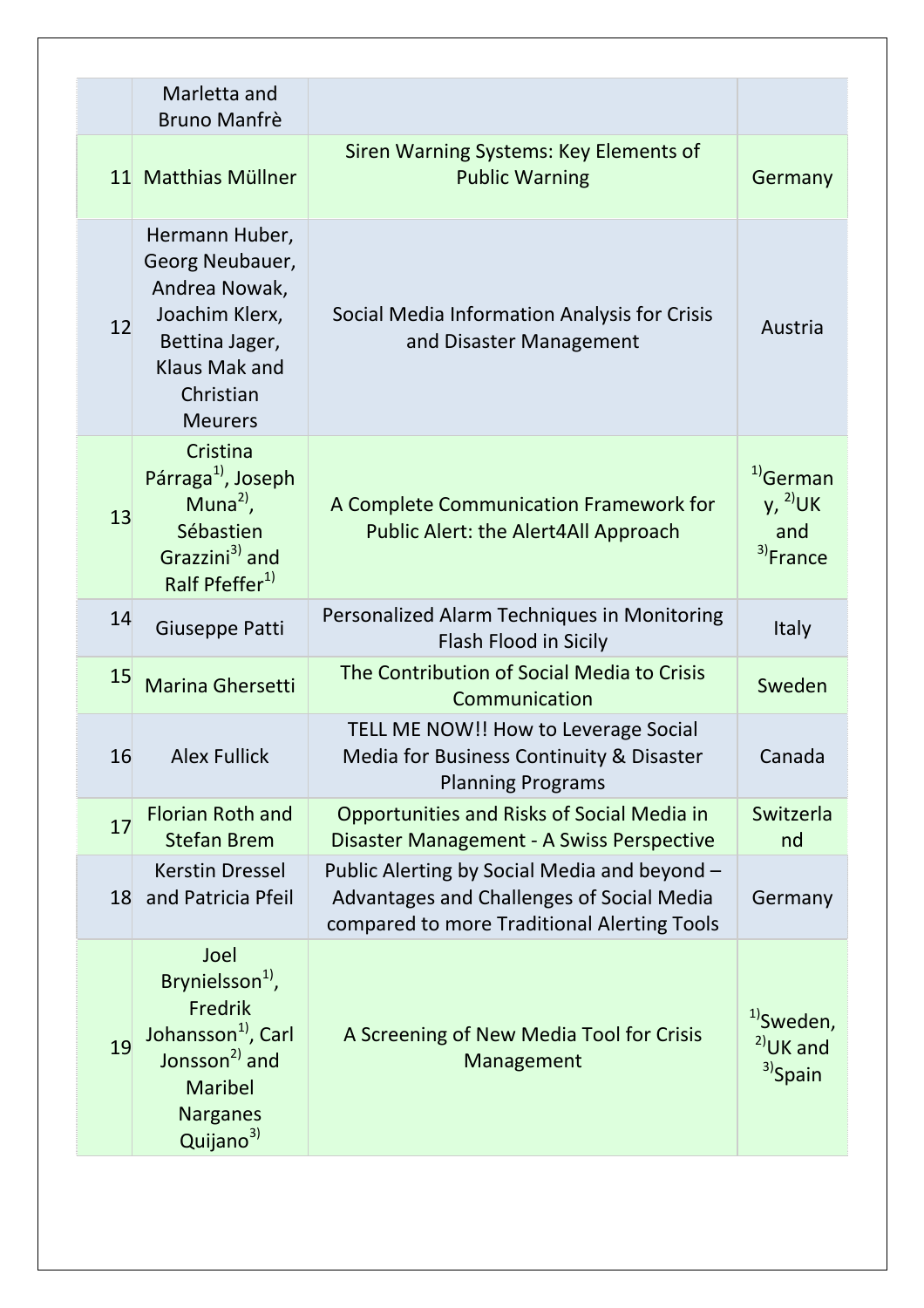|  | Marletta and Bruno Manfrè |  |  |
|---|---|---|---|
| 11 | Matthias Müllner | Siren Warning Systems: Key Elements of Public Warning | Germany |
| 12 | Hermann Huber, Georg Neubauer, Andrea Nowak, Joachim Klerx, Bettina Jager, Klaus Mak and Christian Meurers | Social Media Information Analysis for Crisis and Disaster Management | Austria |
| 13 | Cristina Párraga[1)], Joseph Muna[2)], Sébastien Grazzini[3)] and Ralf Pfeffer[1)] | A Complete Communication Framework for Public Alert: the Alert4All Approach | [1)]Germany, [2)]UK and [3)]France |
| 14 | Giuseppe Patti | Personalized Alarm Techniques in Monitoring Flash Flood in Sicily | Italy |
| 15 | Marina Ghersetti | The Contribution of Social Media to Crisis Communication | Sweden |
| 16 | Alex Fullick | TELL ME NOW!! How to Leverage Social Media for Business Continuity & Disaster Planning Programs | Canada |
| 17 | Florian Roth and Stefan Brem | Opportunities and Risks of Social Media in Disaster Management - A Swiss Perspective | Switzerland |
| 18 | Kerstin Dressel and Patricia Pfeil | Public Alerting by Social Media and beyond – Advantages and Challenges of Social Media compared to more Traditional Alerting Tools | Germany |
| 19 | Joel Brynielsson[1)], Fredrik Johansson[1)], Carl Jonsson[2)] and Maribel Narganes Quijano[3)] | A Screening of New Media Tool for Crisis Management | [1)]Sweden, [2)]UK and [3)]Spain |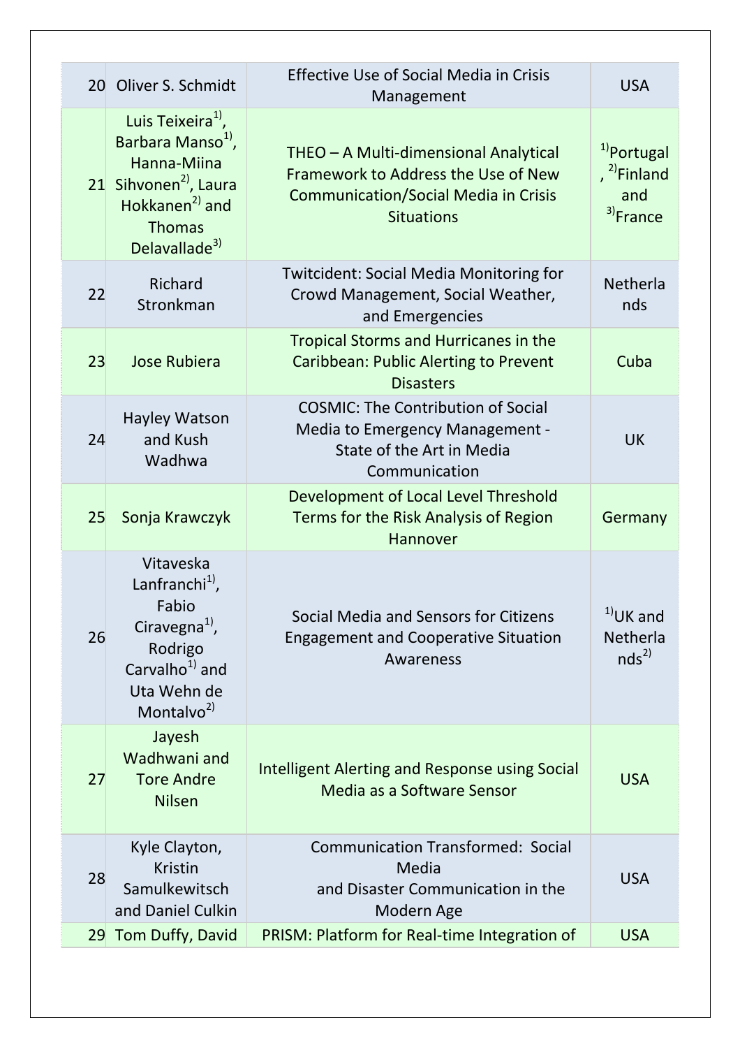| 20 | Oliver S. Schmidt | Effective Use of Social Media in Crisis Management | USA |
|---|---|---|---|
| 21 | Luis Teixeira[1], Barbara Manso[1], Hanna-Miina Sihvonen[2], Laura Hokkanen[2] and Thomas Delavallade[3] | THEO – A Multi-dimensional Analytical Framework to Address the Use of New Communication/Social Media in Crisis Situations | [1]Portugal, [2]Finland and [3]France |
| 22 | Richard Stronkman | Twitcident: Social Media Monitoring for Crowd Management, Social Weather, and Emergencies | Netherlands |
| 23 | Jose Rubiera | Tropical Storms and Hurricanes in the Caribbean: Public Alerting to Prevent Disasters | Cuba |
| 24 | Hayley Watson and Kush Wadhwa | COSMIC: The Contribution of Social Media to Emergency Management - State of the Art in Media Communication | UK |
| 25 | Sonja Krawczyk | Development of Local Level Threshold Terms for the Risk Analysis of Region Hannover | Germany |
| 26 | Vitaveska Lanfranchi[1], Fabio Ciravegna[1], Rodrigo Carvalho[1] and Uta Wehn de Montalvo[2] | Social Media and Sensors for Citizens Engagement and Cooperative Situation Awareness | [1]UK and Netherlands[2] |
| 27 | Jayesh Wadhwani and Tore Andre Nilsen | Intelligent Alerting and Response using Social Media as a Software Sensor | USA |
| 28 | Kyle Clayton, Kristin Samulkewitsch and Daniel Culkin | Communication Transformed: Social Media and Disaster Communication in the Modern Age | USA |
| 29 | Tom Duffy, David | PRISM: Platform for Real-time Integration of | USA |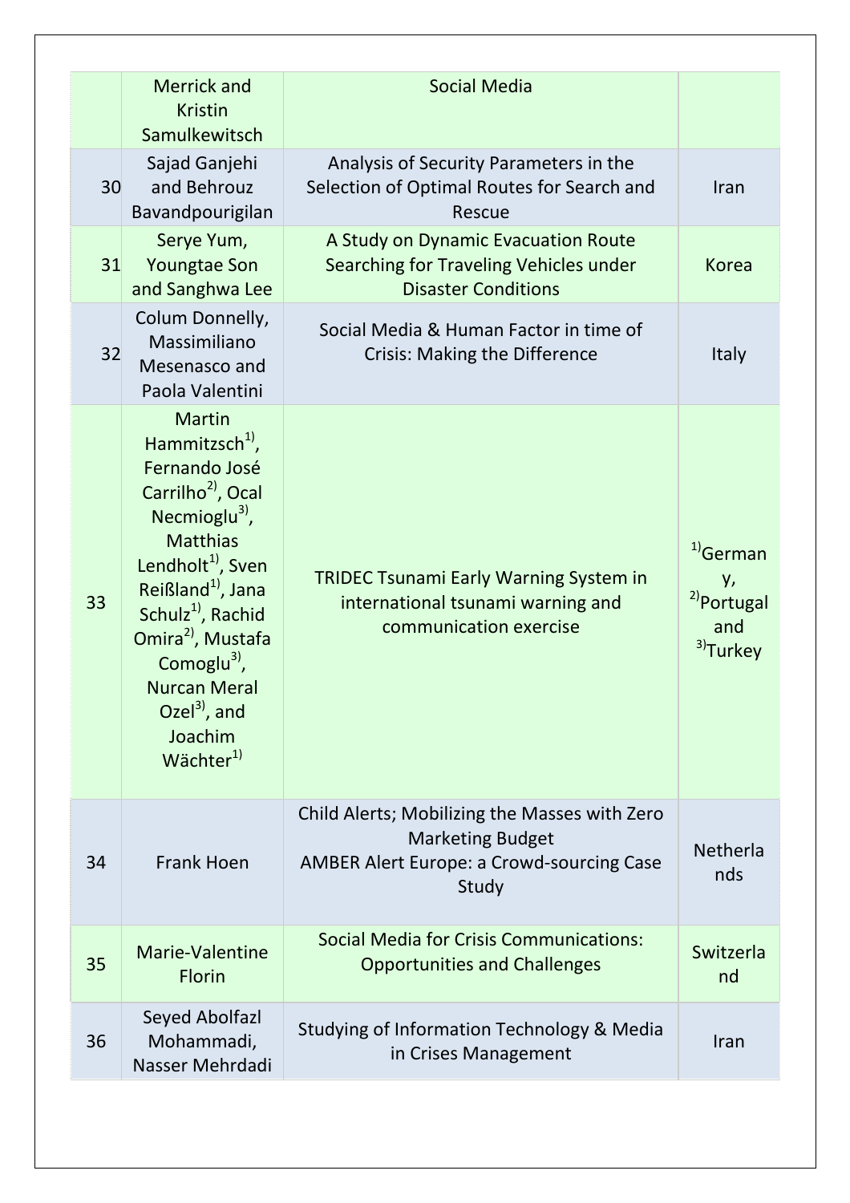| | | | |
|---|---|---|---|
| | Merrick and Kristin Samulkewitsch | Social Media | |
| 30 | Sajad Ganjehi and Behrouz Bavandpourigilan | Analysis of Security Parameters in the Selection of Optimal Routes for Search and Rescue | Iran |
| 31 | Serye Yum, Youngtae Son and Sanghwa Lee | A Study on Dynamic Evacuation Route Searching for Traveling Vehicles under Disaster Conditions | Korea |
| 32 | Colum Donnelly, Massimiliano Mesenasco and Paola Valentini | Social Media & Human Factor in time of Crisis: Making the Difference | Italy |
| 33 | Martin Hammitzsch[1)], Fernando José Carrilho[2)], Ocal Necmioglu[3)], Matthias Lendholt[1)], Sven Reißland[1)], Jana Schulz[1)], Rachid Omira[2)], Mustafa Comoglu[3)], Nurcan Meral Ozel[3)], and Joachim Wächter[1)] | TRIDEC Tsunami Early Warning System in international tsunami warning and communication exercise | [1)]Germany, [2)]Portugal and [3)]Turkey |
| 34 | Frank Hoen | Child Alerts; Mobilizing the Masses with Zero Marketing Budget<br>AMBER Alert Europe: a Crowd-sourcing Case Study | Netherlands |
| 35 | Marie-Valentine Florin | Social Media for Crisis Communications: Opportunities and Challenges | Switzerland |
| 36 | Seyed Abolfazl Mohammadi, Nasser Mehrdadi | Studying of Information Technology & Media in Crises Management | Iran |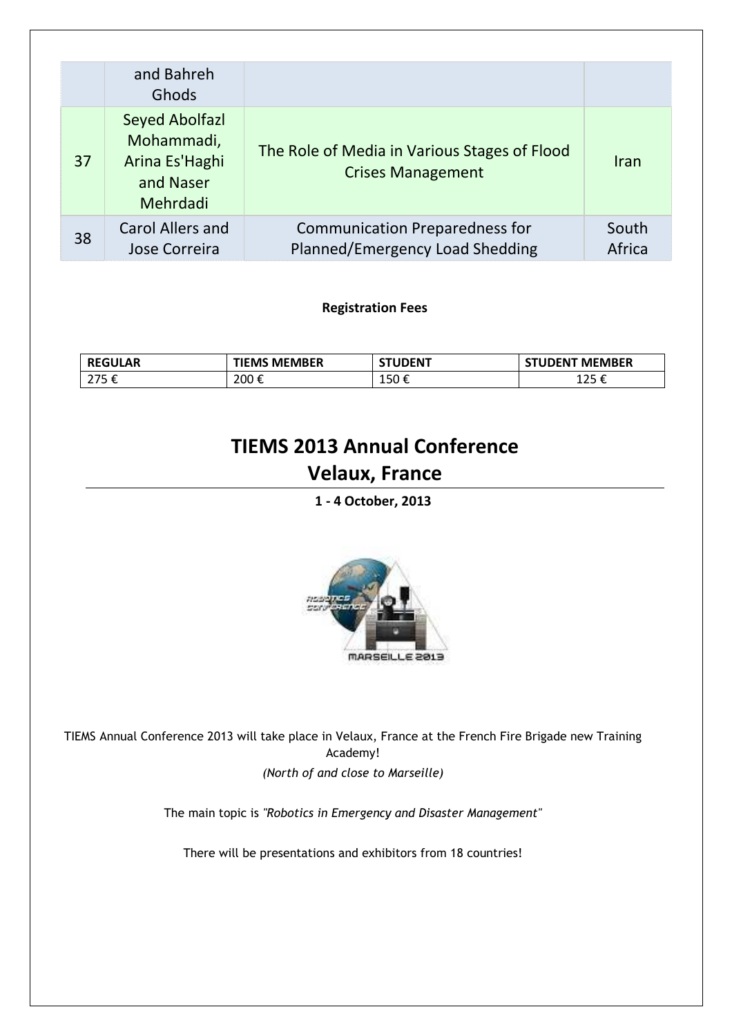|  | and Bahreh Ghods |  |  |
|---|---|---|---|
| 37 | Seyed Abolfazl Mohammadi, Arina Es'Haghi and Naser Mehrdadi | The Role of Media in Various Stages of Flood Crises Management | Iran |
| 38 | Carol Allers and Jose Correira | Communication Preparedness for Planned/Emergency Load Shedding | South Africa |

**Registration Fees**

| REGULAR | TIEMS MEMBER | STUDENT | STUDENT MEMBER |
|---|---|---|---|
| 275 € | 200 € | 150 € | 125 € |

# TIEMS 2013 Annual Conference
## Velaux, France

**1 - 4 October, 2013**

TIEMS Annual Conference 2013 will take place in Velaux, France at the French Fire Brigade new Training Academy!

*(North of and close to Marseille)*

The main topic is *"Robotics in Emergency and Disaster Management"*

There will be presentations and exhibitors from 18 countries!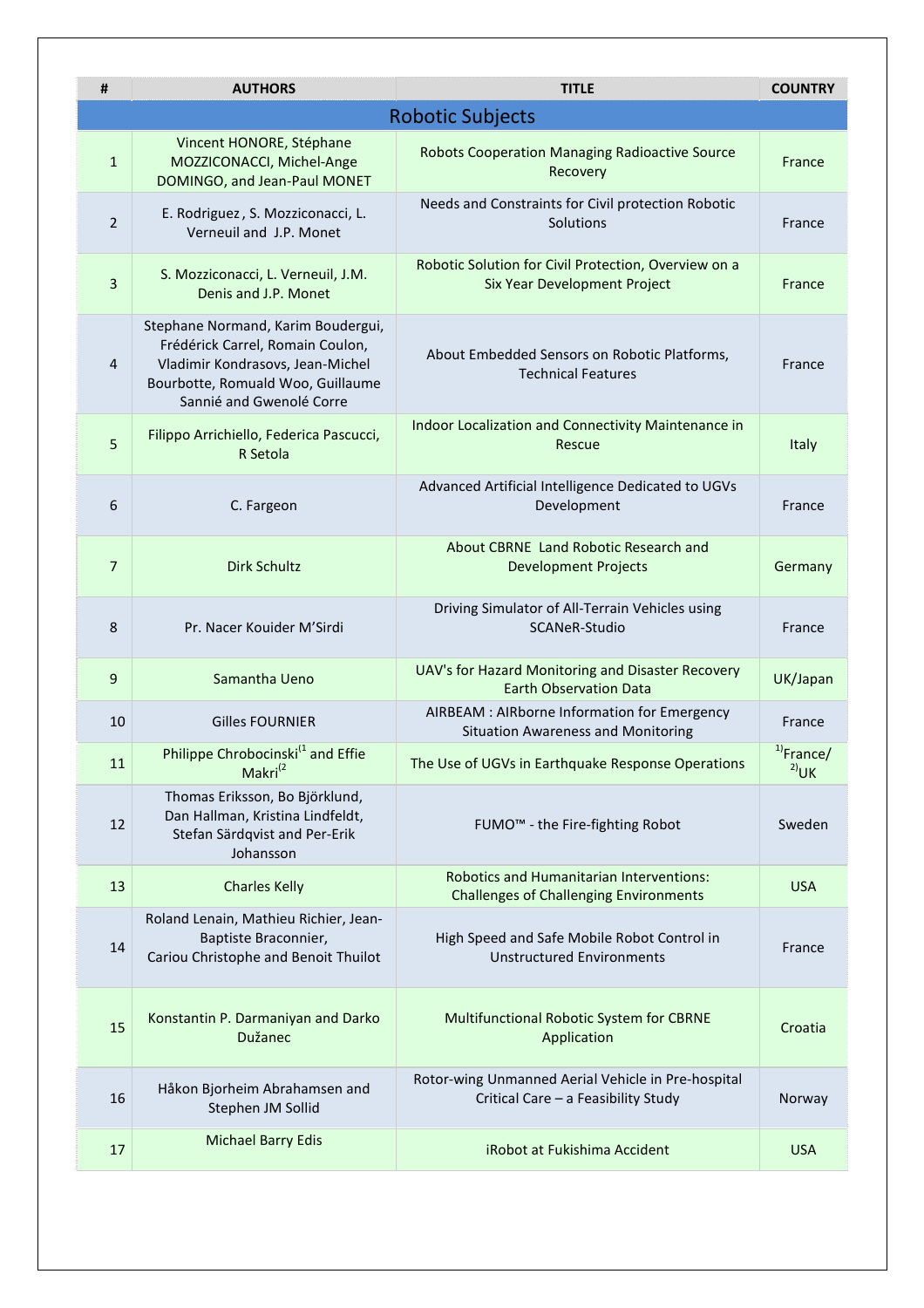| # | AUTHORS | TITLE | COUNTRY |
|---|---|---|---|
| Robotic Subjects | | | |
| 1 | Vincent HONORE, Stéphane MOZZICONACCI, Michel-Ange DOMINGO, and Jean-Paul MONET | Robots Cooperation Managing Radioactive Source Recovery | France |
| 2 | E. Rodriguez , S. Mozziconacci, L. Verneuil and J.P. Monet | Needs and Constraints for Civil protection Robotic Solutions | France |
| 3 | S. Mozziconacci, L. Verneuil, J.M. Denis and J.P. Monet | Robotic Solution for Civil Protection, Overview on a Six Year Development Project | France |
| 4 | Stephane Normand, Karim Boudergui, Frédérick Carrel, Romain Coulon, Vladimir Kondrasovs, Jean-Michel Bourbotte, Romuald Woo, Guillaume Sannié and Gwenolé Corre | About Embedded Sensors on Robotic Platforms, Technical Features | France |
| 5 | Filippo Arrichiello, Federica Pascucci, R Setola | Indoor Localization and Connectivity Maintenance in Rescue | Italy |
| 6 | C. Fargeon | Advanced Artificial Intelligence Dedicated to UGVs Development | France |
| 7 | Dirk Schultz | About CBRNE Land Robotic Research and Development Projects | Germany |
| 8 | Pr. Nacer Kouider M'Sirdi | Driving Simulator of All-Terrain Vehicles using SCANeR-Studio | France |
| 9 | Samantha Ueno | UAV's for Hazard Monitoring and Disaster Recovery Earth Observation Data | UK/Japan |
| 10 | Gilles FOURNIER | AIRBEAM : AIRborne Information for Emergency Situation Awareness and Monitoring | France |
| 11 | Philippe Chrobocinski(1 and Effie Makri(2 | The Use of UGVs in Earthquake Response Operations | 1)France/ 2)UK |
| 12 | Thomas Eriksson, Bo Björklund, Dan Hallman, Kristina Lindfeldt, Stefan Särdqvist and Per-Erik Johansson | FUMO™ - the Fire-fighting Robot | Sweden |
| 13 | Charles Kelly | Robotics and Humanitarian Interventions: Challenges of Challenging Environments | USA |
| 14 | Roland Lenain, Mathieu Richier, Jean-Baptiste Braconnier, Cariou Christophe and Benoit Thuilot | High Speed and Safe Mobile Robot Control in Unstructured Environments | France |
| 15 | Konstantin P. Darmaniyan and Darko Dužanec | Multifunctional Robotic System for CBRNE Application | Croatia |
| 16 | Håkon Bjorheim Abrahamsen and Stephen JM Sollid | Rotor-wing Unmanned Aerial Vehicle in Pre-hospital Critical Care – a Feasibility Study | Norway |
| 17 | Michael Barry Edis | iRobot at Fukishima Accident | USA |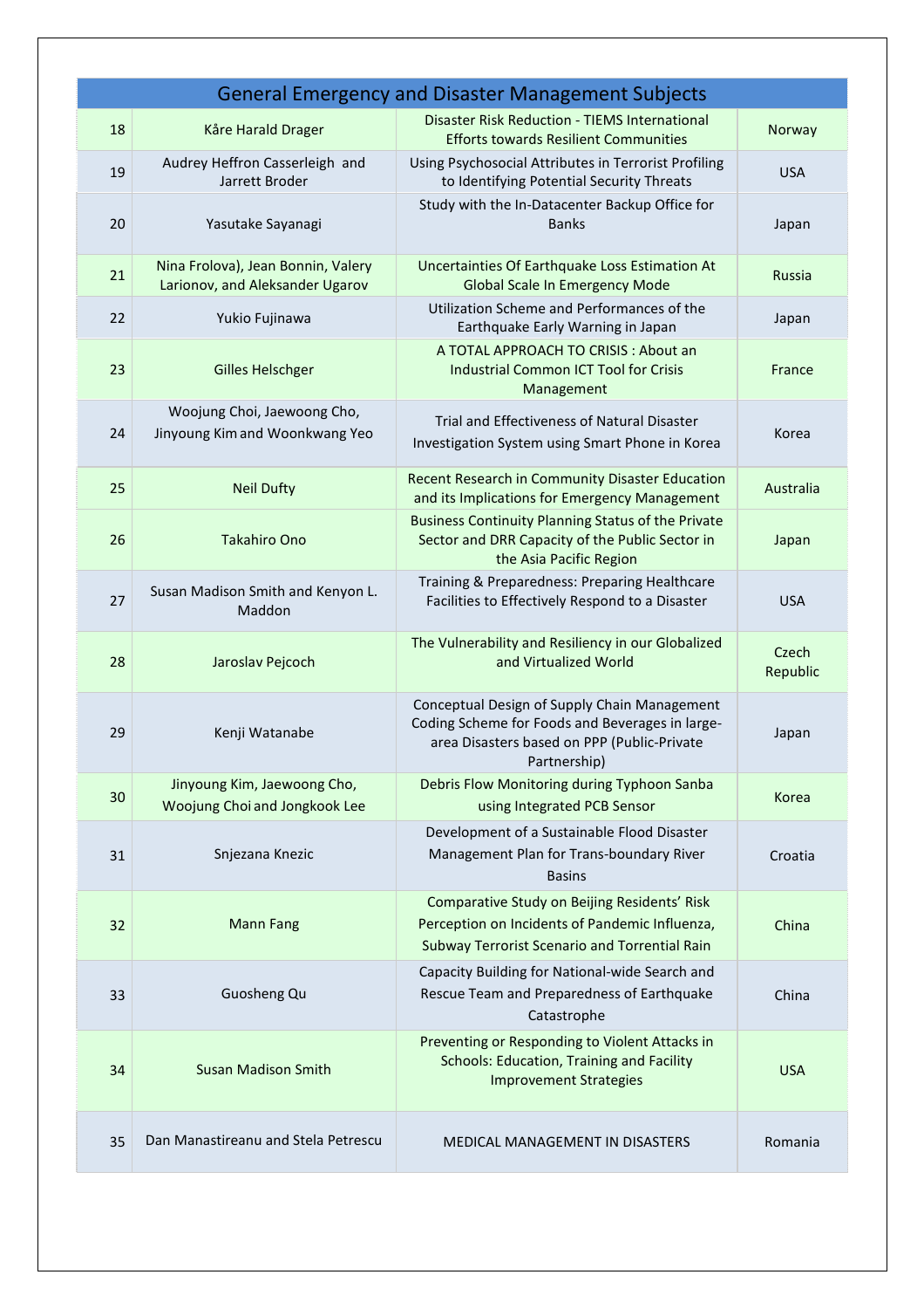| General Emergency and Disaster Management Subjects | | | |
|---|---|---|---|
| 18 | Kåre Harald Drager | Disaster Risk Reduction - TIEMS International Efforts towards Resilient Communities | Norway |
| 19 | Audrey Heffron Casserleigh and Jarrett Broder | Using Psychosocial Attributes in Terrorist Profiling to Identifying Potential Security Threats | USA |
| 20 | Yasutake Sayanagi | Study with the In-Datacenter Backup Office for Banks | Japan |
| 21 | Nina Frolova), Jean Bonnin, Valery Larionov, and Aleksander Ugarov | Uncertainties Of Earthquake Loss Estimation At Global Scale In Emergency Mode | Russia |
| 22 | Yukio Fujinawa | Utilization Scheme and Performances of the Earthquake Early Warning in Japan | Japan |
| 23 | Gilles Helschger | A TOTAL APPROACH TO CRISIS : About an Industrial Common ICT Tool for Crisis Management | France |
| 24 | Woojung Choi, Jaewoong Cho, Jinyoung Kim and Woonkwang Yeo | Trial and Effectiveness of Natural Disaster Investigation System using Smart Phone in Korea | Korea |
| 25 | Neil Dufty | Recent Research in Community Disaster Education and its Implications for Emergency Management | Australia |
| 26 | Takahiro Ono | Business Continuity Planning Status of the Private Sector and DRR Capacity of the Public Sector in the Asia Pacific Region | Japan |
| 27 | Susan Madison Smith and Kenyon L. Maddon | Training & Preparedness: Preparing Healthcare Facilities to Effectively Respond to a Disaster | USA |
| 28 | Jaroslav Pejcoch | The Vulnerability and Resiliency in our Globalized and Virtualized World | Czech Republic |
| 29 | Kenji Watanabe | Conceptual Design of Supply Chain Management Coding Scheme for Foods and Beverages in large-area Disasters based on PPP (Public-Private Partnership) | Japan |
| 30 | Jinyoung Kim, Jaewoong Cho, Woojung Choi and Jongkook Lee | Debris Flow Monitoring during Typhoon Sanba using Integrated PCB Sensor | Korea |
| 31 | Snjezana Knezic | Development of a Sustainable Flood Disaster Management Plan for Trans-boundary River Basins | Croatia |
| 32 | Mann Fang | Comparative Study on Beijing Residents' Risk Perception on Incidents of Pandemic Influenza, Subway Terrorist Scenario and Torrential Rain | China |
| 33 | Guosheng Qu | Capacity Building for National-wide Search and Rescue Team and Preparedness of Earthquake Catastrophe | China |
| 34 | Susan Madison Smith | Preventing or Responding to Violent Attacks in Schools: Education, Training and Facility Improvement Strategies | USA |
| 35 | Dan Manastireanu and Stela Petrescu | MEDICAL MANAGEMENT IN DISASTERS | Romania |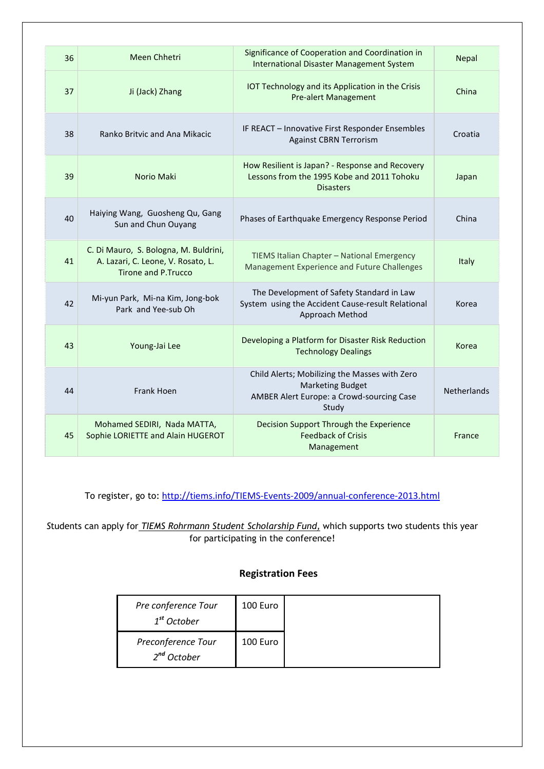| 36 | Meen Chhetri | Significance of Cooperation and Coordination in International Disaster Management System | Nepal |
|---|---|---|---|
| 37 | Ji (Jack) Zhang | IOT Technology and its Application in the Crisis Pre-alert Management | China |
| 38 | Ranko Britvic and Ana Mikacic | IF REACT – Innovative First Responder Ensembles Against CBRN Terrorism | Croatia |
| 39 | Norio Maki | How Resilient is Japan? - Response and Recovery Lessons from the 1995 Kobe and 2011 Tohoku Disasters | Japan |
| 40 | Haiying Wang, Guosheng Qu, Gang Sun and Chun Ouyang | Phases of Earthquake Emergency Response Period | China |
| 41 | C. Di Mauro, S. Bologna, M. Buldrini, A. Lazari, C. Leone, V. Rosato, L. Tirone and P.Trucco | TIEMS Italian Chapter – National Emergency Management Experience and Future Challenges | Italy |
| 42 | Mi-yun Park, Mi-na Kim, Jong-bok Park and Yee-sub Oh | The Development of Safety Standard in Law System using the Accident Cause-result Relational Approach Method | Korea |
| 43 | Young-Jai Lee | Developing a Platform for Disaster Risk Reduction Technology Dealings | Korea |
| 44 | Frank Hoen | Child Alerts; Mobilizing the Masses with Zero Marketing Budget AMBER Alert Europe: a Crowd-sourcing Case Study | Netherlands |
| 45 | Mohamed SEDIRI, Nada MATTA, Sophie LORIETTE and Alain HUGEROT | Decision Support Through the Experience Feedback of Crisis Management | France |

To register, go to: http://tiems.info/TIEMS-Events-2009/annual-conference-2013.html

Students can apply for *TIEMS Rohrmann Student Scholarship Fund*, which supports two students this year for participating in the conference!

**Registration Fees**

| *Pre conference Tour 1st October* | 100 Euro | |
|---|---|---|
| *Preconference Tour 2nd October* | 100 Euro | |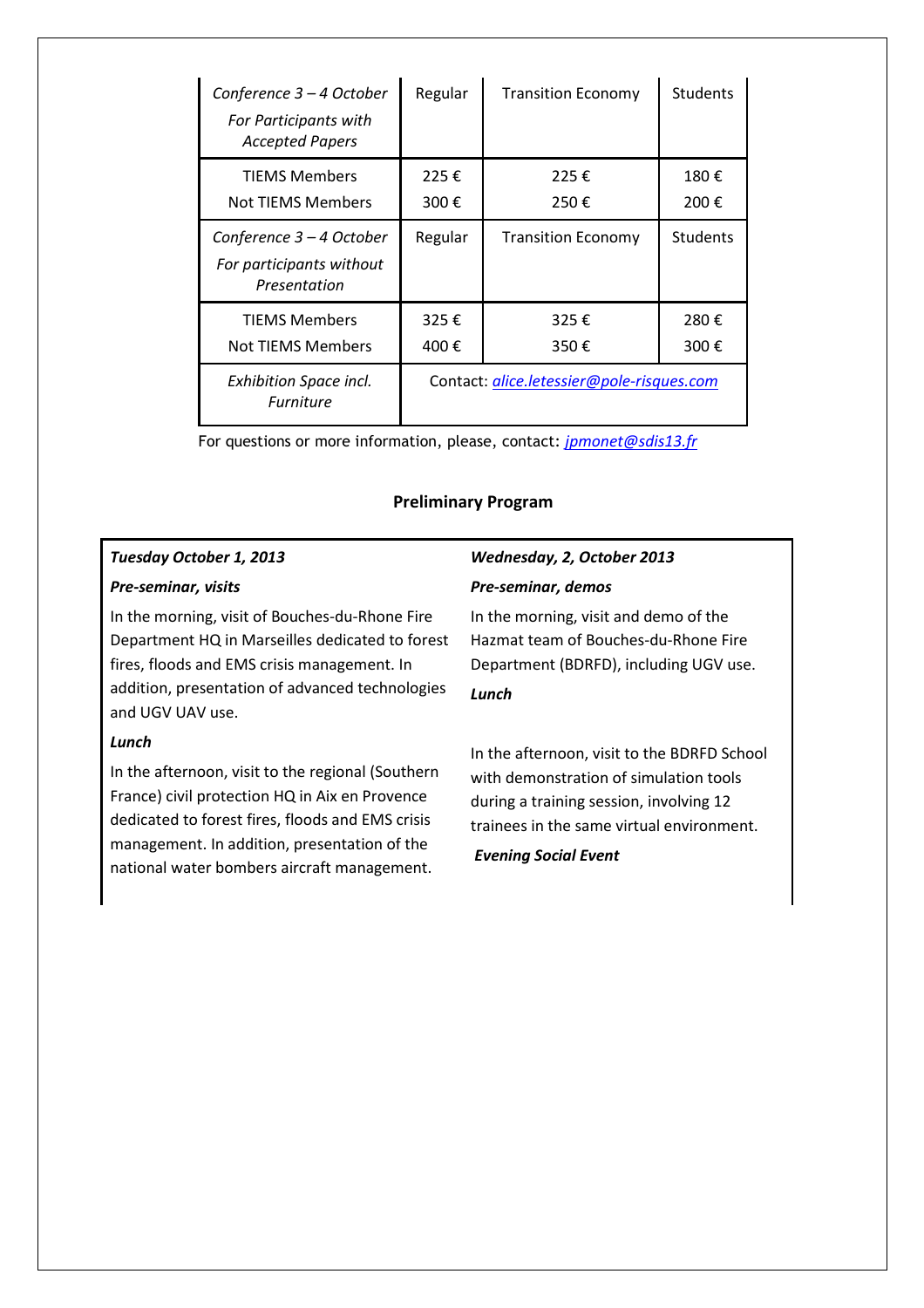| *Conference 3 – 4 October* *For Participants with Accepted Papers* | Regular | Transition Economy | Students |
|---|---|---|---|
| TIEMS Members | 225 € | 225 € | 180 € |
| Not TIEMS Members | 300 € | 250 € | 200 € |
| *Conference 3 – 4 October* *For participants without Presentation* | Regular | Transition Economy | Students |
| TIEMS Members | 325 € | 325 € | 280 € |
| Not TIEMS Members | 400 € | 350 € | 300 € |
| *Exhibition Space incl. Furniture* | Contact: *alice.letessier@pole-risques.com* | | |

For questions or more information, please, contact: *jpmonet@sdis13.fr*

**Preliminary Program**

***Tuesday October 1, 2013***

***Pre-seminar, visits***

In the morning, visit of Bouches-du-Rhone Fire Department HQ in Marseilles dedicated to forest fires, floods and EMS crisis management. In addition, presentation of advanced technologies and UGV UAV use.

***Lunch***

In the afternoon, visit to the regional (Southern France) civil protection HQ in Aix en Provence dedicated to forest fires, floods and EMS crisis management. In addition, presentation of the national water bombers aircraft management.

***Wednesday, 2, October 2013***

***Pre-seminar, demos***

In the morning, visit and demo of the Hazmat team of Bouches-du-Rhone Fire Department (BDRFD), including UGV use.

***Lunch***

In the afternoon, visit to the BDRFD School with demonstration of simulation tools during a training session, involving 12 trainees in the same virtual environment.

***Evening Social Event***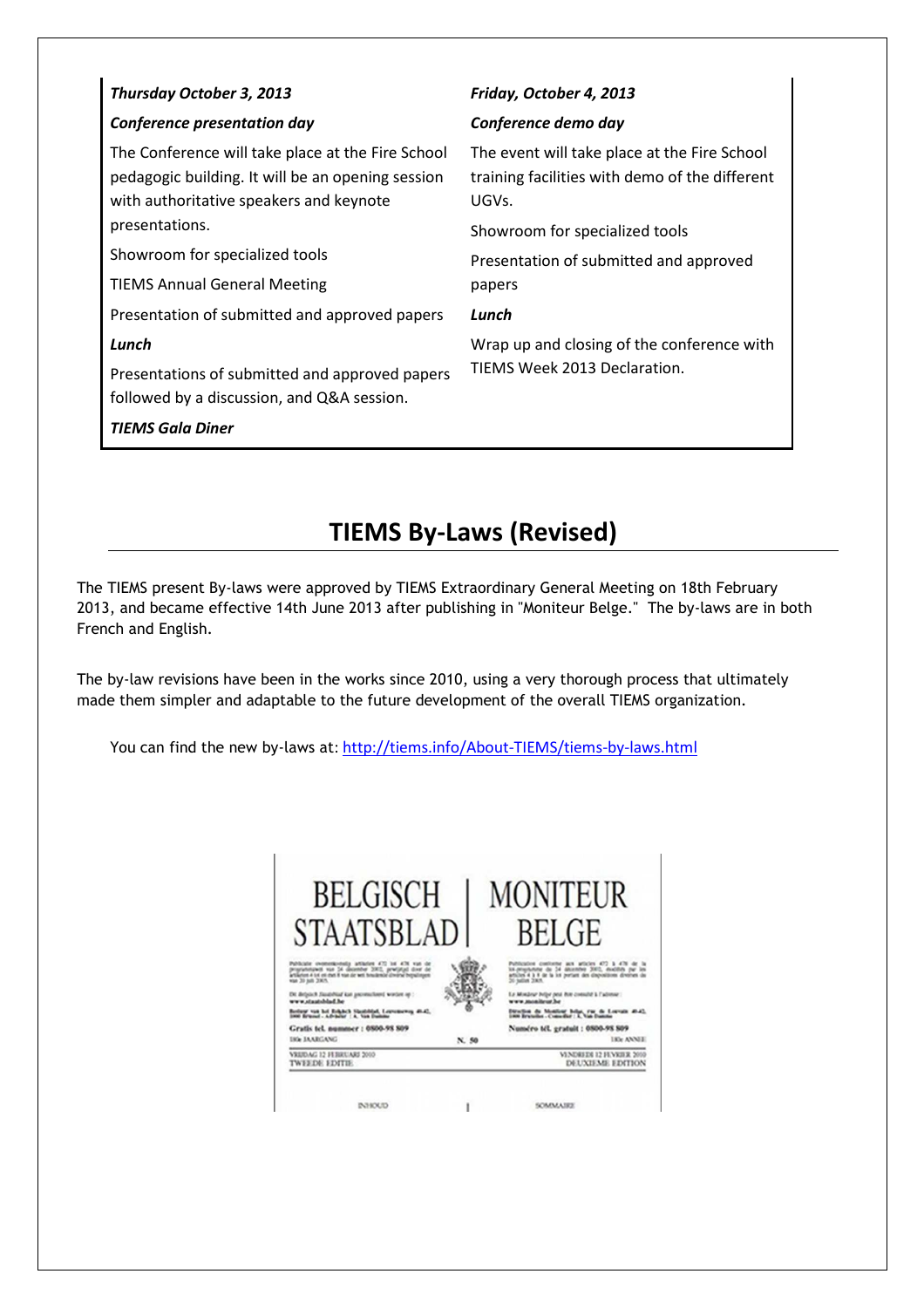***Thursday October 3, 2013***

***Conference presentation day***

The Conference will take place at the Fire School pedagogic building. It will be an opening session with authoritative speakers and keynote presentations.

Showroom for specialized tools

TIEMS Annual General Meeting

Presentation of submitted and approved papers

***Lunch***

Presentations of submitted and approved papers followed by a discussion, and Q&A session.

***TIEMS Gala Diner***

***Friday, October 4, 2013***

***Conference demo day***

The event will take place at the Fire School training facilities with demo of the different UGVs.

Showroom for specialized tools

Presentation of submitted and approved papers

***Lunch***

Wrap up and closing of the conference with TIEMS Week 2013 Declaration.

# TIEMS By-Laws (Revised)

The TIEMS present By-laws were approved by TIEMS Extraordinary General Meeting on 18th February 2013, and became effective 14th June 2013 after publishing in "Moniteur Belge." The by-laws are in both French and English.

The by-law revisions have been in the works since 2010, using a very thorough process that ultimately made them simpler and adaptable to the future development of the overall TIEMS organization.

You can find the new by-laws at: http://tiems.info/About-TIEMS/tiems-by-laws.html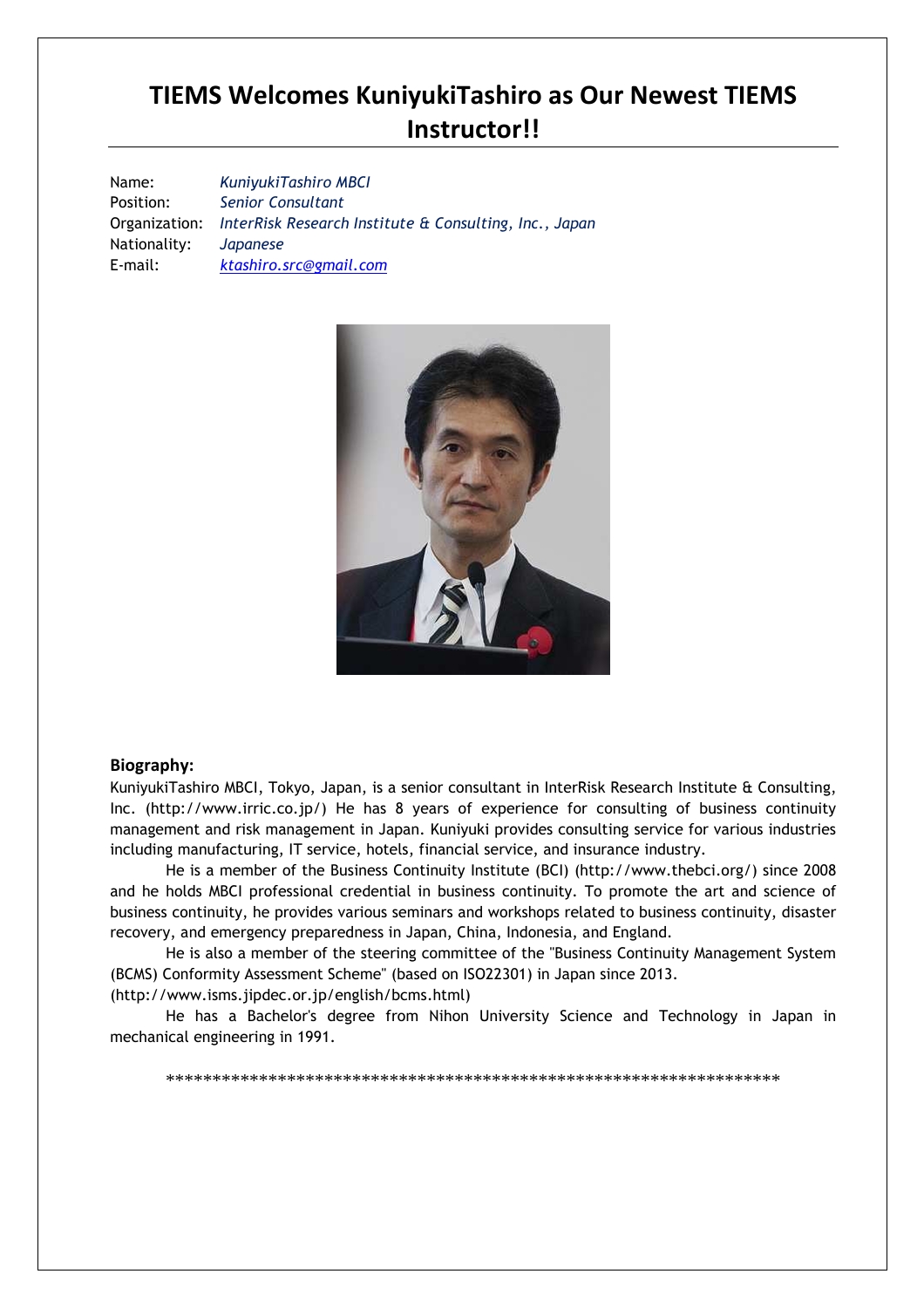# TIEMS Welcomes KuniyukiTashiro as Our Newest TIEMS Instructor!!

Name: *KuniyukiTashiro MBCI*
Position: *Senior Consultant*
Organization: *InterRisk Research Institute & Consulting, Inc., Japan*
Nationality: *Japanese*
E-mail: *ktashiro.src@gmail.com*

**Biography:**

KuniyukiTashiro MBCI, Tokyo, Japan, is a senior consultant in InterRisk Research Institute & Consulting, Inc. (http://www.irric.co.jp/) He has 8 years of experience for consulting of business continuity management and risk management in Japan. Kuniyuki provides consulting service for various industries including manufacturing, IT service, hotels, financial service, and insurance industry.

He is a member of the Business Continuity Institute (BCI) (http://www.thebci.org/) since 2008 and he holds MBCI professional credential in business continuity. To promote the art and science of business continuity, he provides various seminars and workshops related to business continuity, disaster recovery, and emergency preparedness in Japan, China, Indonesia, and England.

He is also a member of the steering committee of the "Business Continuity Management System (BCMS) Conformity Assessment Scheme" (based on ISO22301) in Japan since 2013. (http://www.isms.jipdec.or.jp/english/bcms.html)

He has a Bachelor's degree from Nihon University Science and Technology in Japan in mechanical engineering in 1991.

*******************************************************************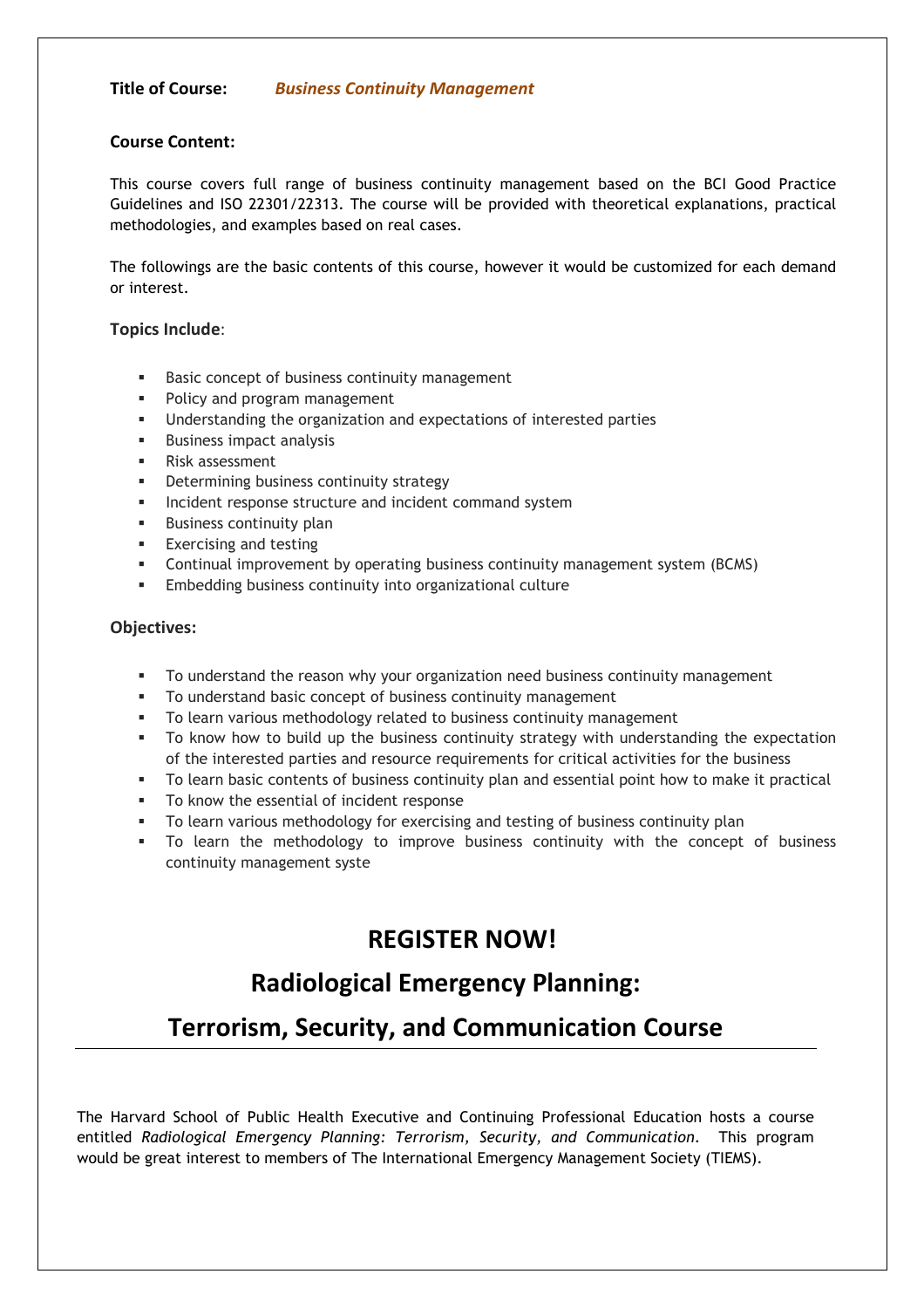**Title of Course:** ***Business Continuity Management***

**Course Content:**

This course covers full range of business continuity management based on the BCI Good Practice Guidelines and ISO 22301/22313. The course will be provided with theoretical explanations, practical methodologies, and examples based on real cases.

The followings are the basic contents of this course, however it would be customized for each demand or interest.

**Topics Include**:

- Basic concept of business continuity management
- Policy and program management
- Understanding the organization and expectations of interested parties
- Business impact analysis
- Risk assessment
- Determining business continuity strategy
- Incident response structure and incident command system
- Business continuity plan
- Exercising and testing
- Continual improvement by operating business continuity management system (BCMS)
- Embedding business continuity into organizational culture

**Objectives:**

- To understand the reason why your organization need business continuity management
- To understand basic concept of business continuity management
- To learn various methodology related to business continuity management
- To know how to build up the business continuity strategy with understanding the expectation of the interested parties and resource requirements for critical activities for the business
- To learn basic contents of business continuity plan and essential point how to make it practical
- To know the essential of incident response
- To learn various methodology for exercising and testing of business continuity plan
- To learn the methodology to improve business continuity with the concept of business continuity management syste

# REGISTER NOW!

## Radiological Emergency Planning:

## Terrorism, Security, and Communication Course

The Harvard School of Public Health Executive and Continuing Professional Education hosts a course entitled *Radiological Emergency Planning: Terrorism, Security, and Communication*. This program would be great interest to members of The International Emergency Management Society (TIEMS).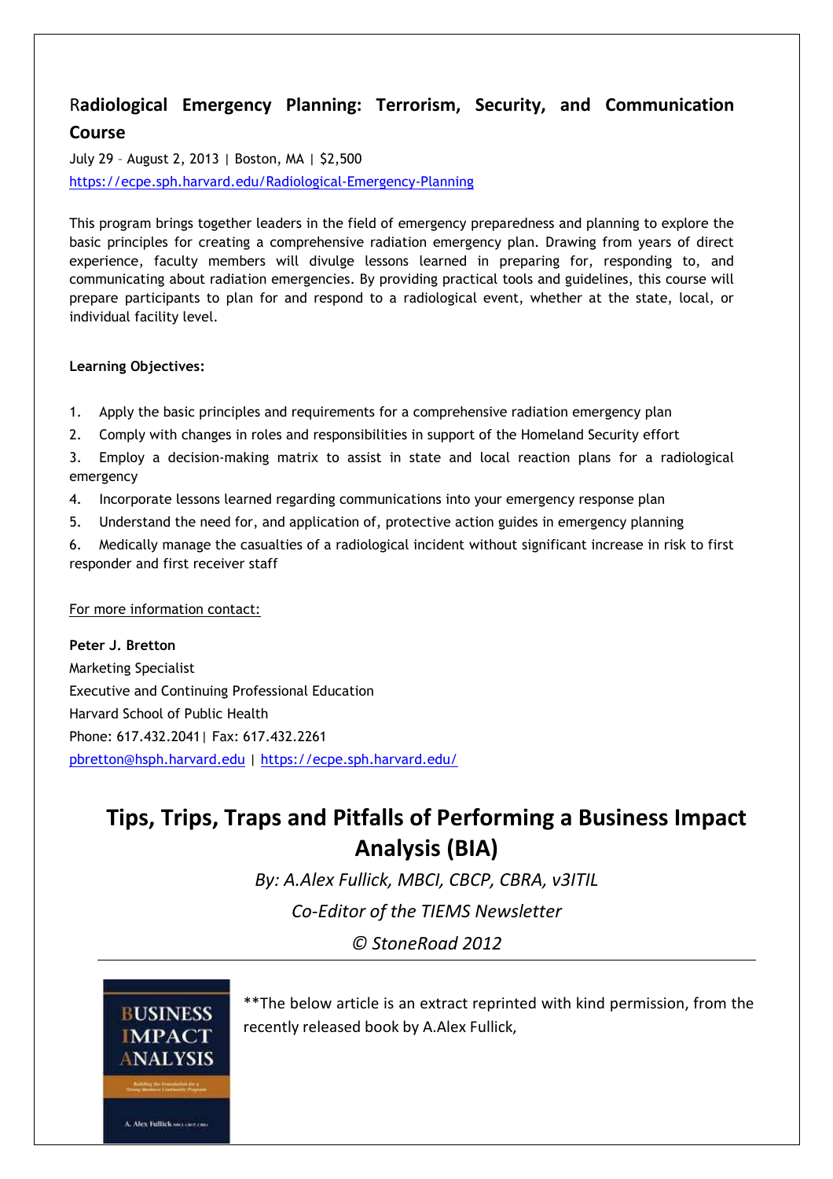## Radiological Emergency Planning: Terrorism, Security, and Communication Course

July 29 – August 2, 2013 | Boston, MA | $2,500

https://ecpe.sph.harvard.edu/Radiological-Emergency-Planning

This program brings together leaders in the field of emergency preparedness and planning to explore the basic principles for creating a comprehensive radiation emergency plan. Drawing from years of direct experience, faculty members will divulge lessons learned in preparing for, responding to, and communicating about radiation emergencies. By providing practical tools and guidelines, this course will prepare participants to plan for and respond to a radiological event, whether at the state, local, or individual facility level.

**Learning Objectives:**

1. Apply the basic principles and requirements for a comprehensive radiation emergency plan
2. Comply with changes in roles and responsibilities in support of the Homeland Security effort
3. Employ a decision-making matrix to assist in state and local reaction plans for a radiological emergency
4. Incorporate lessons learned regarding communications into your emergency response plan
5. Understand the need for, and application of, protective action guides in emergency planning
6. Medically manage the casualties of a radiological incident without significant increase in risk to first responder and first receiver staff

For more information contact:

**Peter J. Bretton**
Marketing Specialist
Executive and Continuing Professional Education
Harvard School of Public Health
Phone: 617.432.2041| Fax: 617.432.2261
pbretton@hsph.harvard.edu | https://ecpe.sph.harvard.edu/

# Tips, Trips, Traps and Pitfalls of Performing a Business Impact Analysis (BIA)

*By: A.Alex Fullick, MBCI, CBCP, CBRA, v3ITIL*

*Co-Editor of the TIEMS Newsletter*

*© StoneRoad 2012*

**The below article is an extract reprinted with kind permission, from the recently released book by A.Alex Fullick,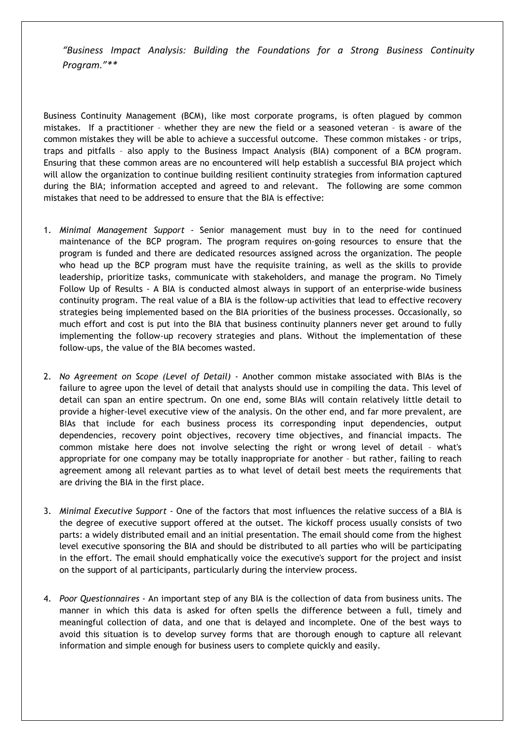*"Business Impact Analysis: Building the Foundations for a Strong Business Continuity Program."***

Business Continuity Management (BCM), like most corporate programs, is often plagued by common mistakes. If a practitioner – whether they are new the field or a seasoned veteran – is aware of the common mistakes they will be able to achieve a successful outcome. These common mistakes - or trips, traps and pitfalls – also apply to the Business Impact Analysis (BIA) component of a BCM program. Ensuring that these common areas are no encountered will help establish a successful BIA project which will allow the organization to continue building resilient continuity strategies from information captured during the BIA; information accepted and agreed to and relevant. The following are some common mistakes that need to be addressed to ensure that the BIA is effective:

1. *Minimal Management Support* - Senior management must buy in to the need for continued maintenance of the BCP program. The program requires on-going resources to ensure that the program is funded and there are dedicated resources assigned across the organization. The people who head up the BCP program must have the requisite training, as well as the skills to provide leadership, prioritize tasks, communicate with stakeholders, and manage the program. No Timely Follow Up of Results - A BIA is conducted almost always in support of an enterprise-wide business continuity program. The real value of a BIA is the follow-up activities that lead to effective recovery strategies being implemented based on the BIA priorities of the business processes. Occasionally, so much effort and cost is put into the BIA that business continuity planners never get around to fully implementing the follow-up recovery strategies and plans. Without the implementation of these follow-ups, the value of the BIA becomes wasted.

2. *No Agreement on Scope (Level of Detail)* - Another common mistake associated with BIAs is the failure to agree upon the level of detail that analysts should use in compiling the data. This level of detail can span an entire spectrum. On one end, some BIAs will contain relatively little detail to provide a higher-level executive view of the analysis. On the other end, and far more prevalent, are BIAs that include for each business process its corresponding input dependencies, output dependencies, recovery point objectives, recovery time objectives, and financial impacts. The common mistake here does not involve selecting the right or wrong level of detail – what's appropriate for one company may be totally inappropriate for another – but rather, failing to reach agreement among all relevant parties as to what level of detail best meets the requirements that are driving the BIA in the first place.

3. *Minimal Executive Support* - One of the factors that most influences the relative success of a BIA is the degree of executive support offered at the outset. The kickoff process usually consists of two parts: a widely distributed email and an initial presentation. The email should come from the highest level executive sponsoring the BIA and should be distributed to all parties who will be participating in the effort. The email should emphatically voice the executive's support for the project and insist on the support of al participants, particularly during the interview process.

4. *Poor Questionnaires* - An important step of any BIA is the collection of data from business units. The manner in which this data is asked for often spells the difference between a full, timely and meaningful collection of data, and one that is delayed and incomplete. One of the best ways to avoid this situation is to develop survey forms that are thorough enough to capture all relevant information and simple enough for business users to complete quickly and easily.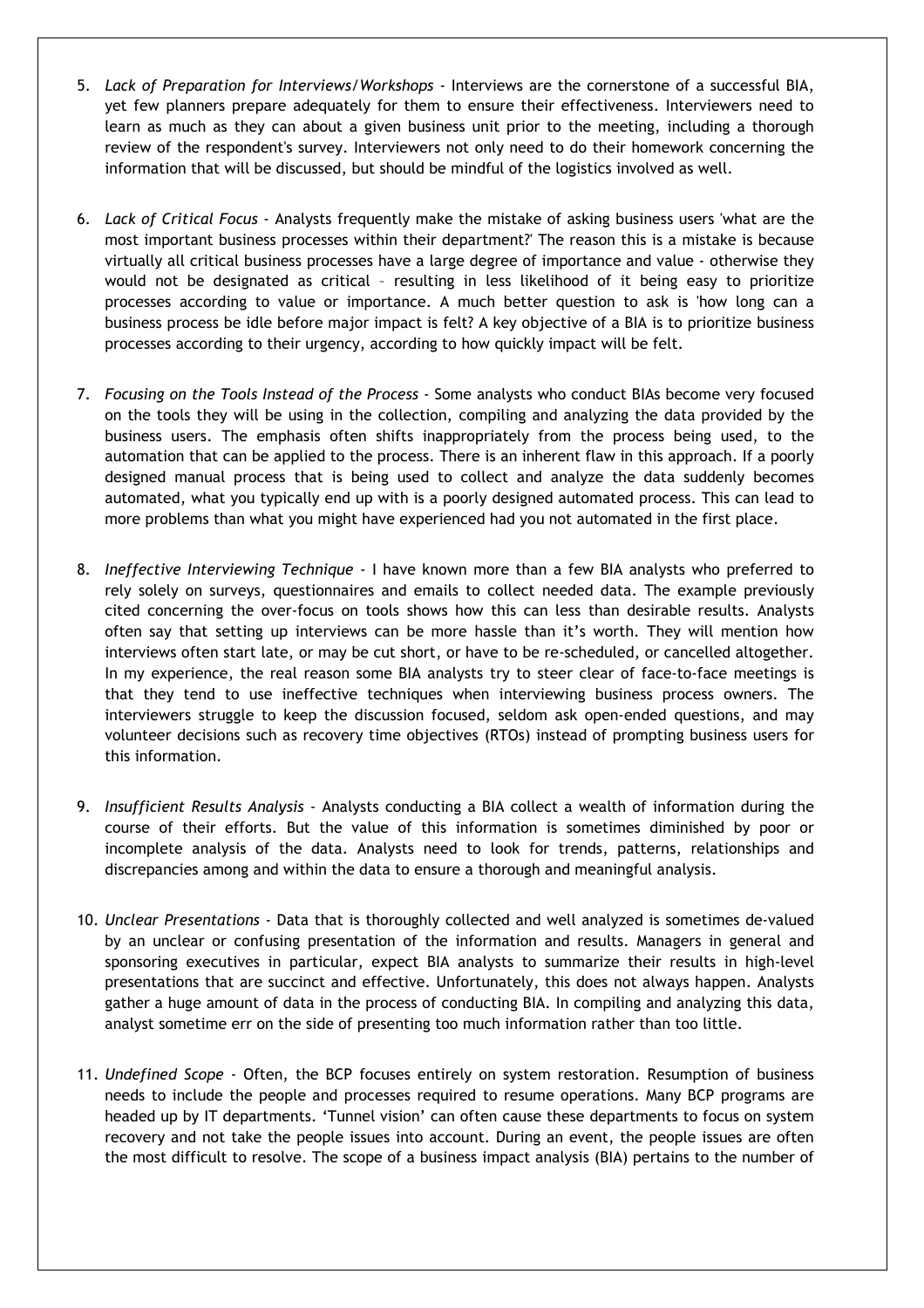5. *Lack of Preparation for Interviews/Workshops* - Interviews are the cornerstone of a successful BIA, yet few planners prepare adequately for them to ensure their effectiveness. Interviewers need to learn as much as they can about a given business unit prior to the meeting, including a thorough review of the respondent's survey. Interviewers not only need to do their homework concerning the information that will be discussed, but should be mindful of the logistics involved as well.

6. *Lack of Critical Focus* - Analysts frequently make the mistake of asking business users 'what are the most important business processes within their department?' The reason this is a mistake is because virtually all critical business processes have a large degree of importance and value - otherwise they would not be designated as critical – resulting in less likelihood of it being easy to prioritize processes according to value or importance. A much better question to ask is 'how long can a business process be idle before major impact is felt? A key objective of a BIA is to prioritize business processes according to their urgency, according to how quickly impact will be felt.

7. *Focusing on the Tools Instead of the Process* - Some analysts who conduct BIAs become very focused on the tools they will be using in the collection, compiling and analyzing the data provided by the business users. The emphasis often shifts inappropriately from the process being used, to the automation that can be applied to the process. There is an inherent flaw in this approach. If a poorly designed manual process that is being used to collect and analyze the data suddenly becomes automated, what you typically end up with is a poorly designed automated process. This can lead to more problems than what you might have experienced had you not automated in the first place.

8. *Ineffective Interviewing Technique* - I have known more than a few BIA analysts who preferred to rely solely on surveys, questionnaires and emails to collect needed data. The example previously cited concerning the over-focus on tools shows how this can less than desirable results. Analysts often say that setting up interviews can be more hassle than it's worth. They will mention how interviews often start late, or may be cut short, or have to be re-scheduled, or cancelled altogether. In my experience, the real reason some BIA analysts try to steer clear of face-to-face meetings is that they tend to use ineffective techniques when interviewing business process owners. The interviewers struggle to keep the discussion focused, seldom ask open-ended questions, and may volunteer decisions such as recovery time objectives (RTOs) instead of prompting business users for this information.

9. *Insufficient Results Analysis* - Analysts conducting a BIA collect a wealth of information during the course of their efforts. But the value of this information is sometimes diminished by poor or incomplete analysis of the data. Analysts need to look for trends, patterns, relationships and discrepancies among and within the data to ensure a thorough and meaningful analysis.

10. *Unclear Presentations* - Data that is thoroughly collected and well analyzed is sometimes de-valued by an unclear or confusing presentation of the information and results. Managers in general and sponsoring executives in particular, expect BIA analysts to summarize their results in high-level presentations that are succinct and effective. Unfortunately, this does not always happen. Analysts gather a huge amount of data in the process of conducting BIA. In compiling and analyzing this data, analyst sometime err on the side of presenting too much information rather than too little.

11. *Undefined Scope* - Often, the BCP focuses entirely on system restoration. Resumption of business needs to include the people and processes required to resume operations. Many BCP programs are headed up by IT departments. 'Tunnel vision' can often cause these departments to focus on system recovery and not take the people issues into account. During an event, the people issues are often the most difficult to resolve. The scope of a business impact analysis (BIA) pertains to the number of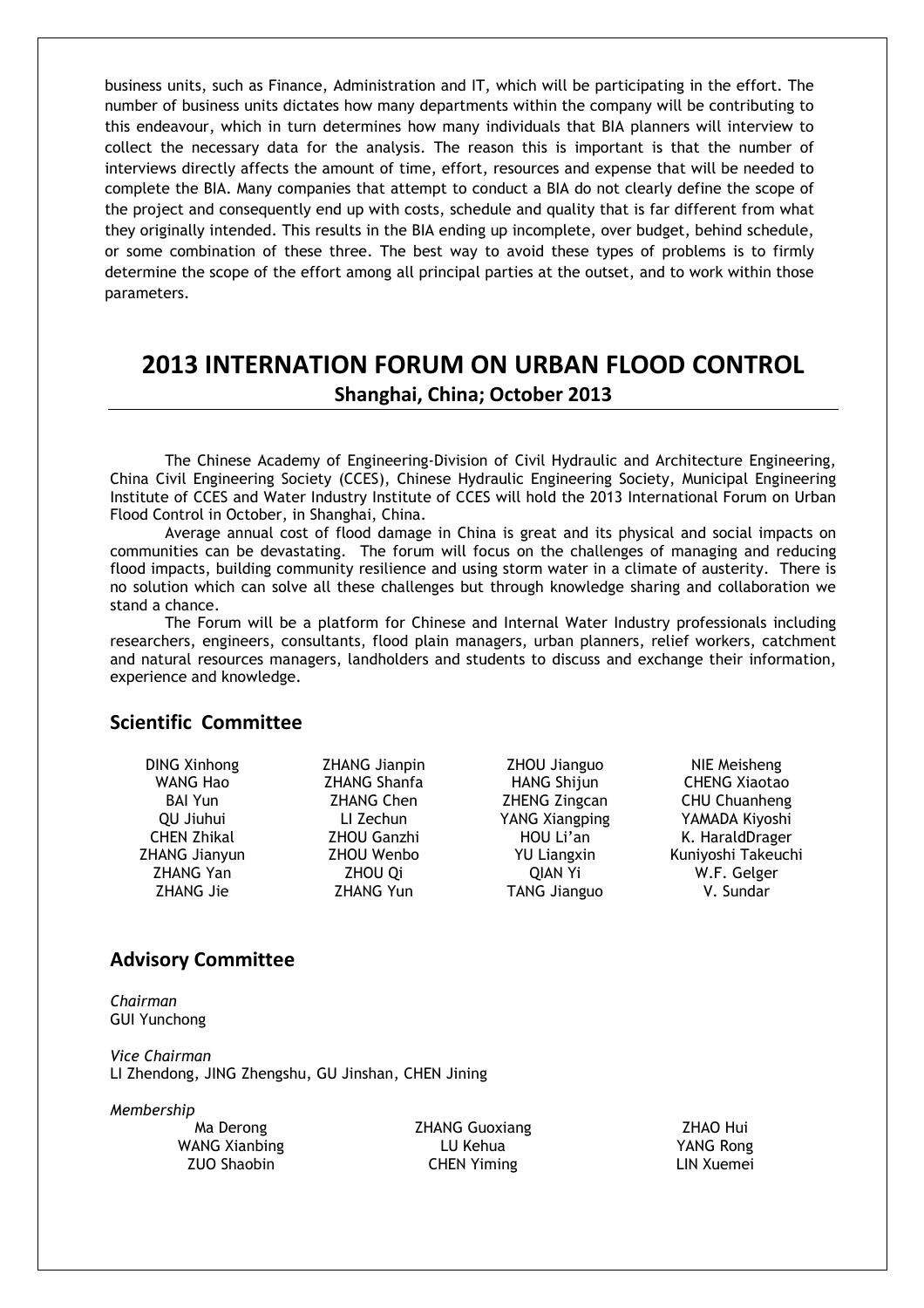business units, such as Finance, Administration and IT, which will be participating in the effort. The number of business units dictates how many departments within the company will be contributing to this endeavour, which in turn determines how many individuals that BIA planners will interview to collect the necessary data for the analysis. The reason this is important is that the number of interviews directly affects the amount of time, effort, resources and expense that will be needed to complete the BIA. Many companies that attempt to conduct a BIA do not clearly define the scope of the project and consequently end up with costs, schedule and quality that is far different from what they originally intended. This results in the BIA ending up incomplete, over budget, behind schedule, or some combination of these three. The best way to avoid these types of problems is to firmly determine the scope of the effort among all principal parties at the outset, and to work within those parameters.

# 2013 INTERNATION FORUM ON URBAN FLOOD CONTROL

**Shanghai, China; October 2013**

The Chinese Academy of Engineering-Division of Civil Hydraulic and Architecture Engineering, China Civil Engineering Society (CCES), Chinese Hydraulic Engineering Society, Municipal Engineering Institute of CCES and Water Industry Institute of CCES will hold the 2013 International Forum on Urban Flood Control in October, in Shanghai, China.

Average annual cost of flood damage in China is great and its physical and social impacts on communities can be devastating. The forum will focus on the challenges of managing and reducing flood impacts, building community resilience and using storm water in a climate of austerity. There is no solution which can solve all these challenges but through knowledge sharing and collaboration we stand a chance.

The Forum will be a platform for Chinese and Internal Water Industry professionals including researchers, engineers, consultants, flood plain managers, urban planners, relief workers, catchment and natural resources managers, landholders and students to discuss and exchange their information, experience and knowledge.

## Scientific Committee

DING Xinhong
WANG Hao
BAI Yun
QU Jiuhui
CHEN Zhikal
ZHANG Jianyun
ZHANG Yan
ZHANG Jie
ZHANG Jianpin
ZHANG Shanfa
ZHANG Chen
LI Zechun
ZHOU Ganzhi
ZHOU Wenbo
ZHOU Qi
ZHANG Yun
ZHOU Jianguo
HANG Shijun
ZHENG Zingcan
YANG Xiangping
HOU Li'an
YU Liangxin
QIAN Yi
TANG Jianguo
NIE Meisheng
CHENG Xiaotao
CHU Chuanheng
YAMADA Kiyoshi
K. HaraldDrager
Kuniyoshi Takeuchi
W.F. Gelger
V. Sundar

## Advisory Committee

*Chairman*
GUI Yunchong

*Vice Chairman*
LI Zhendong, JING Zhengshu, GU Jinshan, CHEN Jining

*Membership*
Ma Derong
WANG Xianbing
ZUO Shaobin
ZHANG Guoxiang
LU Kehua
CHEN Yiming
ZHAO Hui
YANG Rong
LIN Xuemei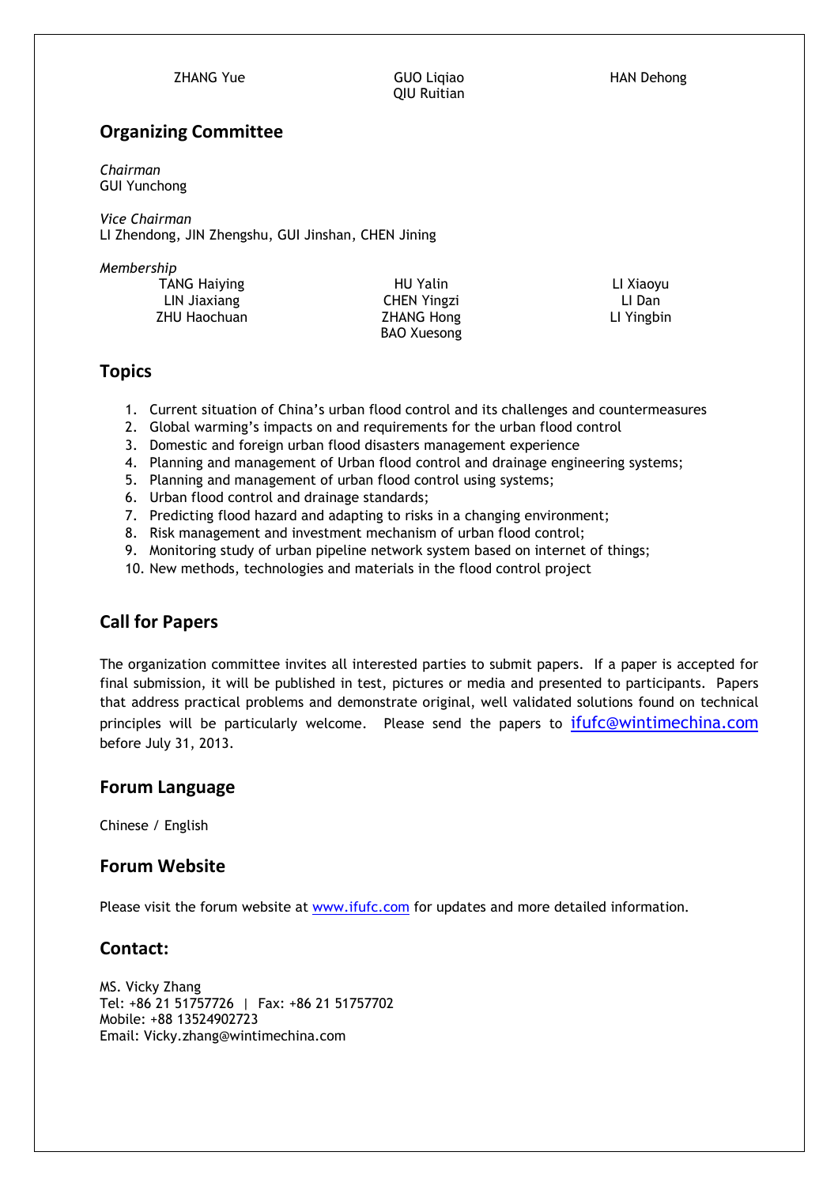ZHANG Yue GUO Liqiao QIU Ruitian HAN Dehong

## Organizing Committee

*Chairman*
GUI Yunchong

*Vice Chairman*
LI Zhendong, JIN Zhengshu, GUI Jinshan, CHEN Jining

*Membership*

TANG Haiying
LIN Jiaxiang
ZHU Haochuan
HU Yalin
CHEN Yingzi
ZHANG Hong
BAO Xuesong
LI Xiaoyu
LI Dan
LI Yingbin

## Topics

1. Current situation of China's urban flood control and its challenges and countermeasures
2. Global warming's impacts on and requirements for the urban flood control
3. Domestic and foreign urban flood disasters management experience
4. Planning and management of Urban flood control and drainage engineering systems;
5. Planning and management of urban flood control using systems;
6. Urban flood control and drainage standards;
7. Predicting flood hazard and adapting to risks in a changing environment;
8. Risk management and investment mechanism of urban flood control;
9. Monitoring study of urban pipeline network system based on internet of things;
10. New methods, technologies and materials in the flood control project

## Call for Papers

The organization committee invites all interested parties to submit papers. If a paper is accepted for final submission, it will be published in test, pictures or media and presented to participants. Papers that address practical problems and demonstrate original, well validated solutions found on technical principles will be particularly welcome. Please send the papers to ifufc@wintimechina.com before July 31, 2013.

## Forum Language

Chinese / English

## Forum Website

Please visit the forum website at www.ifufc.com for updates and more detailed information.

## Contact:

MS. Vicky Zhang
Tel: +86 21 51757726 | Fax: +86 21 51757702
Mobile: +88 13524902723
Email: Vicky.zhang@wintimechina.com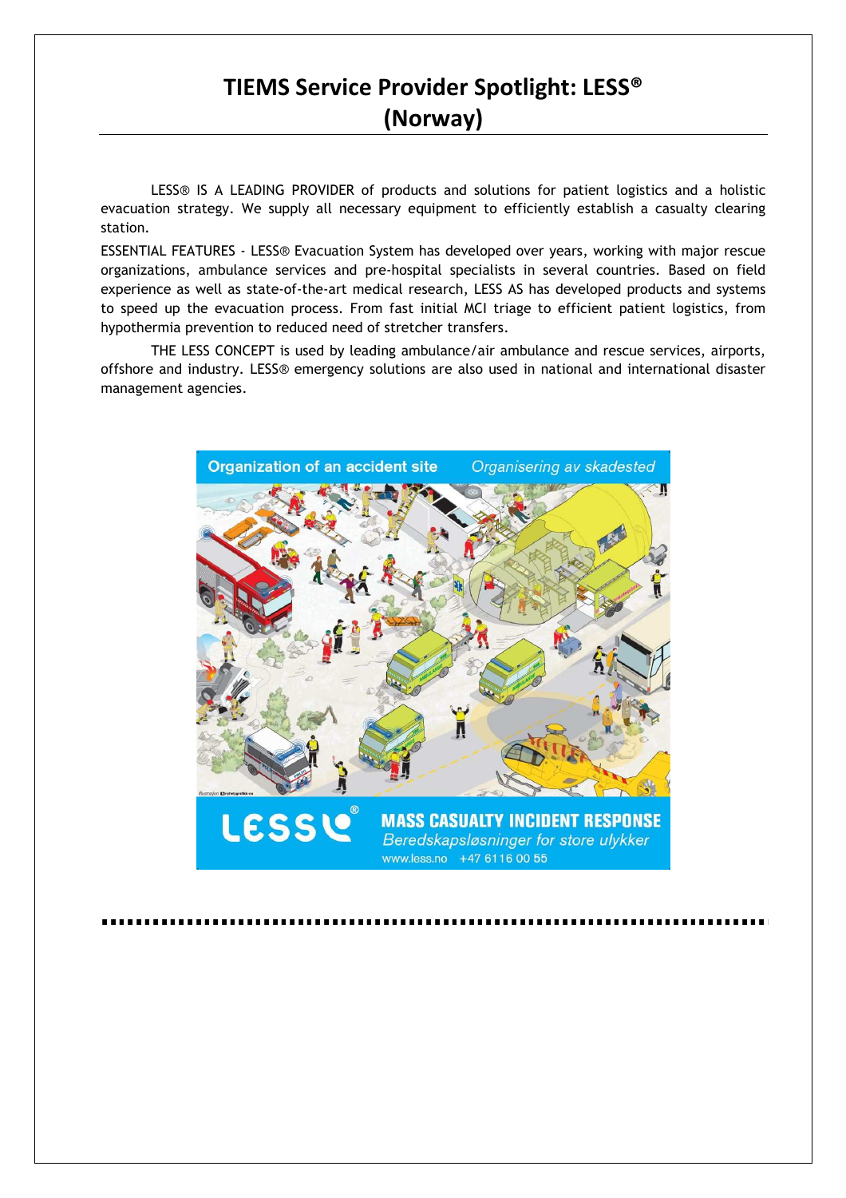# TIEMS Service Provider Spotlight: LESS® (Norway)

LESS® IS A LEADING PROVIDER of products and solutions for patient logistics and a holistic evacuation strategy. We supply all necessary equipment to efficiently establish a casualty clearing station.

ESSENTIAL FEATURES - LESS® Evacuation System has developed over years, working with major rescue organizations, ambulance services and pre-hospital specialists in several countries. Based on field experience as well as state-of-the-art medical research, LESS AS has developed products and systems to speed up the evacuation process. From fast initial MCI triage to efficient patient logistics, from hypothermia prevention to reduced need of stretcher transfers.

THE LESS CONCEPT is used by leading ambulance/air ambulance and rescue services, airports, offshore and industry. LESS® emergency solutions are also used in national and international disaster management agencies.

Organization of an accident site *Organisering av skadested*

LESS®

**MASS CASUALTY INCIDENT RESPONSE**

*Beredskapsløsninger for store ulykker*

www.less.no +47 6116 00 55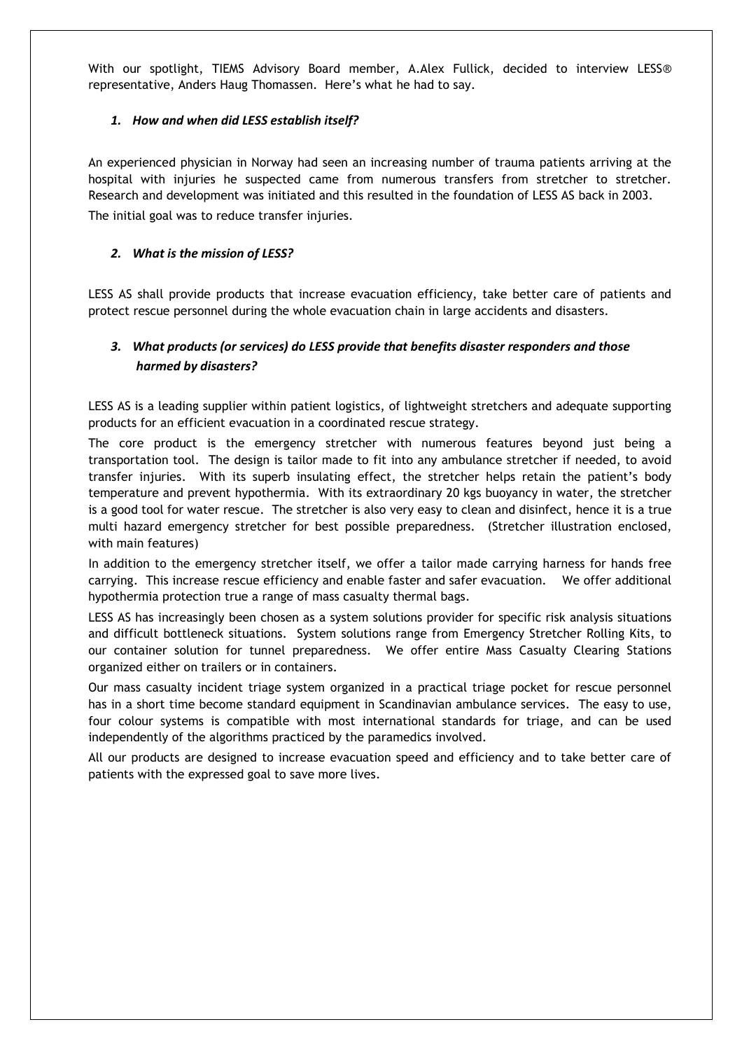With our spotlight, TIEMS Advisory Board member, A.Alex Fullick, decided to interview LESS® representative, Anders Haug Thomassen. Here's what he had to say.

### *1. How and when did LESS establish itself?*

An experienced physician in Norway had seen an increasing number of trauma patients arriving at the hospital with injuries he suspected came from numerous transfers from stretcher to stretcher. Research and development was initiated and this resulted in the foundation of LESS AS back in 2003.

The initial goal was to reduce transfer injuries.

### *2. What is the mission of LESS?*

LESS AS shall provide products that increase evacuation efficiency, take better care of patients and protect rescue personnel during the whole evacuation chain in large accidents and disasters.

### *3. What products (or services) do LESS provide that benefits disaster responders and those harmed by disasters?*

LESS AS is a leading supplier within patient logistics, of lightweight stretchers and adequate supporting products for an efficient evacuation in a coordinated rescue strategy.

The core product is the emergency stretcher with numerous features beyond just being a transportation tool. The design is tailor made to fit into any ambulance stretcher if needed, to avoid transfer injuries. With its superb insulating effect, the stretcher helps retain the patient's body temperature and prevent hypothermia. With its extraordinary 20 kgs buoyancy in water, the stretcher is a good tool for water rescue. The stretcher is also very easy to clean and disinfect, hence it is a true multi hazard emergency stretcher for best possible preparedness. (Stretcher illustration enclosed, with main features)

In addition to the emergency stretcher itself, we offer a tailor made carrying harness for hands free carrying. This increase rescue efficiency and enable faster and safer evacuation. We offer additional hypothermia protection true a range of mass casualty thermal bags.

LESS AS has increasingly been chosen as a system solutions provider for specific risk analysis situations and difficult bottleneck situations. System solutions range from Emergency Stretcher Rolling Kits, to our container solution for tunnel preparedness. We offer entire Mass Casualty Clearing Stations organized either on trailers or in containers.

Our mass casualty incident triage system organized in a practical triage pocket for rescue personnel has in a short time become standard equipment in Scandinavian ambulance services. The easy to use, four colour systems is compatible with most international standards for triage, and can be used independently of the algorithms practiced by the paramedics involved.

All our products are designed to increase evacuation speed and efficiency and to take better care of patients with the expressed goal to save more lives.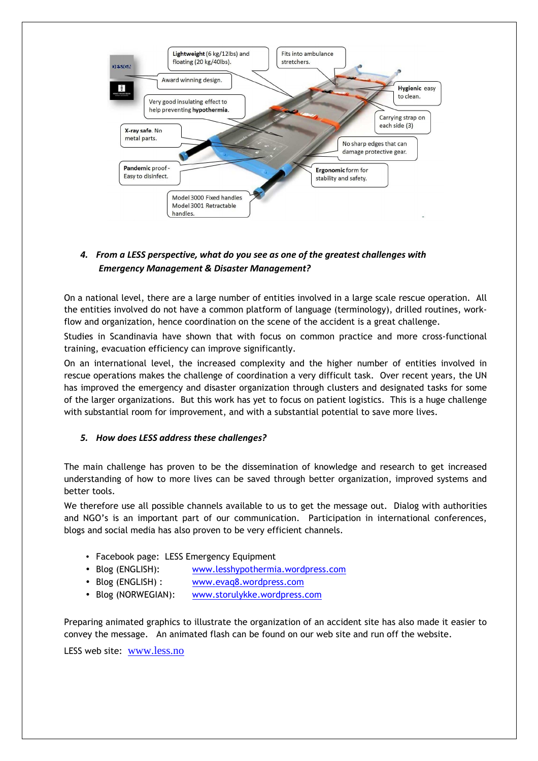- **Lightweight** (6 kg/12lbs) and floating (20 kg/40lbs).
- Fits into ambulance stretchers.
- Award winning design.
- **Hygienic** easy to clean.
- Very good insulating effect to help preventing **hypothermia**.
- Carrying strap on each side (3)
- **X-ray safe**. No metal parts.
- No sharp edges that can damage protective gear.
- **Pandemic** proof - Easy to disinfect.
- **Ergonomic** form for stability and safety.
- Model 3000 Fixed handles Model 3001 Retractable handles.

### *4. From a LESS perspective, what do you see as one of the greatest challenges with Emergency Management & Disaster Management?*

On a national level, there are a large number of entities involved in a large scale rescue operation. All the entities involved do not have a common platform of language (terminology), drilled routines, work-flow and organization, hence coordination on the scene of the accident is a great challenge.

Studies in Scandinavia have shown that with focus on common practice and more cross-functional training, evacuation efficiency can improve significantly.

On an international level, the increased complexity and the higher number of entities involved in rescue operations makes the challenge of coordination a very difficult task. Over recent years, the UN has improved the emergency and disaster organization through clusters and designated tasks for some of the larger organizations. But this work has yet to focus on patient logistics. This is a huge challenge with substantial room for improvement, and with a substantial potential to save more lives.

### *5. How does LESS address these challenges?*

The main challenge has proven to be the dissemination of knowledge and research to get increased understanding of how to more lives can be saved through better organization, improved systems and better tools.

We therefore use all possible channels available to us to get the message out. Dialog with authorities and NGO's is an important part of our communication. Participation in international conferences, blogs and social media has also proven to be very efficient channels.

- Facebook page: LESS Emergency Equipment
- Blog (ENGLISH): www.lesshypothermia.wordpress.com
- Blog (ENGLISH) : www.evaq8.wordpress.com
- Blog (NORWEGIAN): www.storulykke.wordpress.com

Preparing animated graphics to illustrate the organization of an accident site has also made it easier to convey the message. An animated flash can be found on our web site and run off the website.

LESS web site: www.less.no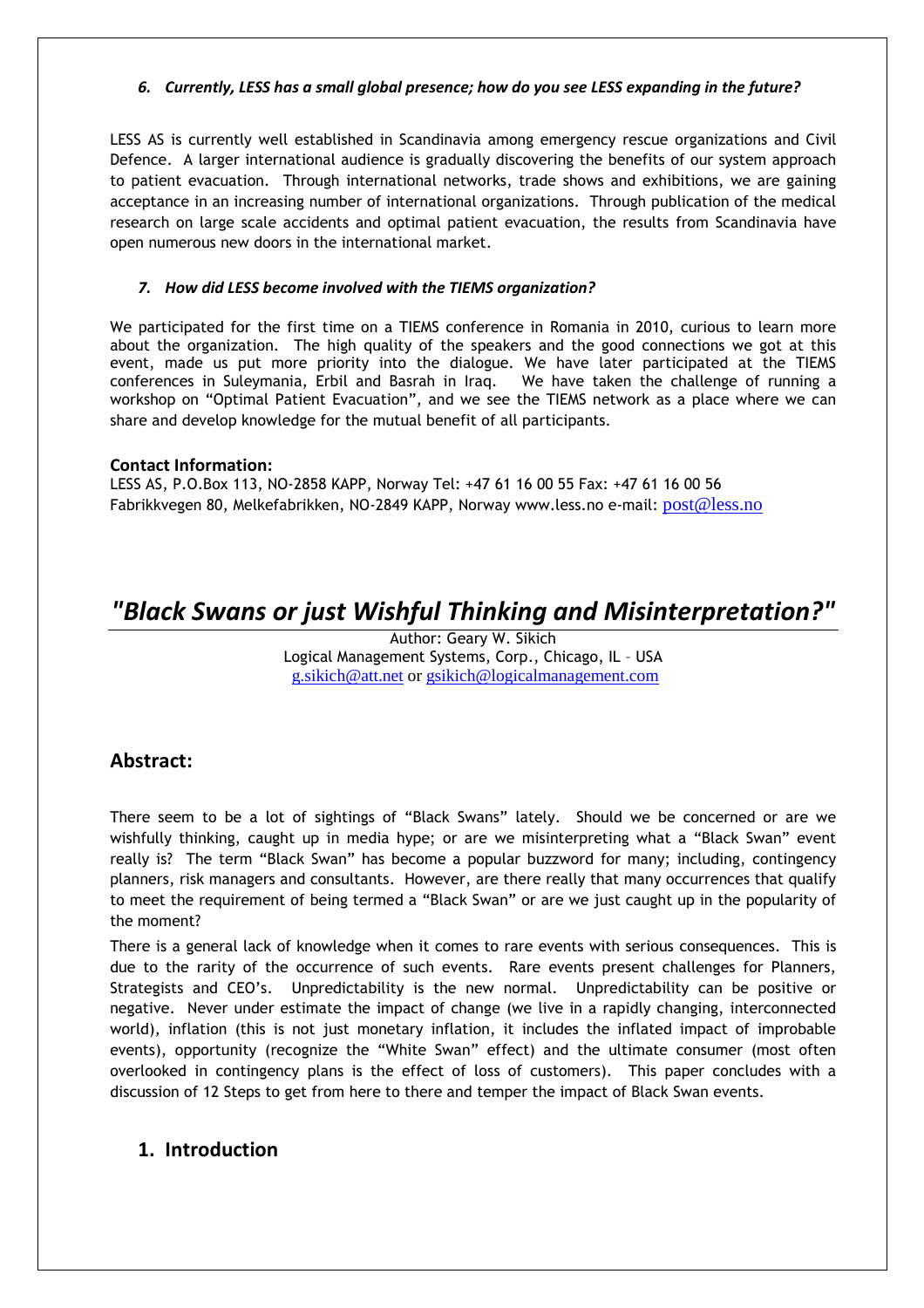### *6. Currently, LESS has a small global presence; how do you see LESS expanding in the future?*

LESS AS is currently well established in Scandinavia among emergency rescue organizations and Civil Defence. A larger international audience is gradually discovering the benefits of our system approach to patient evacuation. Through international networks, trade shows and exhibitions, we are gaining acceptance in an increasing number of international organizations. Through publication of the medical research on large scale accidents and optimal patient evacuation, the results from Scandinavia have open numerous new doors in the international market.

### *7. How did LESS become involved with the TIEMS organization?*

We participated for the first time on a TIEMS conference in Romania in 2010, curious to learn more about the organization. The high quality of the speakers and the good connections we got at this event, made us put more priority into the dialogue. We have later participated at the TIEMS conferences in Suleymania, Erbil and Basrah in Iraq. We have taken the challenge of running a workshop on "Optimal Patient Evacuation", and we see the TIEMS network as a place where we can share and develop knowledge for the mutual benefit of all participants.

**Contact Information:**
LESS AS, P.O.Box 113, NO-2858 KAPP, Norway Tel: +47 61 16 00 55 Fax: +47 61 16 00 56
Fabrikkvegen 80, Melkefabrikken, NO-2849 KAPP, Norway www.less.no e-mail: post@less.no

# *"Black Swans or just Wishful Thinking and Misinterpretation?"*

Author: Geary W. Sikich
Logical Management Systems, Corp., Chicago, IL – USA
g.sikich@att.net or gsikich@logicalmanagement.com

## Abstract:

There seem to be a lot of sightings of "Black Swans" lately. Should we be concerned or are we wishfully thinking, caught up in media hype; or are we misinterpreting what a "Black Swan" event really is? The term "Black Swan" has become a popular buzzword for many; including, contingency planners, risk managers and consultants. However, are there really that many occurrences that qualify to meet the requirement of being termed a "Black Swan" or are we just caught up in the popularity of the moment?

There is a general lack of knowledge when it comes to rare events with serious consequences. This is due to the rarity of the occurrence of such events. Rare events present challenges for Planners, Strategists and CEO's. Unpredictability is the new normal. Unpredictability can be positive or negative. Never under estimate the impact of change (we live in a rapidly changing, interconnected world), inflation (this is not just monetary inflation, it includes the inflated impact of improbable events), opportunity (recognize the "White Swan" effect) and the ultimate consumer (most often overlooked in contingency plans is the effect of loss of customers). This paper concludes with a discussion of 12 Steps to get from here to there and temper the impact of Black Swan events.

## 1. Introduction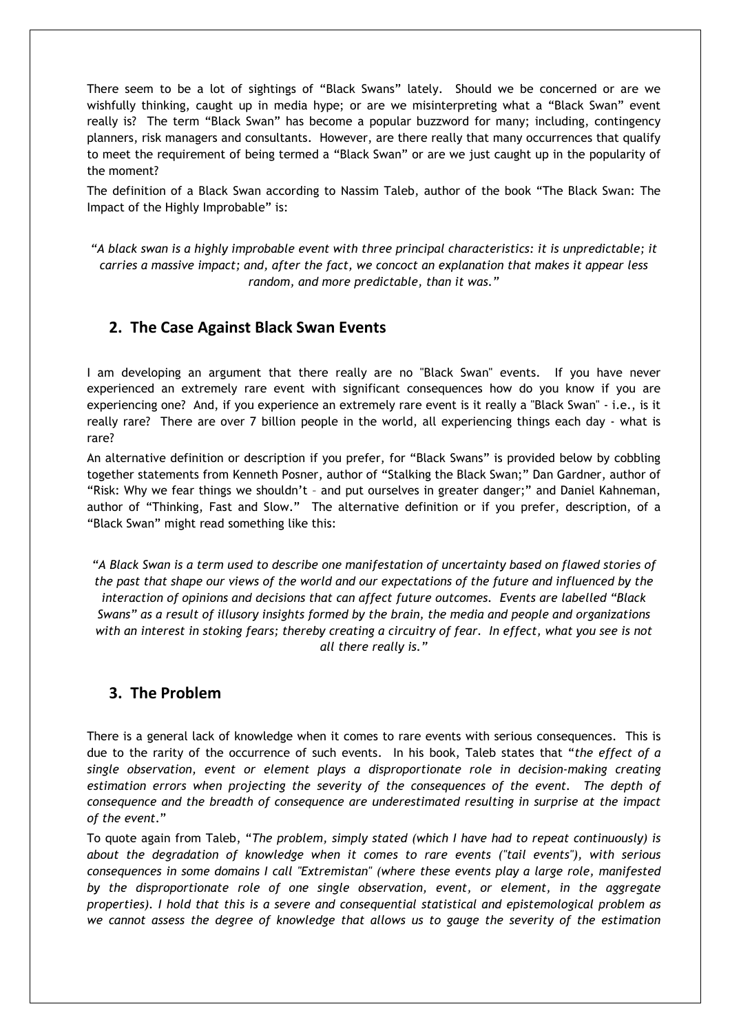There seem to be a lot of sightings of "Black Swans" lately. Should we be concerned or are we wishfully thinking, caught up in media hype; or are we misinterpreting what a "Black Swan" event really is? The term "Black Swan" has become a popular buzzword for many; including, contingency planners, risk managers and consultants. However, are there really that many occurrences that qualify to meet the requirement of being termed a "Black Swan" or are we just caught up in the popularity of the moment?

The definition of a Black Swan according to Nassim Taleb, author of the book "The Black Swan: The Impact of the Highly Improbable" is:

*"A black swan is a highly improbable event with three principal characteristics: it is unpredictable; it carries a massive impact; and, after the fact, we concoct an explanation that makes it appear less random, and more predictable, than it was."*

## 2. The Case Against Black Swan Events

I am developing an argument that there really are no "Black Swan" events. If you have never experienced an extremely rare event with significant consequences how do you know if you are experiencing one? And, if you experience an extremely rare event is it really a "Black Swan" - i.e., is it really rare? There are over 7 billion people in the world, all experiencing things each day - what is rare?

An alternative definition or description if you prefer, for "Black Swans" is provided below by cobbling together statements from Kenneth Posner, author of "Stalking the Black Swan;" Dan Gardner, author of "Risk: Why we fear things we shouldn't – and put ourselves in greater danger;" and Daniel Kahneman, author of "Thinking, Fast and Slow." The alternative definition or if you prefer, description, of a "Black Swan" might read something like this:

*"A Black Swan is a term used to describe one manifestation of uncertainty based on flawed stories of the past that shape our views of the world and our expectations of the future and influenced by the interaction of opinions and decisions that can affect future outcomes. Events are labelled "Black Swans" as a result of illusory insights formed by the brain, the media and people and organizations with an interest in stoking fears; thereby creating a circuitry of fear. In effect, what you see is not all there really is."*

## 3. The Problem

There is a general lack of knowledge when it comes to rare events with serious consequences. This is due to the rarity of the occurrence of such events. In his book, Taleb states that "*the effect of a single observation, event or element plays a disproportionate role in decision-making creating estimation errors when projecting the severity of the consequences of the event. The depth of consequence and the breadth of consequence are underestimated resulting in surprise at the impact of the event.*"

To quote again from Taleb, "*The problem, simply stated (which I have had to repeat continuously) is about the degradation of knowledge when it comes to rare events ("tail events"), with serious consequences in some domains I call "Extremistan" (where these events play a large role, manifested by the disproportionate role of one single observation, event, or element, in the aggregate properties). I hold that this is a severe and consequential statistical and epistemological problem as we cannot assess the degree of knowledge that allows us to gauge the severity of the estimation*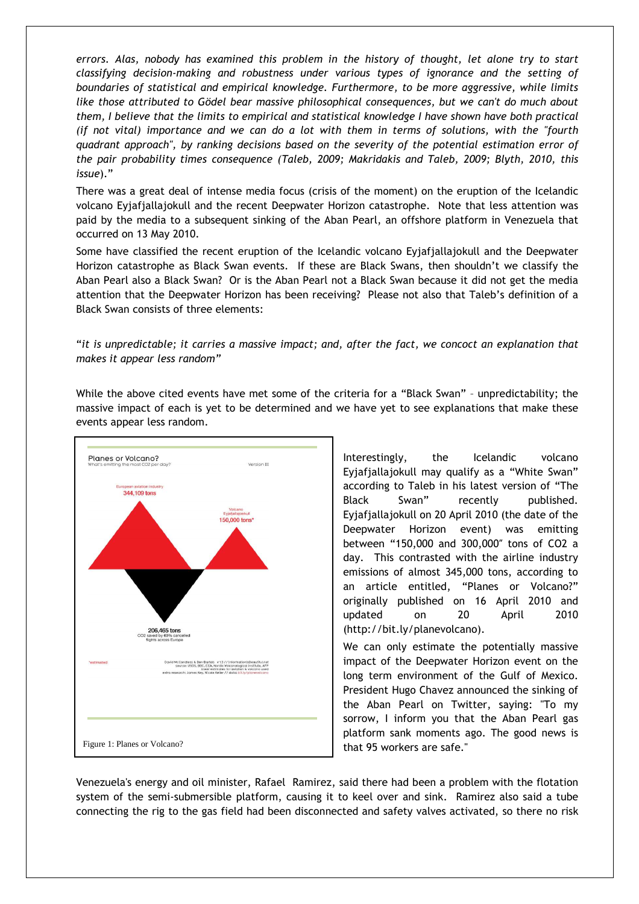*errors. Alas, nobody has examined this problem in the history of thought, let alone try to start classifying decision-making and robustness under various types of ignorance and the setting of boundaries of statistical and empirical knowledge. Furthermore, to be more aggressive, while limits like those attributed to Gödel bear massive philosophical consequences, but we can't do much about them, I believe that the limits to empirical and statistical knowledge I have shown have both practical (if not vital) importance and we can do a lot with them in terms of solutions, with the "fourth quadrant approach", by ranking decisions based on the severity of the potential estimation error of the pair probability times consequence (Taleb, 2009; Makridakis and Taleb, 2009; Blyth, 2010, this issue).*"

There was a great deal of intense media focus (crisis of the moment) on the eruption of the Icelandic volcano Eyjafjallajokull and the recent Deepwater Horizon catastrophe. Note that less attention was paid by the media to a subsequent sinking of the Aban Pearl, an offshore platform in Venezuela that occurred on 13 May 2010.

Some have classified the recent eruption of the Icelandic volcano Eyjafjallajokull and the Deepwater Horizon catastrophe as Black Swan events. If these are Black Swans, then shouldn't we classify the Aban Pearl also a Black Swan? Or is the Aban Pearl not a Black Swan because it did not get the media attention that the Deepwater Horizon has been receiving? Please not also that Taleb's definition of a Black Swan consists of three elements:

"*it is unpredictable; it carries a massive impact; and, after the fact, we concoct an explanation that makes it appear less random*"

While the above cited events have met some of the criteria for a "Black Swan" – unpredictability; the massive impact of each is yet to be determined and we have yet to see explanations that make these events appear less random.

Figure 1: Planes or Volcano?

Interestingly, the Icelandic volcano Eyjafjallajokull may qualify as a "White Swan" according to Taleb in his latest version of "The Black Swan" recently published. Eyjafjallajokull on 20 April 2010 (the date of the Deepwater Horizon event) was emitting between "150,000 and 300,000″ tons of CO2 a day. This contrasted with the airline industry emissions of almost 345,000 tons, according to an article entitled, "Planes or Volcano?" originally published on 16 April 2010 and updated on 20 April 2010 (http://bit.ly/planevolcano).

We can only estimate the potentially massive impact of the Deepwater Horizon event on the long term environment of the Gulf of Mexico. President Hugo Chavez announced the sinking of the Aban Pearl on Twitter, saying: "To my sorrow, I inform you that the Aban Pearl gas platform sank moments ago. The good news is that 95 workers are safe."

Venezuela's energy and oil minister, Rafael Ramirez, said there had been a problem with the flotation system of the semi-submersible platform, causing it to keel over and sink. Ramirez also said a tube connecting the rig to the gas field had been disconnected and safety valves activated, so there no risk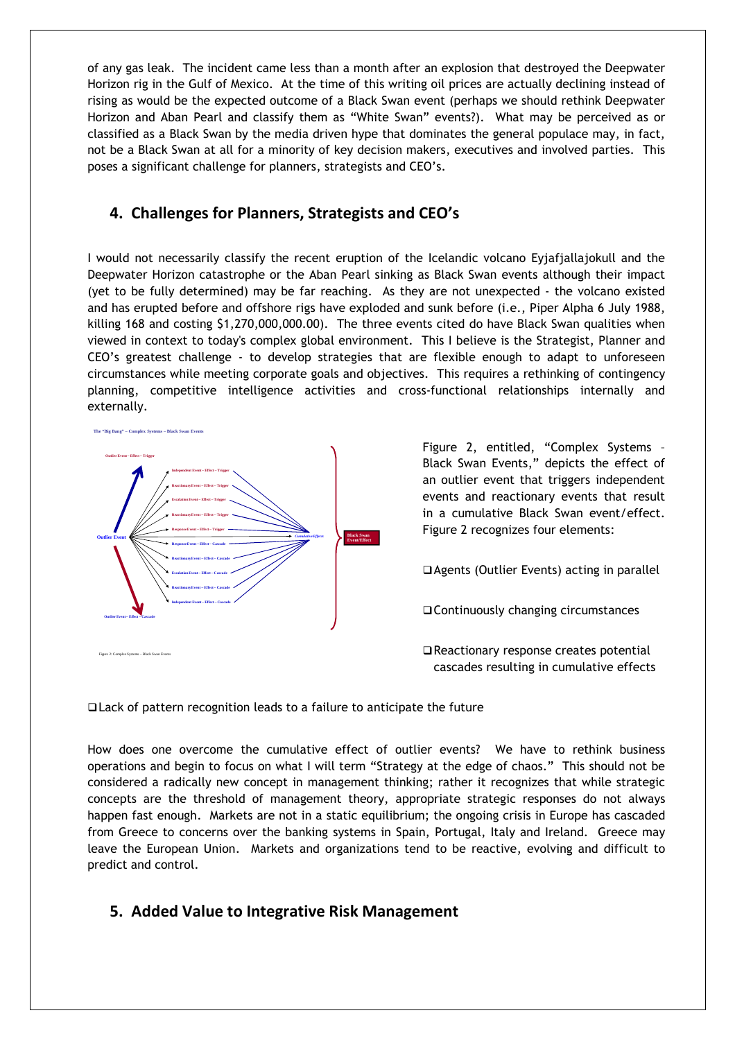of any gas leak. The incident came less than a month after an explosion that destroyed the Deepwater Horizon rig in the Gulf of Mexico. At the time of this writing oil prices are actually declining instead of rising as would be the expected outcome of a Black Swan event (perhaps we should rethink Deepwater Horizon and Aban Pearl and classify them as "White Swan" events?). What may be perceived as or classified as a Black Swan by the media driven hype that dominates the general populace may, in fact, not be a Black Swan at all for a minority of key decision makers, executives and involved parties. This poses a significant challenge for planners, strategists and CEO's.

## 4. Challenges for Planners, Strategists and CEO's

I would not necessarily classify the recent eruption of the Icelandic volcano Eyjafjallajokull and the Deepwater Horizon catastrophe or the Aban Pearl sinking as Black Swan events although their impact (yet to be fully determined) may be far reaching. As they are not unexpected - the volcano existed and has erupted before and offshore rigs have exploded and sunk before (i.e., Piper Alpha 6 July 1988, killing 168 and costing $1,270,000,000.00). The three events cited do have Black Swan qualities when viewed in context to today's complex global environment. This I believe is the Strategist, Planner and CEO's greatest challenge - to develop strategies that are flexible enough to adapt to unforeseen circumstances while meeting corporate goals and objectives. This requires a rethinking of contingency planning, competitive intelligence activities and cross-functional relationships internally and externally.

The "Big Bang" – Complex Systems – Black Swan Events

Outlier Event – Effect – Trigger

Independent Event – Effect – Trigger

Reactionary Event – Effect – Trigger

Escalation Event – Effect – Trigger

Reactionary Event – Effect – Trigger

Response Event – Effect – Trigger

Outlier Event

Cumulative Effects

Black Swan Event/Effect

Response Event – Effect – Cascade

Reactionary Event – Effect – Cascade

Escalation Event – Effect – Cascade

Reactionary Event – Effect – Cascade

Independent Event – Effect – Cascade

Outlier Event – Effect – Cascade

Figure 2: Complex Systems – Black Swan Events

Figure 2, entitled, "Complex Systems – Black Swan Events," depicts the effect of an outlier event that triggers independent events and reactionary events that result in a cumulative Black Swan event/effect. Figure 2 recognizes four elements:

- Agents (Outlier Events) acting in parallel
- Continuously changing circumstances
- Reactionary response creates potential cascades resulting in cumulative effects
- Lack of pattern recognition leads to a failure to anticipate the future

How does one overcome the cumulative effect of outlier events? We have to rethink business operations and begin to focus on what I will term "Strategy at the edge of chaos." This should not be considered a radically new concept in management thinking; rather it recognizes that while strategic concepts are the threshold of management theory, appropriate strategic responses do not always happen fast enough. Markets are not in a static equilibrium; the ongoing crisis in Europe has cascaded from Greece to concerns over the banking systems in Spain, Portugal, Italy and Ireland. Greece may leave the European Union. Markets and organizations tend to be reactive, evolving and difficult to predict and control.

## 5. Added Value to Integrative Risk Management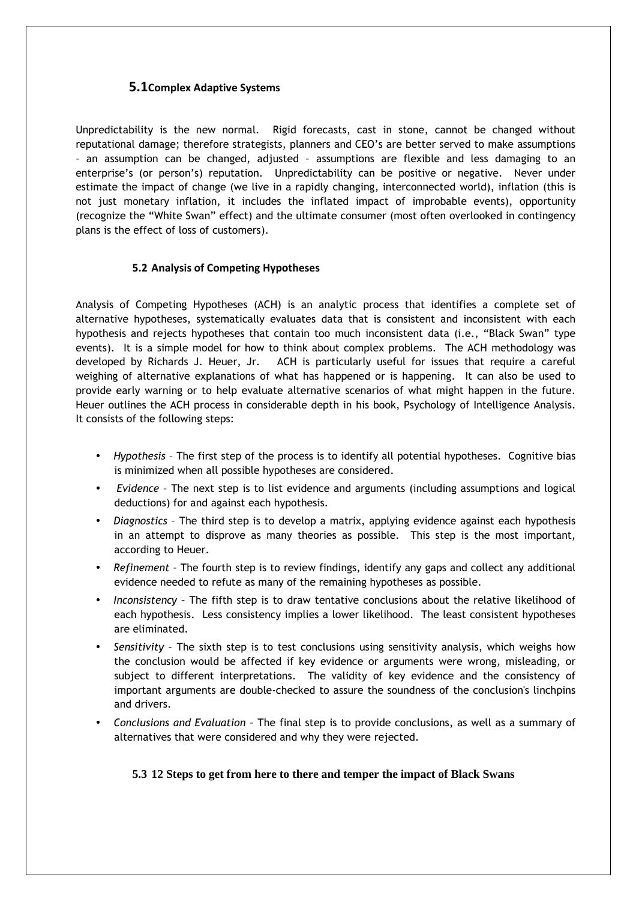## 5.1 Complex Adaptive Systems

Unpredictability is the new normal. Rigid forecasts, cast in stone, cannot be changed without reputational damage; therefore strategists, planners and CEO's are better served to make assumptions – an assumption can be changed, adjusted – assumptions are flexible and less damaging to an enterprise's (or person's) reputation. Unpredictability can be positive or negative. Never under estimate the impact of change (we live in a rapidly changing, interconnected world), inflation (this is not just monetary inflation, it includes the inflated impact of improbable events), opportunity (recognize the "White Swan" effect) and the ultimate consumer (most often overlooked in contingency plans is the effect of loss of customers).

### 5.2 Analysis of Competing Hypotheses

Analysis of Competing Hypotheses (ACH) is an analytic process that identifies a complete set of alternative hypotheses, systematically evaluates data that is consistent and inconsistent with each hypothesis and rejects hypotheses that contain too much inconsistent data (i.e., "Black Swan" type events). It is a simple model for how to think about complex problems. The ACH methodology was developed by Richards J. Heuer, Jr. ACH is particularly useful for issues that require a careful weighing of alternative explanations of what has happened or is happening. It can also be used to provide early warning or to help evaluate alternative scenarios of what might happen in the future. Heuer outlines the ACH process in considerable depth in his book, Psychology of Intelligence Analysis. It consists of the following steps:

- *Hypothesis* – The first step of the process is to identify all potential hypotheses. Cognitive bias is minimized when all possible hypotheses are considered.
- *Evidence* – The next step is to list evidence and arguments (including assumptions and logical deductions) for and against each hypothesis.
- *Diagnostics* – The third step is to develop a matrix, applying evidence against each hypothesis in an attempt to disprove as many theories as possible. This step is the most important, according to Heuer.
- *Refinement* – The fourth step is to review findings, identify any gaps and collect any additional evidence needed to refute as many of the remaining hypotheses as possible.
- *Inconsistency* – The fifth step is to draw tentative conclusions about the relative likelihood of each hypothesis. Less consistency implies a lower likelihood. The least consistent hypotheses are eliminated.
- *Sensitivity* – The sixth step is to test conclusions using sensitivity analysis, which weighs how the conclusion would be affected if key evidence or arguments were wrong, misleading, or subject to different interpretations. The validity of key evidence and the consistency of important arguments are double-checked to assure the soundness of the conclusion's linchpins and drivers.
- *Conclusions and Evaluation* – The final step is to provide conclusions, as well as a summary of alternatives that were considered and why they were rejected.

### 5.3 12 Steps to get from here to there and temper the impact of Black Swans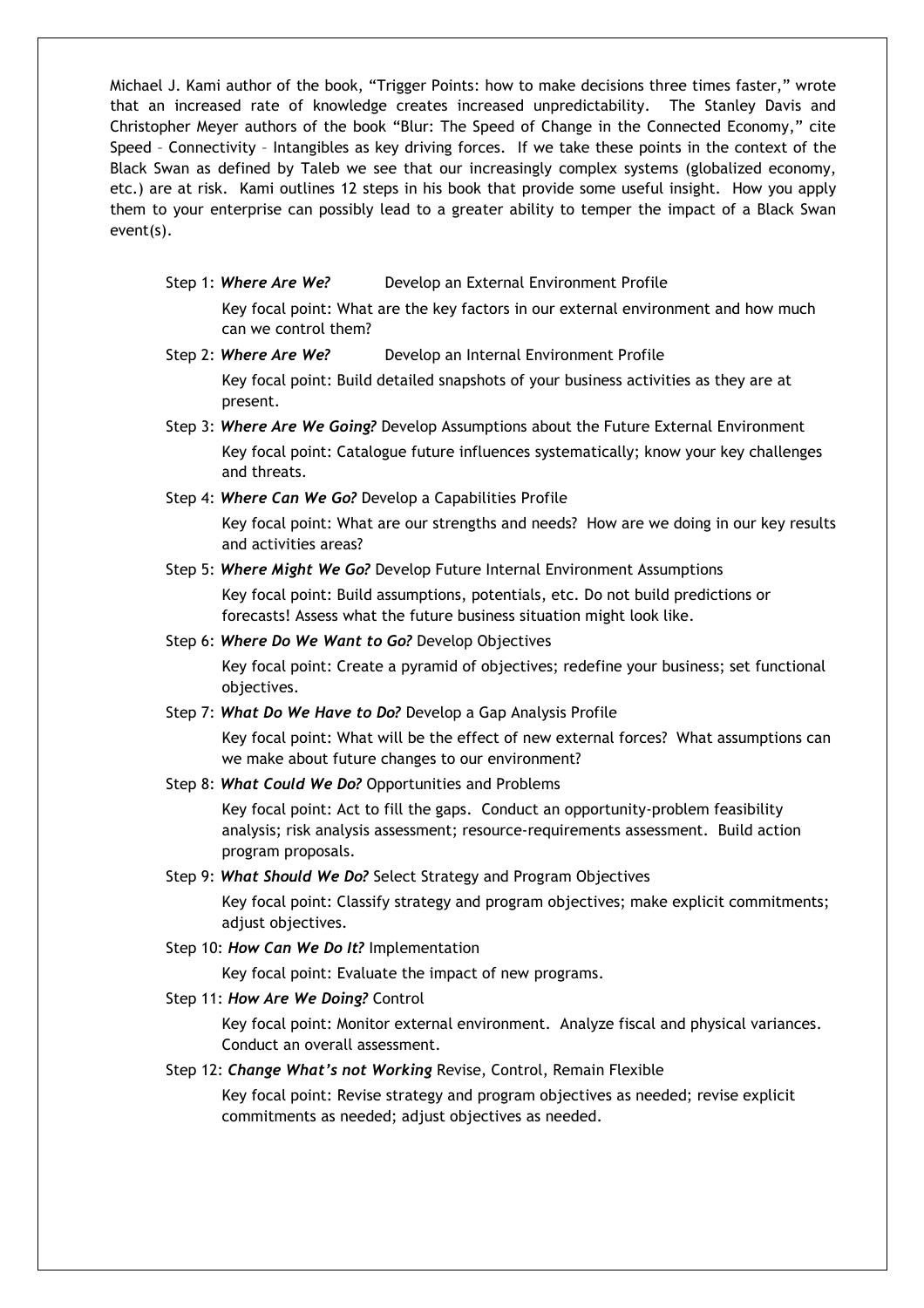Michael J. Kami author of the book, "Trigger Points: how to make decisions three times faster," wrote that an increased rate of knowledge creates increased unpredictability. The Stanley Davis and Christopher Meyer authors of the book "Blur: The Speed of Change in the Connected Economy," cite Speed – Connectivity – Intangibles as key driving forces. If we take these points in the context of the Black Swan as defined by Taleb we see that our increasingly complex systems (globalized economy, etc.) are at risk. Kami outlines 12 steps in his book that provide some useful insight. How you apply them to your enterprise can possibly lead to a greater ability to temper the impact of a Black Swan event(s).

Step 1: ***Where Are We?*** Develop an External Environment Profile

Key focal point: What are the key factors in our external environment and how much can we control them?

Step 2: ***Where Are We?*** Develop an Internal Environment Profile

Key focal point: Build detailed snapshots of your business activities as they are at present.

Step 3: ***Where Are We Going?*** Develop Assumptions about the Future External Environment

Key focal point: Catalogue future influences systematically; know your key challenges and threats.

Step 4: ***Where Can We Go?*** Develop a Capabilities Profile

Key focal point: What are our strengths and needs? How are we doing in our key results and activities areas?

Step 5: ***Where Might We Go?*** Develop Future Internal Environment Assumptions

Key focal point: Build assumptions, potentials, etc. Do not build predictions or forecasts! Assess what the future business situation might look like.

Step 6: ***Where Do We Want to Go?*** Develop Objectives

Key focal point: Create a pyramid of objectives; redefine your business; set functional objectives.

Step 7: ***What Do We Have to Do?*** Develop a Gap Analysis Profile

Key focal point: What will be the effect of new external forces? What assumptions can we make about future changes to our environment?

Step 8: ***What Could We Do?*** Opportunities and Problems

Key focal point: Act to fill the gaps. Conduct an opportunity-problem feasibility analysis; risk analysis assessment; resource-requirements assessment. Build action program proposals.

Step 9: ***What Should We Do?*** Select Strategy and Program Objectives

Key focal point: Classify strategy and program objectives; make explicit commitments; adjust objectives.

Step 10: ***How Can We Do It?*** Implementation

Key focal point: Evaluate the impact of new programs.

Step 11: ***How Are We Doing?*** Control

Key focal point: Monitor external environment. Analyze fiscal and physical variances. Conduct an overall assessment.

Step 12: ***Change What's not Working*** Revise, Control, Remain Flexible

Key focal point: Revise strategy and program objectives as needed; revise explicit commitments as needed; adjust objectives as needed.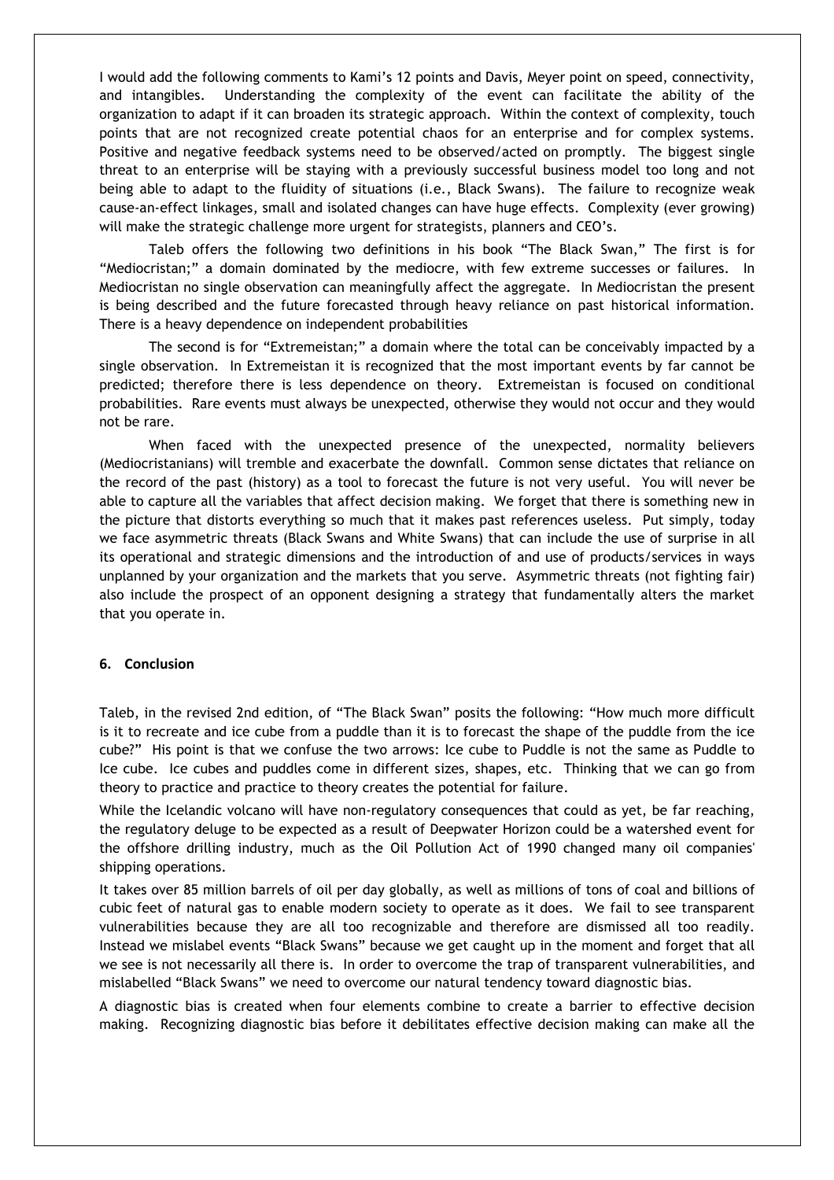I would add the following comments to Kami's 12 points and Davis, Meyer point on speed, connectivity, and intangibles. Understanding the complexity of the event can facilitate the ability of the organization to adapt if it can broaden its strategic approach. Within the context of complexity, touch points that are not recognized create potential chaos for an enterprise and for complex systems. Positive and negative feedback systems need to be observed/acted on promptly. The biggest single threat to an enterprise will be staying with a previously successful business model too long and not being able to adapt to the fluidity of situations (i.e., Black Swans). The failure to recognize weak cause-an-effect linkages, small and isolated changes can have huge effects. Complexity (ever growing) will make the strategic challenge more urgent for strategists, planners and CEO's.

Taleb offers the following two definitions in his book "The Black Swan," The first is for "Mediocristan;" a domain dominated by the mediocre, with few extreme successes or failures. In Mediocristan no single observation can meaningfully affect the aggregate. In Mediocristan the present is being described and the future forecasted through heavy reliance on past historical information. There is a heavy dependence on independent probabilities

The second is for "Extremeistan;" a domain where the total can be conceivably impacted by a single observation. In Extremeistan it is recognized that the most important events by far cannot be predicted; therefore there is less dependence on theory. Extremeistan is focused on conditional probabilities. Rare events must always be unexpected, otherwise they would not occur and they would not be rare.

When faced with the unexpected presence of the unexpected, normality believers (Mediocristanians) will tremble and exacerbate the downfall. Common sense dictates that reliance on the record of the past (history) as a tool to forecast the future is not very useful. You will never be able to capture all the variables that affect decision making. We forget that there is something new in the picture that distorts everything so much that it makes past references useless. Put simply, today we face asymmetric threats (Black Swans and White Swans) that can include the use of surprise in all its operational and strategic dimensions and the introduction of and use of products/services in ways unplanned by your organization and the markets that you serve. Asymmetric threats (not fighting fair) also include the prospect of an opponent designing a strategy that fundamentally alters the market that you operate in.

## 6. Conclusion

Taleb, in the revised 2nd edition, of "The Black Swan" posits the following: "How much more difficult is it to recreate and ice cube from a puddle than it is to forecast the shape of the puddle from the ice cube?" His point is that we confuse the two arrows: Ice cube to Puddle is not the same as Puddle to Ice cube. Ice cubes and puddles come in different sizes, shapes, etc. Thinking that we can go from theory to practice and practice to theory creates the potential for failure.

While the Icelandic volcano will have non-regulatory consequences that could as yet, be far reaching, the regulatory deluge to be expected as a result of Deepwater Horizon could be a watershed event for the offshore drilling industry, much as the Oil Pollution Act of 1990 changed many oil companies' shipping operations.

It takes over 85 million barrels of oil per day globally, as well as millions of tons of coal and billions of cubic feet of natural gas to enable modern society to operate as it does. We fail to see transparent vulnerabilities because they are all too recognizable and therefore are dismissed all too readily. Instead we mislabel events "Black Swans" because we get caught up in the moment and forget that all we see is not necessarily all there is. In order to overcome the trap of transparent vulnerabilities, and mislabelled "Black Swans" we need to overcome our natural tendency toward diagnostic bias.

A diagnostic bias is created when four elements combine to create a barrier to effective decision making. Recognizing diagnostic bias before it debilitates effective decision making can make all the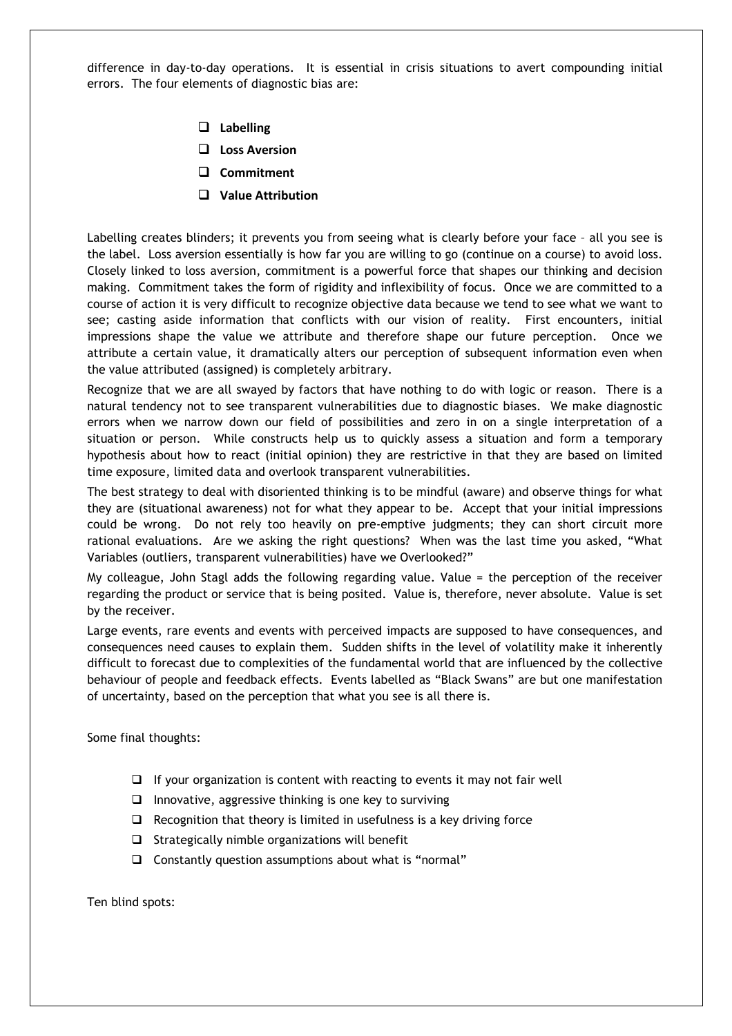difference in day-to-day operations. It is essential in crisis situations to avert compounding initial errors. The four elements of diagnostic bias are:

- **Labelling**
- **Loss Aversion**
- **Commitment**
- **Value Attribution**

Labelling creates blinders; it prevents you from seeing what is clearly before your face – all you see is the label. Loss aversion essentially is how far you are willing to go (continue on a course) to avoid loss. Closely linked to loss aversion, commitment is a powerful force that shapes our thinking and decision making. Commitment takes the form of rigidity and inflexibility of focus. Once we are committed to a course of action it is very difficult to recognize objective data because we tend to see what we want to see; casting aside information that conflicts with our vision of reality. First encounters, initial impressions shape the value we attribute and therefore shape our future perception. Once we attribute a certain value, it dramatically alters our perception of subsequent information even when the value attributed (assigned) is completely arbitrary.

Recognize that we are all swayed by factors that have nothing to do with logic or reason. There is a natural tendency not to see transparent vulnerabilities due to diagnostic biases. We make diagnostic errors when we narrow down our field of possibilities and zero in on a single interpretation of a situation or person. While constructs help us to quickly assess a situation and form a temporary hypothesis about how to react (initial opinion) they are restrictive in that they are based on limited time exposure, limited data and overlook transparent vulnerabilities.

The best strategy to deal with disoriented thinking is to be mindful (aware) and observe things for what they are (situational awareness) not for what they appear to be. Accept that your initial impressions could be wrong. Do not rely too heavily on pre-emptive judgments; they can short circuit more rational evaluations. Are we asking the right questions? When was the last time you asked, "What Variables (outliers, transparent vulnerabilities) have we Overlooked?"

My colleague, John Stagl adds the following regarding value. Value = the perception of the receiver regarding the product or service that is being posited. Value is, therefore, never absolute. Value is set by the receiver.

Large events, rare events and events with perceived impacts are supposed to have consequences, and consequences need causes to explain them. Sudden shifts in the level of volatility make it inherently difficult to forecast due to complexities of the fundamental world that are influenced by the collective behaviour of people and feedback effects. Events labelled as "Black Swans" are but one manifestation of uncertainty, based on the perception that what you see is all there is.

Some final thoughts:

- If your organization is content with reacting to events it may not fair well
- Innovative, aggressive thinking is one key to surviving
- Recognition that theory is limited in usefulness is a key driving force
- Strategically nimble organizations will benefit
- Constantly question assumptions about what is "normal"

Ten blind spots: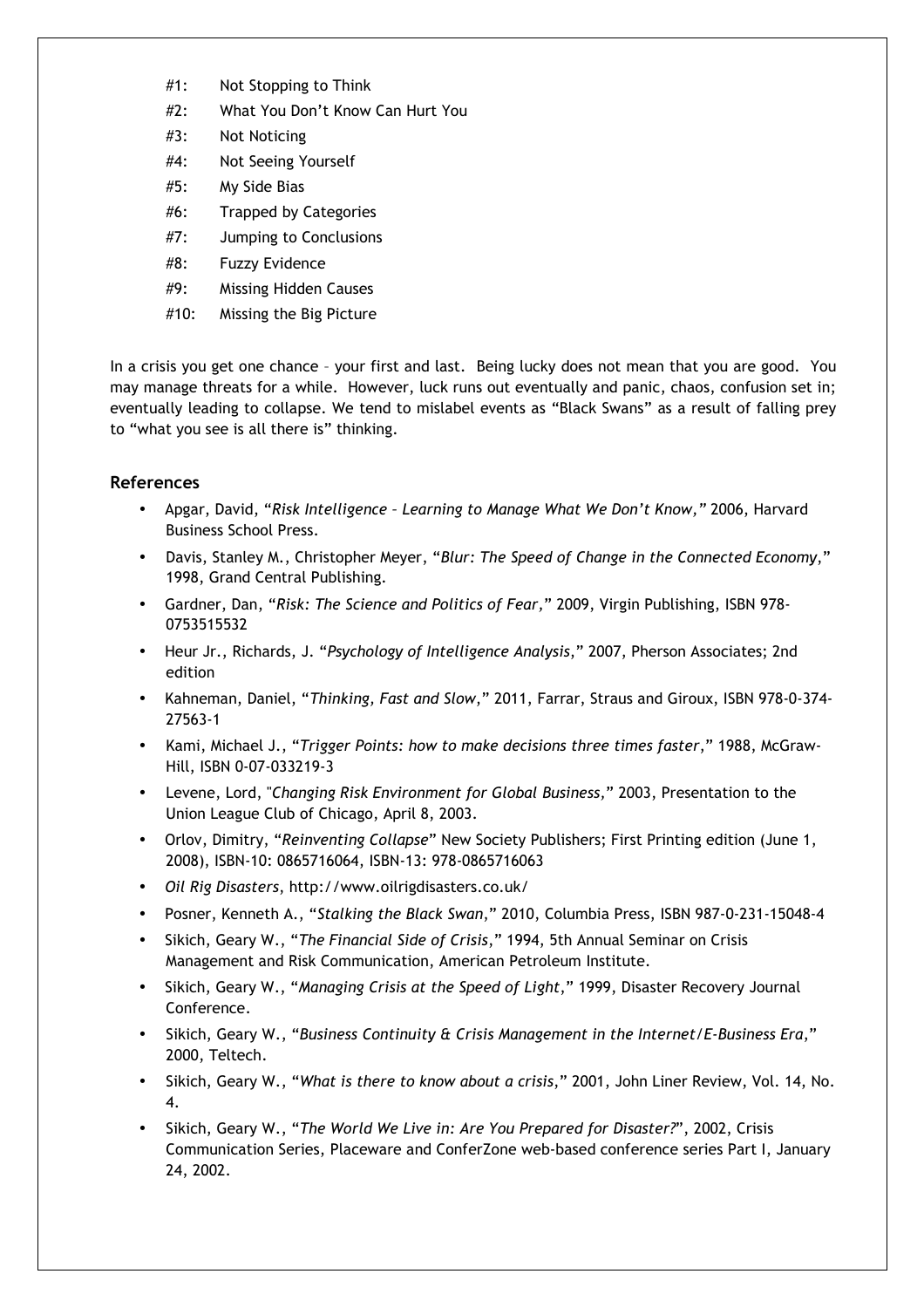- #1: Not Stopping to Think
- #2: What You Don't Know Can Hurt You
- #3: Not Noticing
- #4: Not Seeing Yourself
- #5: My Side Bias
- #6: Trapped by Categories
- #7: Jumping to Conclusions
- #8: Fuzzy Evidence
- #9: Missing Hidden Causes
- #10: Missing the Big Picture

In a crisis you get one chance – your first and last. Being lucky does not mean that you are good. You may manage threats for a while. However, luck runs out eventually and panic, chaos, confusion set in; eventually leading to collapse. We tend to mislabel events as "Black Swans" as a result of falling prey to "what you see is all there is" thinking.

### References

- Apgar, David, "*Risk Intelligence – Learning to Manage What We Don't Know,*" 2006, Harvard Business School Press.
- Davis, Stanley M., Christopher Meyer, "*Blur: The Speed of Change in the Connected Economy*," 1998, Grand Central Publishing.
- Gardner, Dan, "*Risk: The Science and Politics of Fear,*" 2009, Virgin Publishing, ISBN 978-0753515532
- Heur Jr., Richards, J. "*Psychology of Intelligence Analysis*," 2007, Pherson Associates; 2nd edition
- Kahneman, Daniel, "*Thinking, Fast and Slow*," 2011, Farrar, Straus and Giroux, ISBN 978-0-374-27563-1
- Kami, Michael J., "*Trigger Points: how to make decisions three times faster*," 1988, McGraw-Hill, ISBN 0-07-033219-3
- Levene, Lord, "*Changing Risk Environment for Global Business,*" 2003, Presentation to the Union League Club of Chicago, April 8, 2003.
- Orlov, Dimitry, "*Reinventing Collapse*" New Society Publishers; First Printing edition (June 1, 2008), ISBN-10: 0865716064, ISBN-13: 978-0865716063
- *Oil Rig Disasters*, http://www.oilrigdisasters.co.uk/
- Posner, Kenneth A., "*Stalking the Black Swan*," 2010, Columbia Press, ISBN 987-0-231-15048-4
- Sikich, Geary W., "*The Financial Side of Crisis*," 1994, 5th Annual Seminar on Crisis Management and Risk Communication, American Petroleum Institute.
- Sikich, Geary W., "*Managing Crisis at the Speed of Light*," 1999, Disaster Recovery Journal Conference.
- Sikich, Geary W., "*Business Continuity & Crisis Management in the Internet/E-Business Era*," 2000, Teltech.
- Sikich, Geary W., "*What is there to know about a crisis*," 2001, John Liner Review, Vol. 14, No. 4.
- Sikich, Geary W., "*The World We Live in: Are You Prepared for Disaster?*", 2002, Crisis Communication Series, Placeware and ConferZone web-based conference series Part I, January 24, 2002.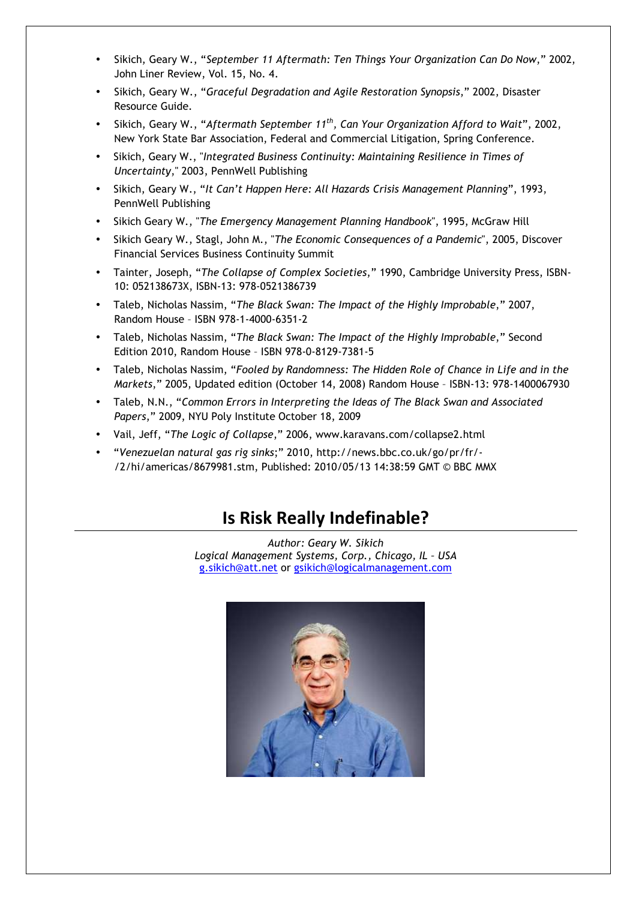- Sikich, Geary W., "*September 11 Aftermath: Ten Things Your Organization Can Do Now*," 2002, John Liner Review, Vol. 15, No. 4.
- Sikich, Geary W., "*Graceful Degradation and Agile Restoration Synopsis*," 2002, Disaster Resource Guide.
- Sikich, Geary W., "*Aftermath September 11th, Can Your Organization Afford to Wait*", 2002, New York State Bar Association, Federal and Commercial Litigation, Spring Conference.
- Sikich, Geary W., "*Integrated Business Continuity: Maintaining Resilience in Times of Uncertainty*," 2003, PennWell Publishing
- Sikich, Geary W., "*It Can't Happen Here: All Hazards Crisis Management Planning*", 1993, PennWell Publishing
- Sikich Geary W., "*The Emergency Management Planning Handbook*", 1995, McGraw Hill
- Sikich Geary W., Stagl, John M., "*The Economic Consequences of a Pandemic*", 2005, Discover Financial Services Business Continuity Summit
- Tainter, Joseph, "*The Collapse of Complex Societies*," 1990, Cambridge University Press, ISBN-10: 052138673X, ISBN-13: 978-0521386739
- Taleb, Nicholas Nassim, "*The Black Swan: The Impact of the Highly Improbable*," 2007, Random House – ISBN 978-1-4000-6351-2
- Taleb, Nicholas Nassim, "*The Black Swan: The Impact of the Highly Improbable*," Second Edition 2010, Random House – ISBN 978-0-8129-7381-5
- Taleb, Nicholas Nassim, "*Fooled by Randomness: The Hidden Role of Chance in Life and in the Markets*," 2005, Updated edition (October 14, 2008) Random House – ISBN-13: 978-1400067930
- Taleb, N.N., "*Common Errors in Interpreting the Ideas of The Black Swan and Associated Papers*," 2009, NYU Poly Institute October 18, 2009
- Vail, Jeff, "*The Logic of Collapse*," 2006, www.karavans.com/collapse2.html
- "*Venezuelan natural gas rig sinks*;" 2010, http://news.bbc.co.uk/go/pr/fr/-/2/hi/americas/8679981.stm, Published: 2010/05/13 14:38:59 GMT © BBC MMX

# Is Risk Really Indefinable?

*Author: Geary W. Sikich*
*Logical Management Systems, Corp., Chicago, IL – USA*
g.sikich@att.net or gsikich@logicalmanagement.com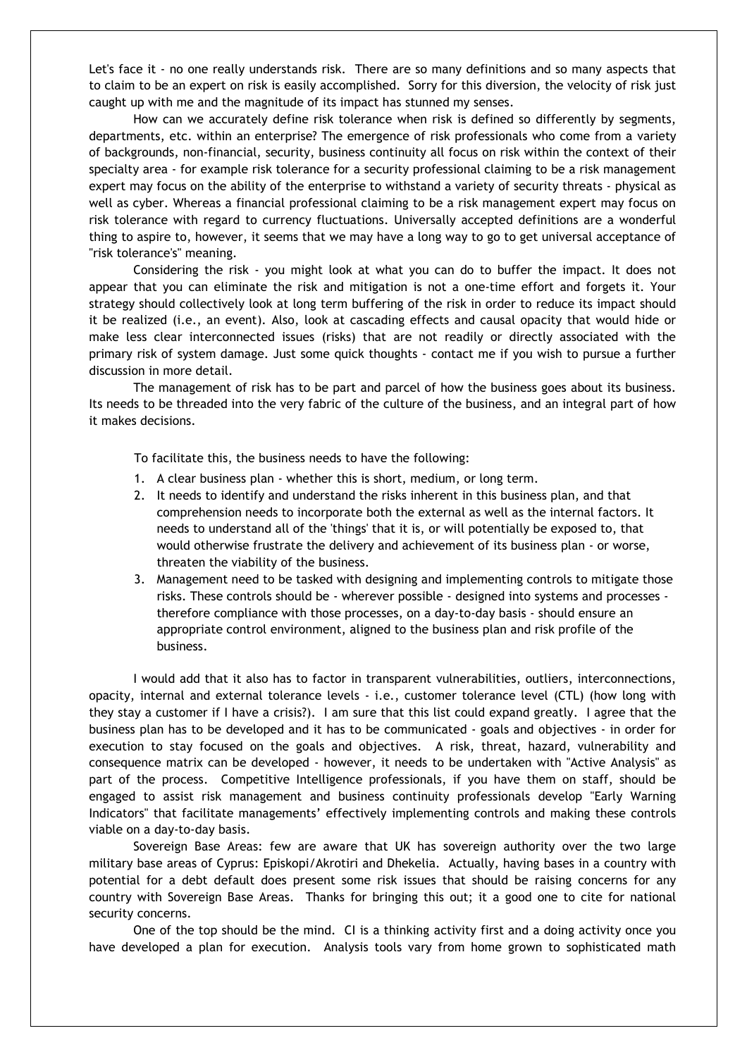Let's face it - no one really understands risk. There are so many definitions and so many aspects that to claim to be an expert on risk is easily accomplished. Sorry for this diversion, the velocity of risk just caught up with me and the magnitude of its impact has stunned my senses.

How can we accurately define risk tolerance when risk is defined so differently by segments, departments, etc. within an enterprise? The emergence of risk professionals who come from a variety of backgrounds, non-financial, security, business continuity all focus on risk within the context of their specialty area - for example risk tolerance for a security professional claiming to be a risk management expert may focus on the ability of the enterprise to withstand a variety of security threats - physical as well as cyber. Whereas a financial professional claiming to be a risk management expert may focus on risk tolerance with regard to currency fluctuations. Universally accepted definitions are a wonderful thing to aspire to, however, it seems that we may have a long way to go to get universal acceptance of "risk tolerance's" meaning.

Considering the risk - you might look at what you can do to buffer the impact. It does not appear that you can eliminate the risk and mitigation is not a one-time effort and forgets it. Your strategy should collectively look at long term buffering of the risk in order to reduce its impact should it be realized (i.e., an event). Also, look at cascading effects and causal opacity that would hide or make less clear interconnected issues (risks) that are not readily or directly associated with the primary risk of system damage. Just some quick thoughts - contact me if you wish to pursue a further discussion in more detail.

The management of risk has to be part and parcel of how the business goes about its business. Its needs to be threaded into the very fabric of the culture of the business, and an integral part of how it makes decisions.

To facilitate this, the business needs to have the following:

1. A clear business plan - whether this is short, medium, or long term.
2. It needs to identify and understand the risks inherent in this business plan, and that comprehension needs to incorporate both the external as well as the internal factors. It needs to understand all of the 'things' that it is, or will potentially be exposed to, that would otherwise frustrate the delivery and achievement of its business plan - or worse, threaten the viability of the business.
3. Management need to be tasked with designing and implementing controls to mitigate those risks. These controls should be - wherever possible - designed into systems and processes - therefore compliance with those processes, on a day-to-day basis - should ensure an appropriate control environment, aligned to the business plan and risk profile of the business.

I would add that it also has to factor in transparent vulnerabilities, outliers, interconnections, opacity, internal and external tolerance levels - i.e., customer tolerance level (CTL) (how long with they stay a customer if I have a crisis?). I am sure that this list could expand greatly. I agree that the business plan has to be developed and it has to be communicated - goals and objectives - in order for execution to stay focused on the goals and objectives. A risk, threat, hazard, vulnerability and consequence matrix can be developed - however, it needs to be undertaken with "Active Analysis" as part of the process. Competitive Intelligence professionals, if you have them on staff, should be engaged to assist risk management and business continuity professionals develop "Early Warning Indicators" that facilitate managements' effectively implementing controls and making these controls viable on a day-to-day basis.

Sovereign Base Areas: few are aware that UK has sovereign authority over the two large military base areas of Cyprus: Episkopi/Akrotiri and Dhekelia. Actually, having bases in a country with potential for a debt default does present some risk issues that should be raising concerns for any country with Sovereign Base Areas. Thanks for bringing this out; it a good one to cite for national security concerns.

One of the top should be the mind. CI is a thinking activity first and a doing activity once you have developed a plan for execution. Analysis tools vary from home grown to sophisticated math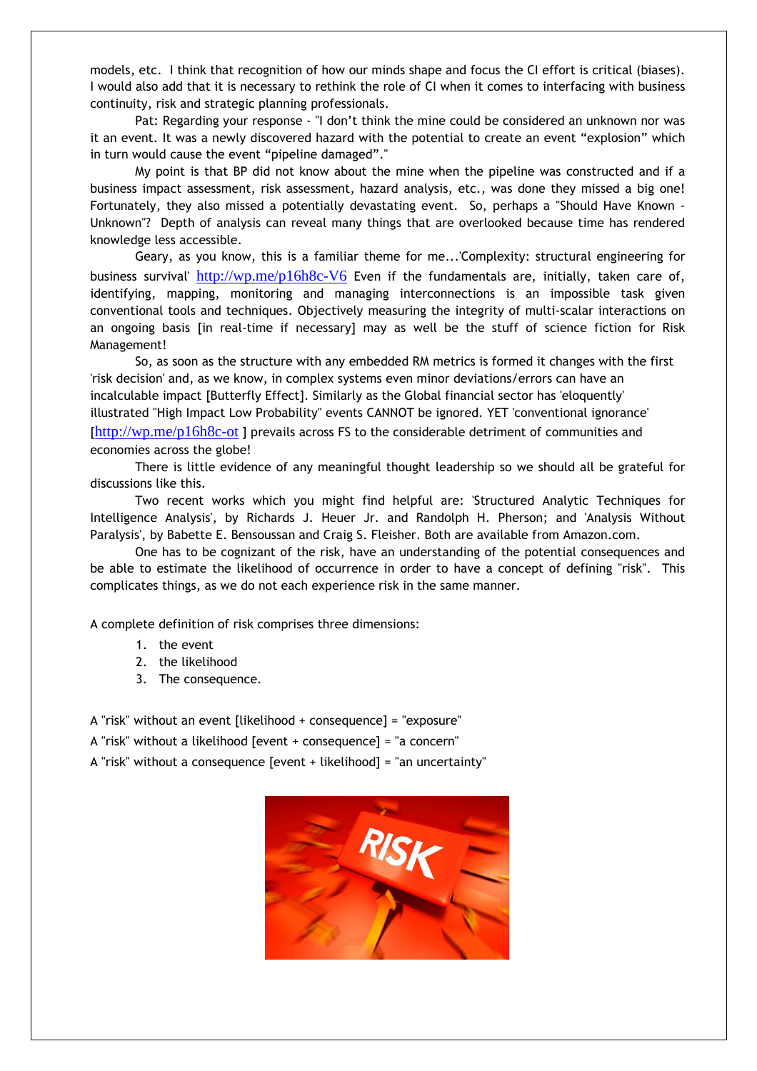models, etc. I think that recognition of how our minds shape and focus the CI effort is critical (biases). I would also add that it is necessary to rethink the role of CI when it comes to interfacing with business continuity, risk and strategic planning professionals.

Pat: Regarding your response - "I don't think the mine could be considered an unknown nor was it an event. It was a newly discovered hazard with the potential to create an event "explosion" which in turn would cause the event "pipeline damaged"."

My point is that BP did not know about the mine when the pipeline was constructed and if a business impact assessment, risk assessment, hazard analysis, etc., was done they missed a big one! Fortunately, they also missed a potentially devastating event. So, perhaps a "Should Have Known - Unknown"? Depth of analysis can reveal many things that are overlooked because time has rendered knowledge less accessible.

Geary, as you know, this is a familiar theme for me...'Complexity: structural engineering for business survival' http://wp.me/p16h8c-V6 Even if the fundamentals are, initially, taken care of, identifying, mapping, monitoring and managing interconnections is an impossible task given conventional tools and techniques. Objectively measuring the integrity of multi-scalar interactions on an ongoing basis [in real-time if necessary] may as well be the stuff of science fiction for Risk Management!

So, as soon as the structure with any embedded RM metrics is formed it changes with the first 'risk decision' and, as we know, in complex systems even minor deviations/errors can have an incalculable impact [Butterfly Effect]. Similarly as the Global financial sector has 'eloquently' illustrated "High Impact Low Probability" events CANNOT be ignored. YET 'conventional ignorance' [http://wp.me/p16h8c-ot ] prevails across FS to the considerable detriment of communities and economies across the globe!

There is little evidence of any meaningful thought leadership so we should all be grateful for discussions like this.

Two recent works which you might find helpful are: 'Structured Analytic Techniques for Intelligence Analysis', by Richards J. Heuer Jr. and Randolph H. Pherson; and 'Analysis Without Paralysis', by Babette E. Bensoussan and Craig S. Fleisher. Both are available from Amazon.com.

One has to be cognizant of the risk, have an understanding of the potential consequences and be able to estimate the likelihood of occurrence in order to have a concept of defining "risk". This complicates things, as we do not each experience risk in the same manner.

A complete definition of risk comprises three dimensions:

1. the event
2. the likelihood
3. The consequence.

A "risk" without an event [likelihood + consequence] = "exposure"

A "risk" without a likelihood [event + consequence] = "a concern"

A "risk" without a consequence [event + likelihood] = "an uncertainty"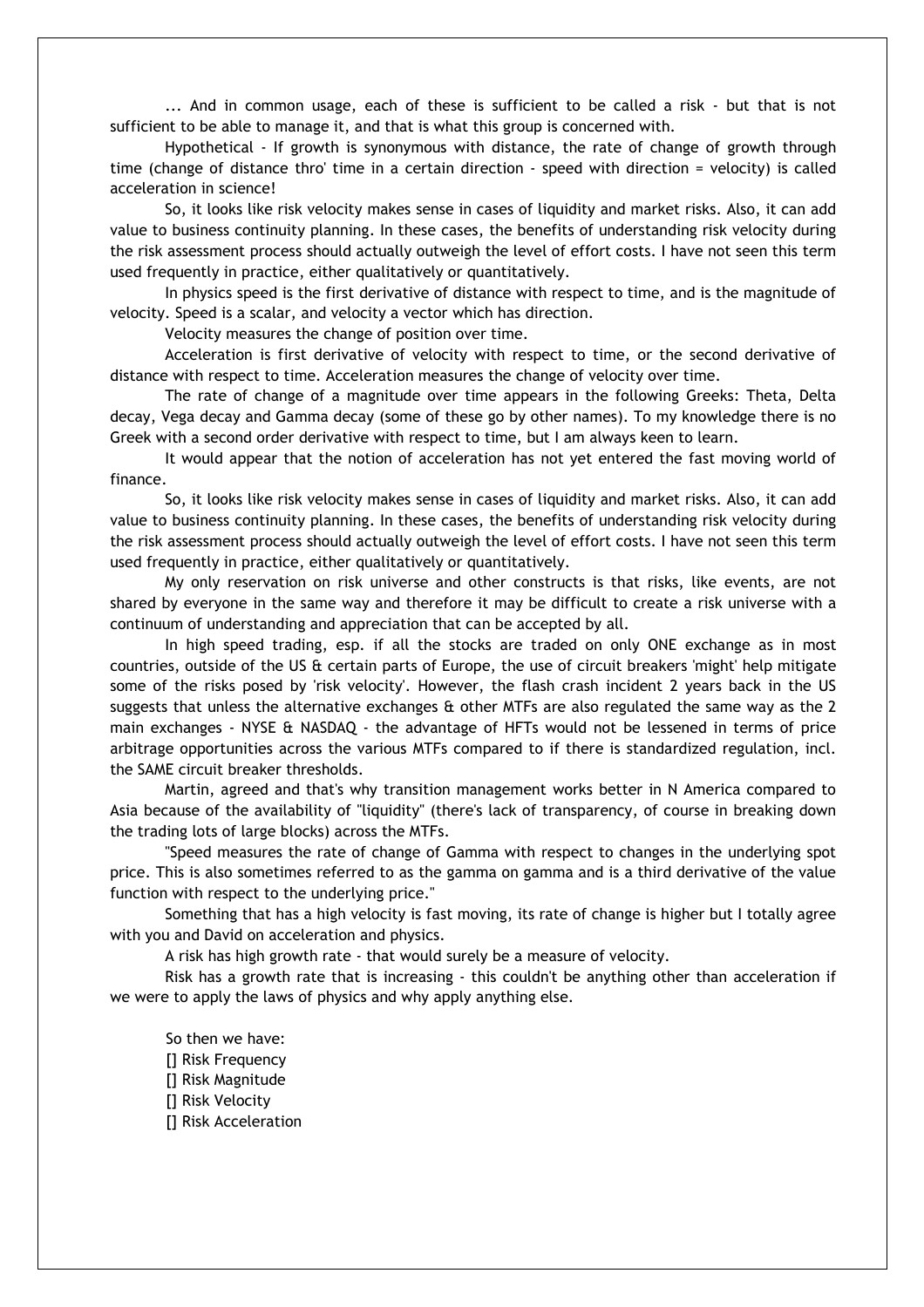... And in common usage, each of these is sufficient to be called a risk - but that is not sufficient to be able to manage it, and that is what this group is concerned with.

Hypothetical - If growth is synonymous with distance, the rate of change of growth through time (change of distance thro' time in a certain direction - speed with direction = velocity) is called acceleration in science!

So, it looks like risk velocity makes sense in cases of liquidity and market risks. Also, it can add value to business continuity planning. In these cases, the benefits of understanding risk velocity during the risk assessment process should actually outweigh the level of effort costs. I have not seen this term used frequently in practice, either qualitatively or quantitatively.

In physics speed is the first derivative of distance with respect to time, and is the magnitude of velocity. Speed is a scalar, and velocity a vector which has direction.

Velocity measures the change of position over time.

Acceleration is first derivative of velocity with respect to time, or the second derivative of distance with respect to time. Acceleration measures the change of velocity over time.

The rate of change of a magnitude over time appears in the following Greeks: Theta, Delta decay, Vega decay and Gamma decay (some of these go by other names). To my knowledge there is no Greek with a second order derivative with respect to time, but I am always keen to learn.

It would appear that the notion of acceleration has not yet entered the fast moving world of finance.

So, it looks like risk velocity makes sense in cases of liquidity and market risks. Also, it can add value to business continuity planning. In these cases, the benefits of understanding risk velocity during the risk assessment process should actually outweigh the level of effort costs. I have not seen this term used frequently in practice, either qualitatively or quantitatively.

My only reservation on risk universe and other constructs is that risks, like events, are not shared by everyone in the same way and therefore it may be difficult to create a risk universe with a continuum of understanding and appreciation that can be accepted by all.

In high speed trading, esp. if all the stocks are traded on only ONE exchange as in most countries, outside of the US & certain parts of Europe, the use of circuit breakers 'might' help mitigate some of the risks posed by 'risk velocity'. However, the flash crash incident 2 years back in the US suggests that unless the alternative exchanges & other MTFs are also regulated the same way as the 2 main exchanges - NYSE & NASDAQ - the advantage of HFTs would not be lessened in terms of price arbitrage opportunities across the various MTFs compared to if there is standardized regulation, incl. the SAME circuit breaker thresholds.

Martin, agreed and that's why transition management works better in N America compared to Asia because of the availability of "liquidity" (there's lack of transparency, of course in breaking down the trading lots of large blocks) across the MTFs.

"Speed measures the rate of change of Gamma with respect to changes in the underlying spot price. This is also sometimes referred to as the gamma on gamma and is a third derivative of the value function with respect to the underlying price."

Something that has a high velocity is fast moving, its rate of change is higher but I totally agree with you and David on acceleration and physics.

A risk has high growth rate - that would surely be a measure of velocity.

Risk has a growth rate that is increasing - this couldn't be anything other than acceleration if we were to apply the laws of physics and why apply anything else.

So then we have:

[] Risk Frequency
[] Risk Magnitude
[] Risk Velocity
[] Risk Acceleration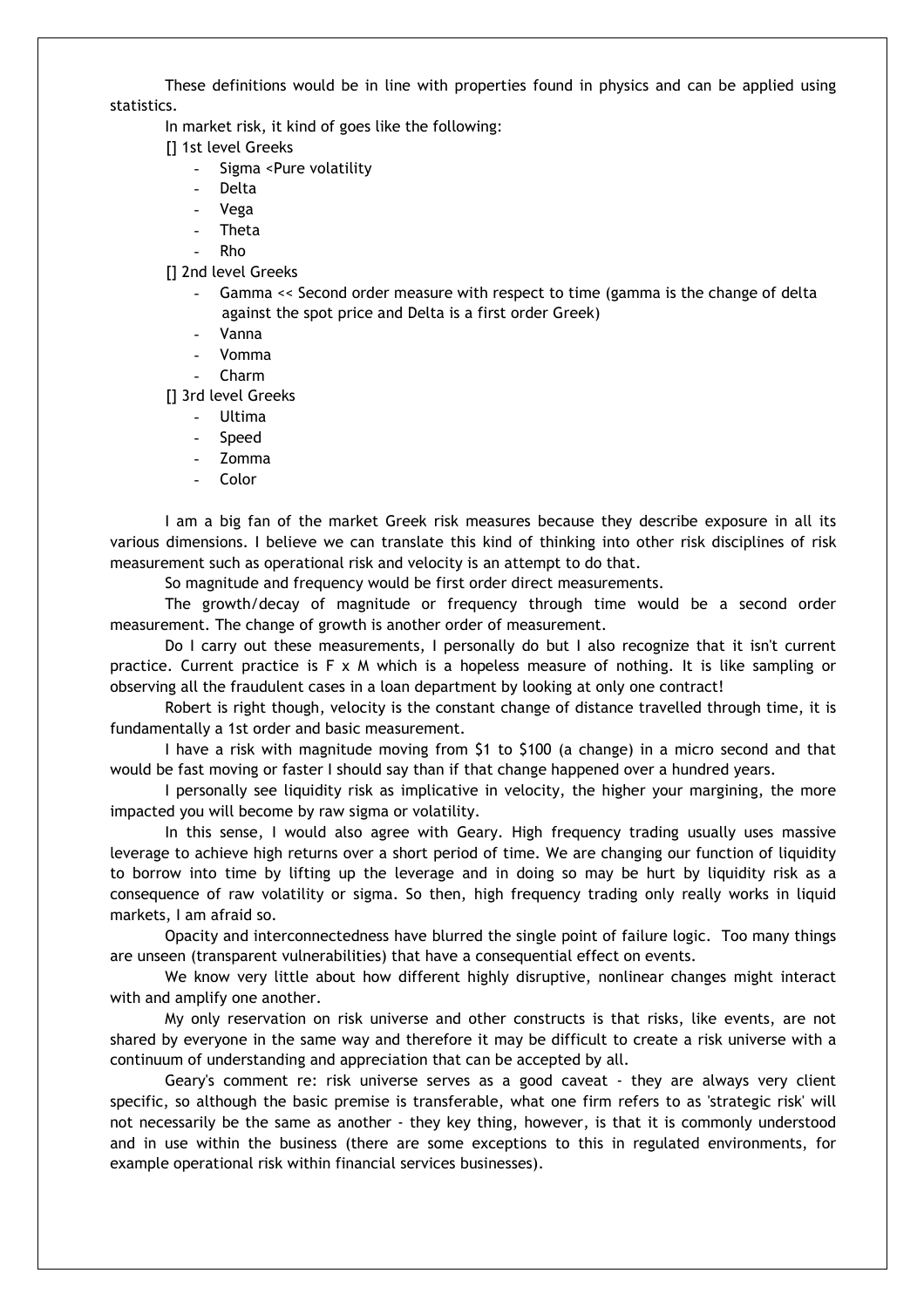These definitions would be in line with properties found in physics and can be applied using statistics.

In market risk, it kind of goes like the following:

[] 1st level Greeks

- Sigma <Pure volatility
- Delta
- Vega
- Theta
- Rho

[] 2nd level Greeks

- Gamma << Second order measure with respect to time (gamma is the change of delta against the spot price and Delta is a first order Greek)
- Vanna
- Vomma
- Charm

[] 3rd level Greeks

- Ultima
- Speed
- Zomma
- Color

I am a big fan of the market Greek risk measures because they describe exposure in all its various dimensions. I believe we can translate this kind of thinking into other risk disciplines of risk measurement such as operational risk and velocity is an attempt to do that.

So magnitude and frequency would be first order direct measurements.

The growth/decay of magnitude or frequency through time would be a second order measurement. The change of growth is another order of measurement.

Do I carry out these measurements, I personally do but I also recognize that it isn't current practice. Current practice is F x M which is a hopeless measure of nothing. It is like sampling or observing all the fraudulent cases in a loan department by looking at only one contract!

Robert is right though, velocity is the constant change of distance travelled through time, it is fundamentally a 1st order and basic measurement.

I have a risk with magnitude moving from $1 to $100 (a change) in a micro second and that would be fast moving or faster I should say than if that change happened over a hundred years.

I personally see liquidity risk as implicative in velocity, the higher your margining, the more impacted you will become by raw sigma or volatility.

In this sense, I would also agree with Geary. High frequency trading usually uses massive leverage to achieve high returns over a short period of time. We are changing our function of liquidity to borrow into time by lifting up the leverage and in doing so may be hurt by liquidity risk as a consequence of raw volatility or sigma. So then, high frequency trading only really works in liquid markets, I am afraid so.

Opacity and interconnectedness have blurred the single point of failure logic. Too many things are unseen (transparent vulnerabilities) that have a consequential effect on events.

We know very little about how different highly disruptive, nonlinear changes might interact with and amplify one another.

My only reservation on risk universe and other constructs is that risks, like events, are not shared by everyone in the same way and therefore it may be difficult to create a risk universe with a continuum of understanding and appreciation that can be accepted by all.

Geary's comment re: risk universe serves as a good caveat - they are always very client specific, so although the basic premise is transferable, what one firm refers to as 'strategic risk' will not necessarily be the same as another - they key thing, however, is that it is commonly understood and in use within the business (there are some exceptions to this in regulated environments, for example operational risk within financial services businesses).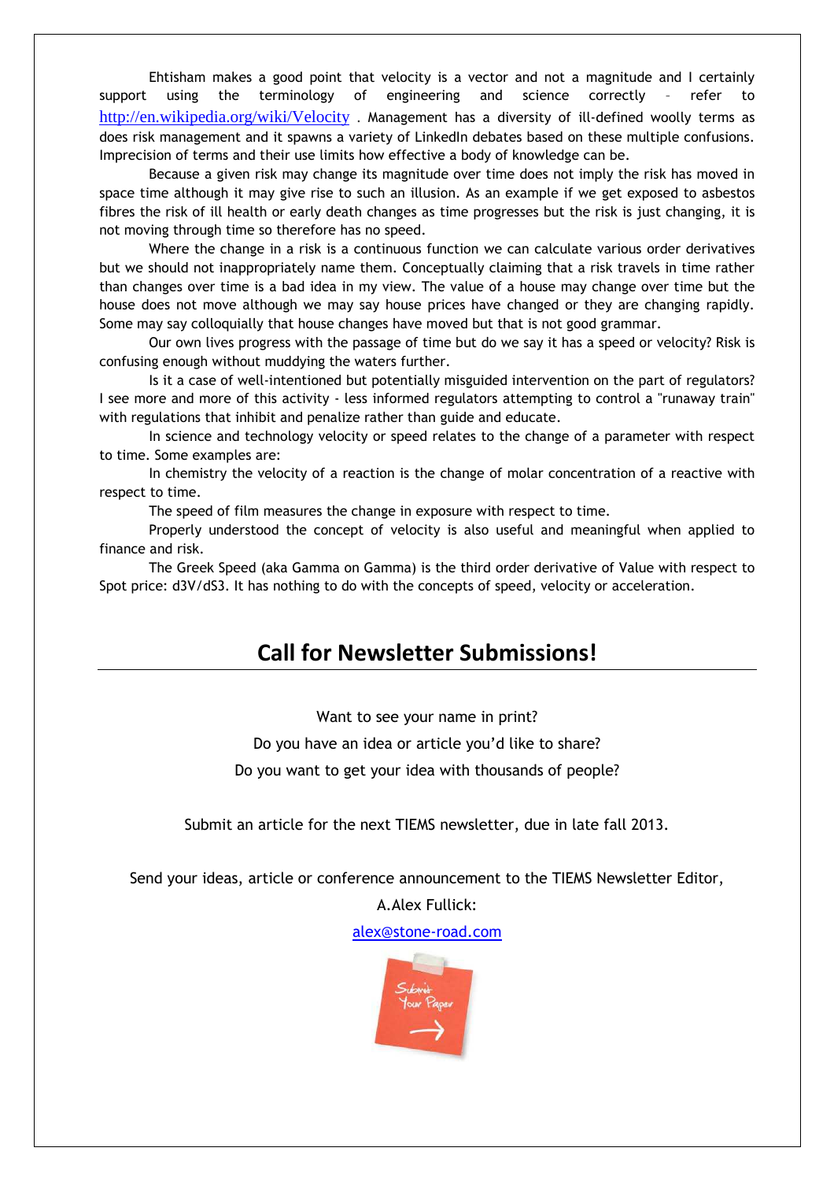Ehtisham makes a good point that velocity is a vector and not a magnitude and I certainly support using the terminology of engineering and science correctly – refer to http://en.wikipedia.org/wiki/Velocity . Management has a diversity of ill-defined woolly terms as does risk management and it spawns a variety of LinkedIn debates based on these multiple confusions. Imprecision of terms and their use limits how effective a body of knowledge can be.

Because a given risk may change its magnitude over time does not imply the risk has moved in space time although it may give rise to such an illusion. As an example if we get exposed to asbestos fibres the risk of ill health or early death changes as time progresses but the risk is just changing, it is not moving through time so therefore has no speed.

Where the change in a risk is a continuous function we can calculate various order derivatives but we should not inappropriately name them. Conceptually claiming that a risk travels in time rather than changes over time is a bad idea in my view. The value of a house may change over time but the house does not move although we may say house prices have changed or they are changing rapidly. Some may say colloquially that house changes have moved but that is not good grammar.

Our own lives progress with the passage of time but do we say it has a speed or velocity? Risk is confusing enough without muddying the waters further.

Is it a case of well-intentioned but potentially misguided intervention on the part of regulators? I see more and more of this activity - less informed regulators attempting to control a "runaway train" with regulations that inhibit and penalize rather than guide and educate.

In science and technology velocity or speed relates to the change of a parameter with respect to time. Some examples are:

In chemistry the velocity of a reaction is the change of molar concentration of a reactive with respect to time.

The speed of film measures the change in exposure with respect to time.

Properly understood the concept of velocity is also useful and meaningful when applied to finance and risk.

The Greek Speed (aka Gamma on Gamma) is the third order derivative of Value with respect to Spot price: $d^3V/dS^3$. It has nothing to do with the concepts of speed, velocity or acceleration.

## Call for Newsletter Submissions!

Want to see your name in print?

Do you have an idea or article you'd like to share?

Do you want to get your idea with thousands of people?

Submit an article for the next TIEMS newsletter, due in late fall 2013.

Send your ideas, article or conference announcement to the TIEMS Newsletter Editor,

A.Alex Fullick:

alex@stone-road.com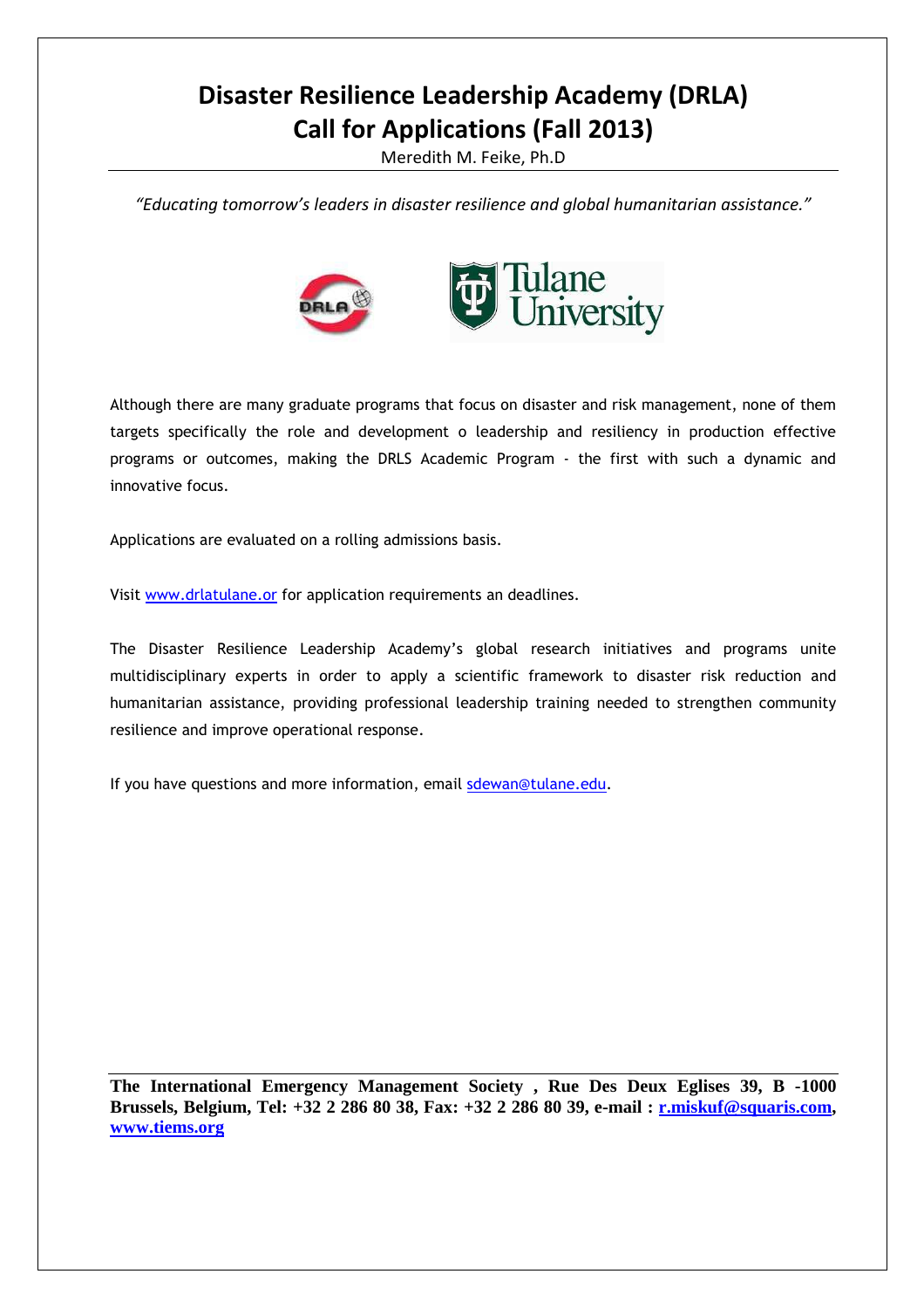# Disaster Resilience Leadership Academy (DRLA)
# Call for Applications (Fall 2013)

Meredith M. Feike, Ph.D

*"Educating tomorrow's leaders in disaster resilience and global humanitarian assistance."*

Although there are many graduate programs that focus on disaster and risk management, none of them targets specifically the role and development o leadership and resiliency in production effective programs or outcomes, making the DRLS Academic Program - the first with such a dynamic and innovative focus.

Applications are evaluated on a rolling admissions basis.

Visit [www.drlatulane.or](www.drlatulane.or) for application requirements an deadlines.

The Disaster Resilience Leadership Academy's global research initiatives and programs unite multidisciplinary experts in order to apply a scientific framework to disaster risk reduction and humanitarian assistance, providing professional leadership training needed to strengthen community resilience and improve operational response.

If you have questions and more information, email [sdewan@tulane.edu](mailto:sdewan@tulane.edu).

**The International Emergency Management Society , Rue Des Deux Eglises 39, B -1000 Brussels, Belgium, Tel: +32 2 286 80 38, Fax: +32 2 286 80 39, e-mail : [r.miskuf@squaris.com](mailto:r.miskuf@squaris.com), [www.tiems.org](www.tiems.org)**